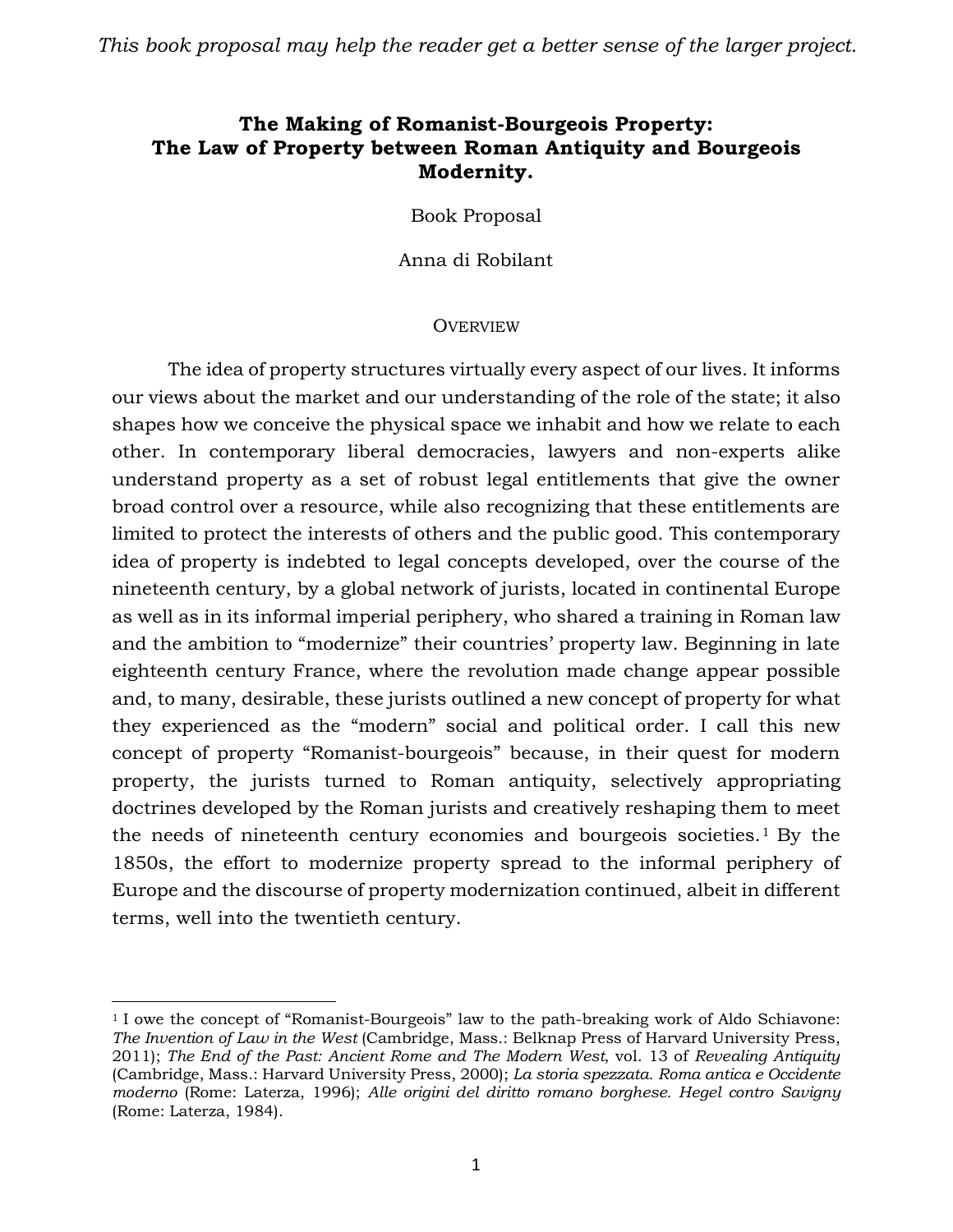*This book proposal may help the reader get a better sense of the larger project.*

# The Making of Romanist-Bourgeois Property: The Law of Property between Roman Antiquity and Bourgeois Modernity.

Book Proposal

Anna di Robilant

## Overview

The idea of property structures virtually every aspect of our lives. It informs our views about the market and our understanding of the role of the state; it also shapes how we conceive the physical space we inhabit and how we relate to each other. In contemporary liberal democracies, lawyers and non-experts alike understand property as a set of robust legal entitlements that give the owner broad control over a resource, while also recognizing that these entitlements are limited to protect the interests of others and the public good. This contemporary idea of property is indebted to legal concepts developed, over the course of the nineteenth century, by a global network of jurists, located in continental Europe as well as in its informal imperial periphery, who shared a training in Roman law and the ambition to "modernize" their countries' property law. Beginning in late eighteenth century France, where the revolution made change appear possible and, to many, desirable, these jurists outlined a new concept of property for what they experienced as the "modern" social and political order. I call this new concept of property "Romanist-bourgeois" because, in their quest for modern property, the jurists turned to Roman antiquity, selectively appropriating doctrines developed by the Roman jurists and creatively reshaping them to meet the needs of nineteenth century economies and bourgeois societies.[1] By the 1850s, the effort to modernize property spread to the informal periphery of Europe and the discourse of property modernization continued, albeit in different terms, well into the twentieth century.

---

[1] I owe the concept of "Romanist-Bourgeois" law to the path-breaking work of Aldo Schiavone: *The Invention of Law in the West* (Cambridge, Mass.: Belknap Press of Harvard University Press, 2011); *The End of the Past: Ancient Rome and The Modern West*, vol. 13 of *Revealing Antiquity* (Cambridge, Mass.: Harvard University Press, 2000); *La storia spezzata. Roma antica e Occidente moderno* (Rome: Laterza, 1996); *Alle origini del diritto romano borghese. Hegel contro Savigny* (Rome: Laterza, 1984).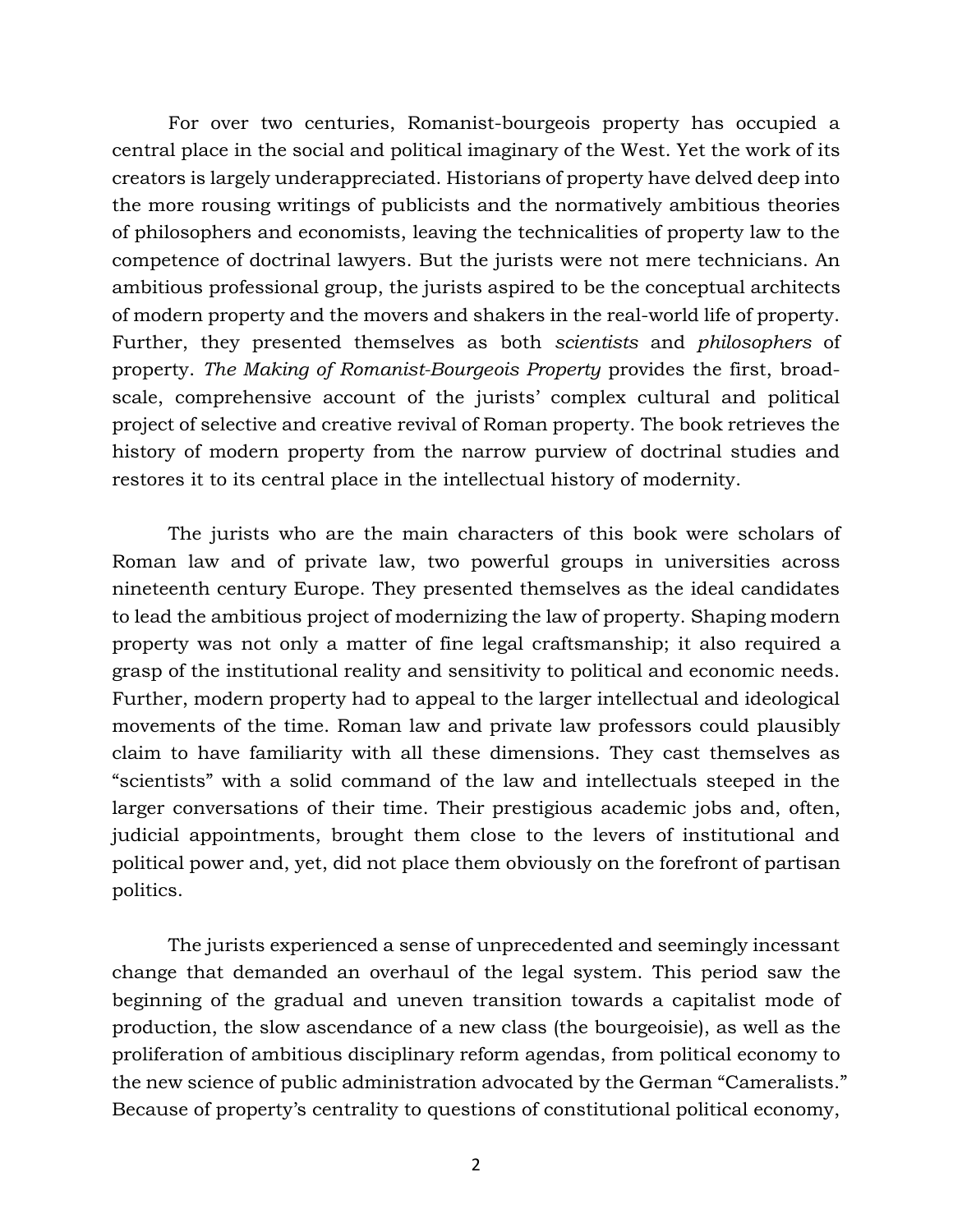For over two centuries, Romanist-bourgeois property has occupied a central place in the social and political imaginary of the West. Yet the work of its creators is largely underappreciated. Historians of property have delved deep into the more rousing writings of publicists and the normatively ambitious theories of philosophers and economists, leaving the technicalities of property law to the competence of doctrinal lawyers. But the jurists were not mere technicians. An ambitious professional group, the jurists aspired to be the conceptual architects of modern property and the movers and shakers in the real-world life of property. Further, they presented themselves as both *scientists* and *philosophers* of property. *The Making of Romanist-Bourgeois Property* provides the first, broad-scale, comprehensive account of the jurists' complex cultural and political project of selective and creative revival of Roman property. The book retrieves the history of modern property from the narrow purview of doctrinal studies and restores it to its central place in the intellectual history of modernity.

The jurists who are the main characters of this book were scholars of Roman law and of private law, two powerful groups in universities across nineteenth century Europe. They presented themselves as the ideal candidates to lead the ambitious project of modernizing the law of property. Shaping modern property was not only a matter of fine legal craftsmanship; it also required a grasp of the institutional reality and sensitivity to political and economic needs. Further, modern property had to appeal to the larger intellectual and ideological movements of the time. Roman law and private law professors could plausibly claim to have familiarity with all these dimensions. They cast themselves as "scientists" with a solid command of the law and intellectuals steeped in the larger conversations of their time. Their prestigious academic jobs and, often, judicial appointments, brought them close to the levers of institutional and political power and, yet, did not place them obviously on the forefront of partisan politics.

The jurists experienced a sense of unprecedented and seemingly incessant change that demanded an overhaul of the legal system. This period saw the beginning of the gradual and uneven transition towards a capitalist mode of production, the slow ascendance of a new class (the bourgeoisie), as well as the proliferation of ambitious disciplinary reform agendas, from political economy to the new science of public administration advocated by the German "Cameralists." Because of property's centrality to questions of constitutional political economy,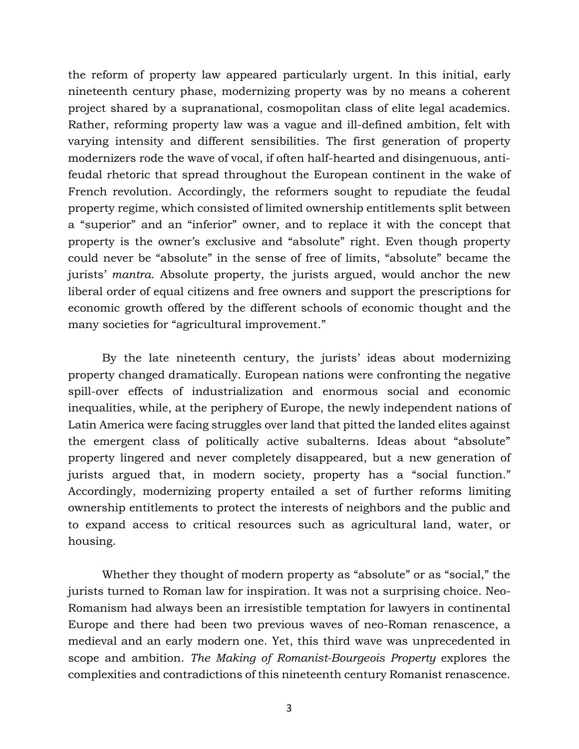the reform of property law appeared particularly urgent. In this initial, early nineteenth century phase, modernizing property was by no means a coherent project shared by a supranational, cosmopolitan class of elite legal academics. Rather, reforming property law was a vague and ill-defined ambition, felt with varying intensity and different sensibilities. The first generation of property modernizers rode the wave of vocal, if often half-hearted and disingenuous, anti-feudal rhetoric that spread throughout the European continent in the wake of French revolution. Accordingly, the reformers sought to repudiate the feudal property regime, which consisted of limited ownership entitlements split between a "superior" and an "inferior" owner, and to replace it with the concept that property is the owner's exclusive and "absolute" right. Even though property could never be "absolute" in the sense of free of limits, "absolute" became the jurists' *mantra*. Absolute property, the jurists argued, would anchor the new liberal order of equal citizens and free owners and support the prescriptions for economic growth offered by the different schools of economic thought and the many societies for "agricultural improvement."

By the late nineteenth century, the jurists' ideas about modernizing property changed dramatically. European nations were confronting the negative spill-over effects of industrialization and enormous social and economic inequalities, while, at the periphery of Europe, the newly independent nations of Latin America were facing struggles over land that pitted the landed elites against the emergent class of politically active subalterns. Ideas about "absolute" property lingered and never completely disappeared, but a new generation of jurists argued that, in modern society, property has a "social function." Accordingly, modernizing property entailed a set of further reforms limiting ownership entitlements to protect the interests of neighbors and the public and to expand access to critical resources such as agricultural land, water, or housing.

Whether they thought of modern property as "absolute" or as "social," the jurists turned to Roman law for inspiration. It was not a surprising choice. Neo-Romanism had always been an irresistible temptation for lawyers in continental Europe and there had been two previous waves of neo-Roman renascence, a medieval and an early modern one. Yet, this third wave was unprecedented in scope and ambition. *The Making of Romanist-Bourgeois Property* explores the complexities and contradictions of this nineteenth century Romanist renascence.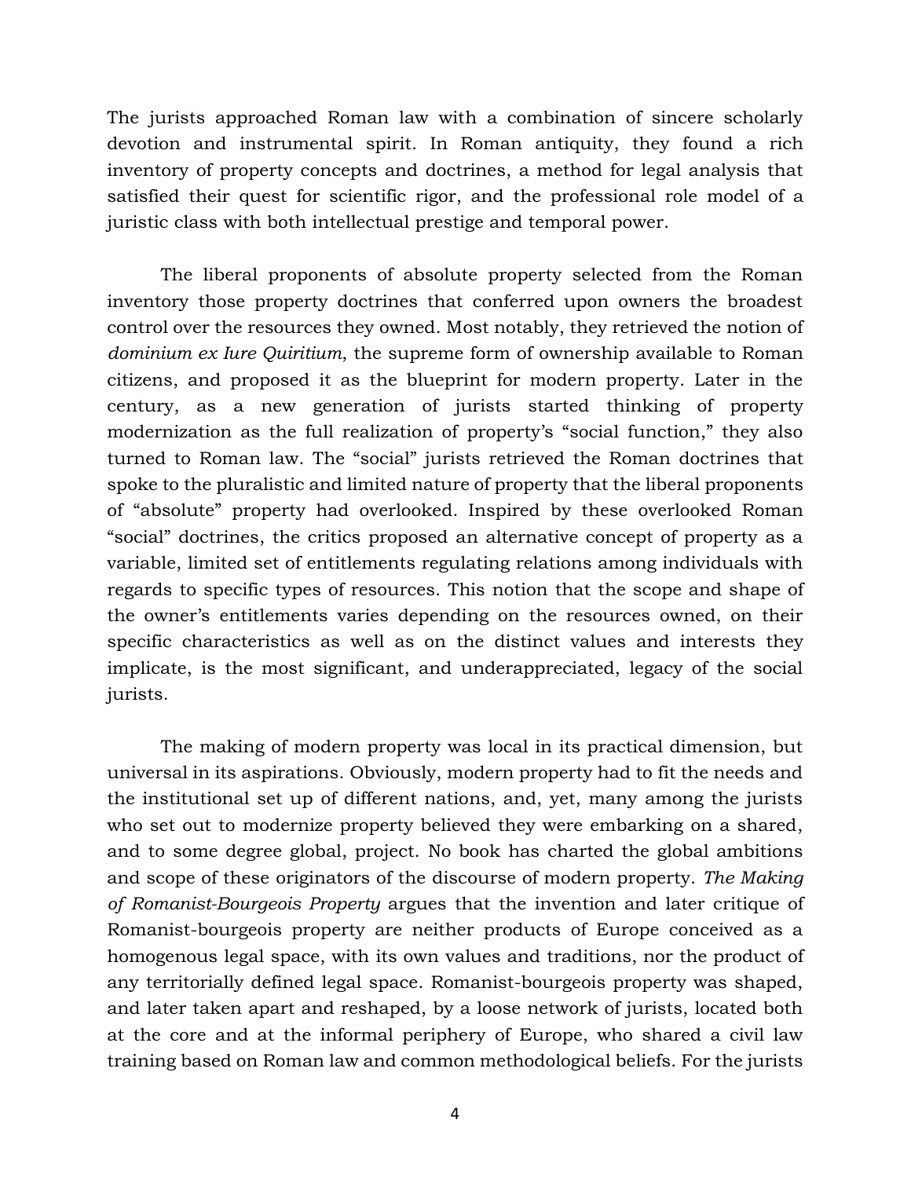The jurists approached Roman law with a combination of sincere scholarly devotion and instrumental spirit. In Roman antiquity, they found a rich inventory of property concepts and doctrines, a method for legal analysis that satisfied their quest for scientific rigor, and the professional role model of a juristic class with both intellectual prestige and temporal power.

The liberal proponents of absolute property selected from the Roman inventory those property doctrines that conferred upon owners the broadest control over the resources they owned. Most notably, they retrieved the notion of *dominium ex Iure Quiritium*, the supreme form of ownership available to Roman citizens, and proposed it as the blueprint for modern property. Later in the century, as a new generation of jurists started thinking of property modernization as the full realization of property's "social function," they also turned to Roman law. The "social" jurists retrieved the Roman doctrines that spoke to the pluralistic and limited nature of property that the liberal proponents of "absolute" property had overlooked. Inspired by these overlooked Roman "social" doctrines, the critics proposed an alternative concept of property as a variable, limited set of entitlements regulating relations among individuals with regards to specific types of resources. This notion that the scope and shape of the owner's entitlements varies depending on the resources owned, on their specific characteristics as well as on the distinct values and interests they implicate, is the most significant, and underappreciated, legacy of the social jurists.

The making of modern property was local in its practical dimension, but universal in its aspirations. Obviously, modern property had to fit the needs and the institutional set up of different nations, and, yet, many among the jurists who set out to modernize property believed they were embarking on a shared, and to some degree global, project. No book has charted the global ambitions and scope of these originators of the discourse of modern property. *The Making of Romanist-Bourgeois Property* argues that the invention and later critique of Romanist-bourgeois property are neither products of Europe conceived as a homogenous legal space, with its own values and traditions, nor the product of any territorially defined legal space. Romanist-bourgeois property was shaped, and later taken apart and reshaped, by a loose network of jurists, located both at the core and at the informal periphery of Europe, who shared a civil law training based on Roman law and common methodological beliefs. For the jurists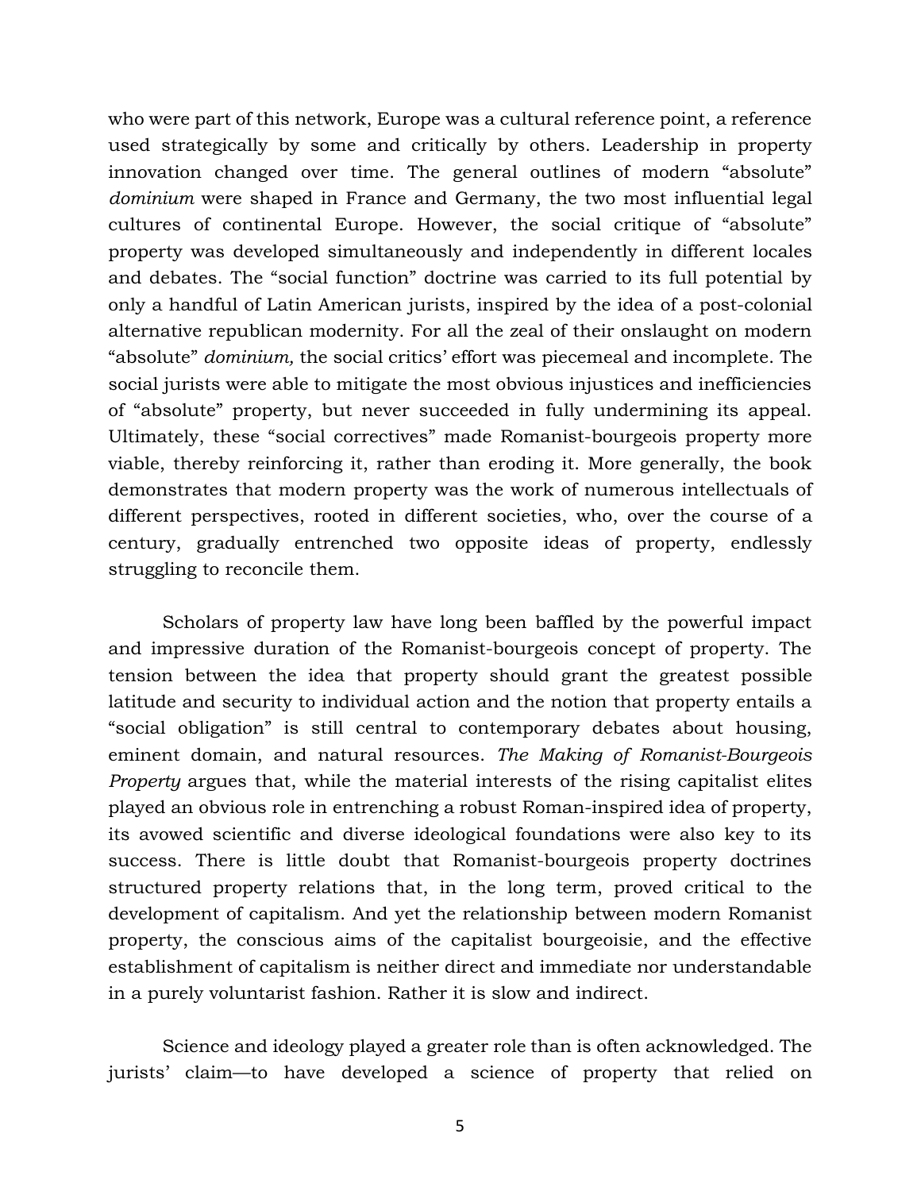who were part of this network, Europe was a cultural reference point, a reference used strategically by some and critically by others. Leadership in property innovation changed over time. The general outlines of modern "absolute" *dominium* were shaped in France and Germany, the two most influential legal cultures of continental Europe. However, the social critique of "absolute" property was developed simultaneously and independently in different locales and debates. The "social function" doctrine was carried to its full potential by only a handful of Latin American jurists, inspired by the idea of a post-colonial alternative republican modernity. For all the zeal of their onslaught on modern "absolute" *dominium,* the social critics' effort was piecemeal and incomplete. The social jurists were able to mitigate the most obvious injustices and inefficiencies of "absolute" property, but never succeeded in fully undermining its appeal. Ultimately, these "social correctives" made Romanist-bourgeois property more viable, thereby reinforcing it, rather than eroding it. More generally, the book demonstrates that modern property was the work of numerous intellectuals of different perspectives, rooted in different societies, who, over the course of a century, gradually entrenched two opposite ideas of property, endlessly struggling to reconcile them.

Scholars of property law have long been baffled by the powerful impact and impressive duration of the Romanist-bourgeois concept of property. The tension between the idea that property should grant the greatest possible latitude and security to individual action and the notion that property entails a "social obligation" is still central to contemporary debates about housing, eminent domain, and natural resources. *The Making of Romanist-Bourgeois Property* argues that, while the material interests of the rising capitalist elites played an obvious role in entrenching a robust Roman-inspired idea of property, its avowed scientific and diverse ideological foundations were also key to its success. There is little doubt that Romanist-bourgeois property doctrines structured property relations that, in the long term, proved critical to the development of capitalism. And yet the relationship between modern Romanist property, the conscious aims of the capitalist bourgeoisie, and the effective establishment of capitalism is neither direct and immediate nor understandable in a purely voluntarist fashion. Rather it is slow and indirect.

Science and ideology played a greater role than is often acknowledged. The jurists' claim—to have developed a science of property that relied on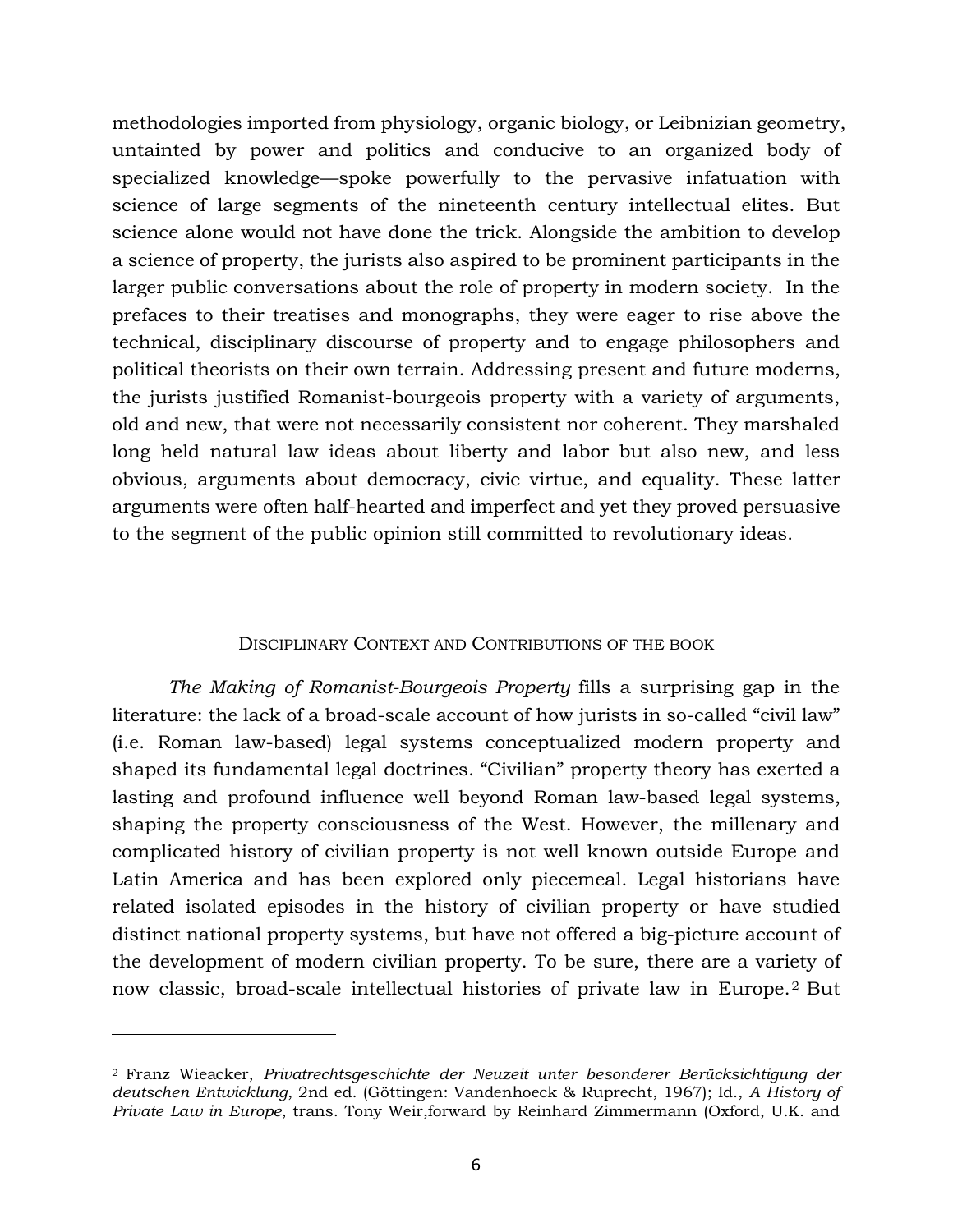methodologies imported from physiology, organic biology, or Leibnizian geometry, untainted by power and politics and conducive to an organized body of specialized knowledge—spoke powerfully to the pervasive infatuation with science of large segments of the nineteenth century intellectual elites. But science alone would not have done the trick. Alongside the ambition to develop a science of property, the jurists also aspired to be prominent participants in the larger public conversations about the role of property in modern society. In the prefaces to their treatises and monographs, they were eager to rise above the technical, disciplinary discourse of property and to engage philosophers and political theorists on their own terrain. Addressing present and future moderns, the jurists justified Romanist-bourgeois property with a variety of arguments, old and new, that were not necessarily consistent nor coherent. They marshaled long held natural law ideas about liberty and labor but also new, and less obvious, arguments about democracy, civic virtue, and equality. These latter arguments were often half-hearted and imperfect and yet they proved persuasive to the segment of the public opinion still committed to revolutionary ideas.

## Disciplinary Context and Contributions of the book

*The Making of Romanist-Bourgeois Property* fills a surprising gap in the literature: the lack of a broad-scale account of how jurists in so-called "civil law" (i.e. Roman law-based) legal systems conceptualized modern property and shaped its fundamental legal doctrines. "Civilian" property theory has exerted a lasting and profound influence well beyond Roman law-based legal systems, shaping the property consciousness of the West. However, the millenary and complicated history of civilian property is not well known outside Europe and Latin America and has been explored only piecemeal. Legal historians have related isolated episodes in the history of civilian property or have studied distinct national property systems, but have not offered a big-picture account of the development of modern civilian property. To be sure, there are a variety of now classic, broad-scale intellectual histories of private law in Europe.[2] But

---

[2] Franz Wieacker, *Privatrechtsgeschichte der Neuzeit unter besonderer Berücksichtigung der deutschen Entwicklung*, 2nd ed. (Göttingen: Vandenhoeck & Ruprecht, 1967); Id., *A History of Private Law in Europe*, trans. Tony Weir,forward by Reinhard Zimmermann (Oxford, U.K. and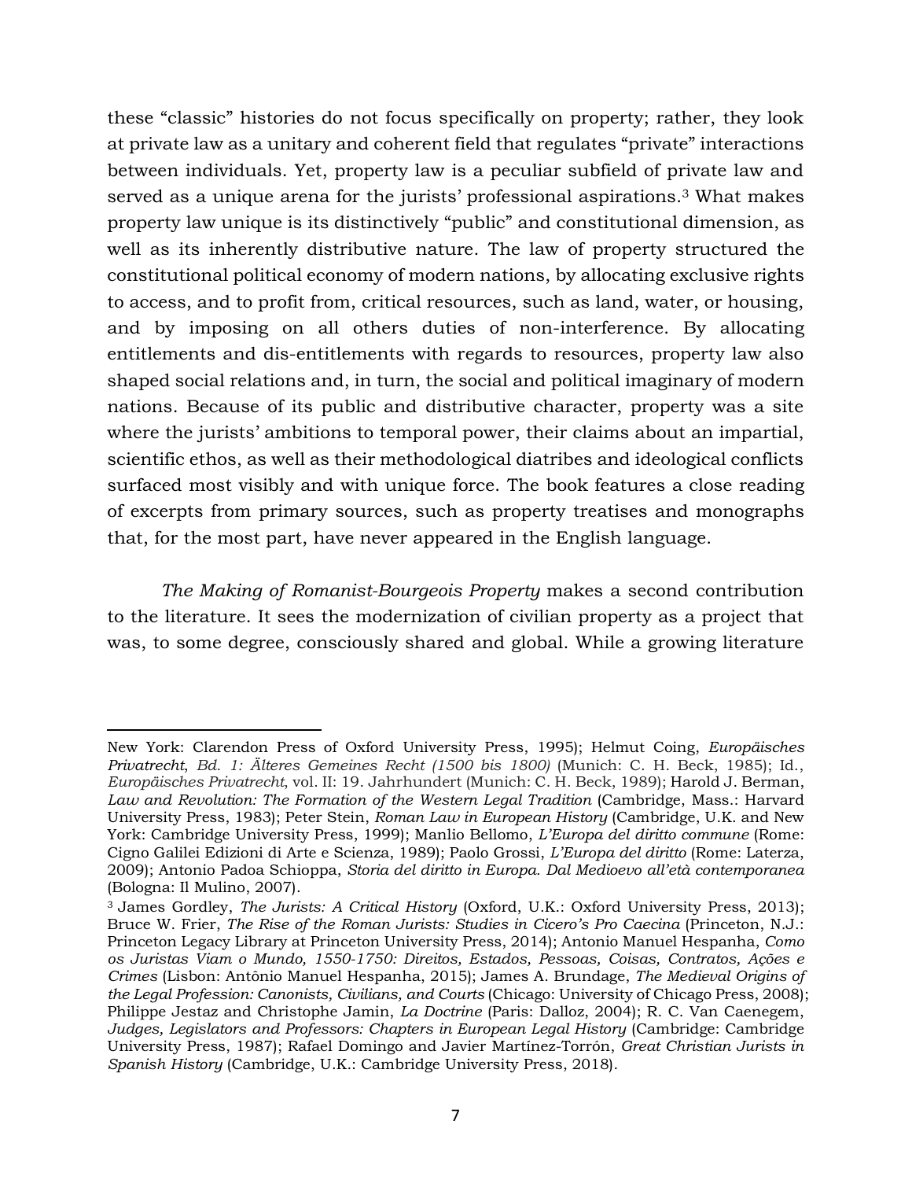these "classic" histories do not focus specifically on property; rather, they look at private law as a unitary and coherent field that regulates "private" interactions between individuals. Yet, property law is a peculiar subfield of private law and served as a unique arena for the jurists' professional aspirations.[3] What makes property law unique is its distinctively "public" and constitutional dimension, as well as its inherently distributive nature. The law of property structured the constitutional political economy of modern nations, by allocating exclusive rights to access, and to profit from, critical resources, such as land, water, or housing, and by imposing on all others duties of non-interference. By allocating entitlements and dis-entitlements with regards to resources, property law also shaped social relations and, in turn, the social and political imaginary of modern nations. Because of its public and distributive character, property was a site where the jurists' ambitions to temporal power, their claims about an impartial, scientific ethos, as well as their methodological diatribes and ideological conflicts surfaced most visibly and with unique force. The book features a close reading of excerpts from primary sources, such as property treatises and monographs that, for the most part, have never appeared in the English language.

*The Making of Romanist-Bourgeois Property* makes a second contribution to the literature. It sees the modernization of civilian property as a project that was, to some degree, consciously shared and global. While a growing literature

---

New York: Clarendon Press of Oxford University Press, 1995); Helmut Coing, *Europäisches Privatrecht, Bd. 1: Älteres Gemeines Recht (1500 bis 1800)* (Munich: C. H. Beck, 1985); Id., *Europäisches Privatrecht*, vol. II: 19. Jahrhundert (Munich: C. H. Beck, 1989); Harold J. Berman, *Law and Revolution: The Formation of the Western Legal Tradition* (Cambridge, Mass.: Harvard University Press, 1983); Peter Stein, *Roman Law in European History* (Cambridge, U.K. and New York: Cambridge University Press, 1999); Manlio Bellomo, *L'Europa del diritto commune* (Rome: Cigno Galilei Edizioni di Arte e Scienza, 1989); Paolo Grossi, *L'Europa del diritto* (Rome: Laterza, 2009); Antonio Padoa Schioppa, *Storia del diritto in Europa. Dal Medioevo all'età contemporanea* (Bologna: Il Mulino, 2007).

[3] James Gordley, *The Jurists: A Critical History* (Oxford, U.K.: Oxford University Press, 2013); Bruce W. Frier, *The Rise of the Roman Jurists: Studies in Cicero's Pro Caecina* (Princeton, N.J.: Princeton Legacy Library at Princeton University Press, 2014); Antonio Manuel Hespanha, *Como os Juristas Viam o Mundo, 1550-1750: Direitos, Estados, Pessoas, Coisas, Contratos, Ações e Crimes* (Lisbon: Antônio Manuel Hespanha, 2015); James A. Brundage, *The Medieval Origins of the Legal Profession: Canonists, Civilians, and Courts* (Chicago: University of Chicago Press, 2008); Philippe Jestaz and Christophe Jamin, *La Doctrine* (Paris: Dalloz, 2004); R. C. Van Caenegem, *Judges, Legislators and Professors: Chapters in European Legal History* (Cambridge: Cambridge University Press, 1987); Rafael Domingo and Javier Martínez-Torrón, *Great Christian Jurists in Spanish History* (Cambridge, U.K.: Cambridge University Press, 2018).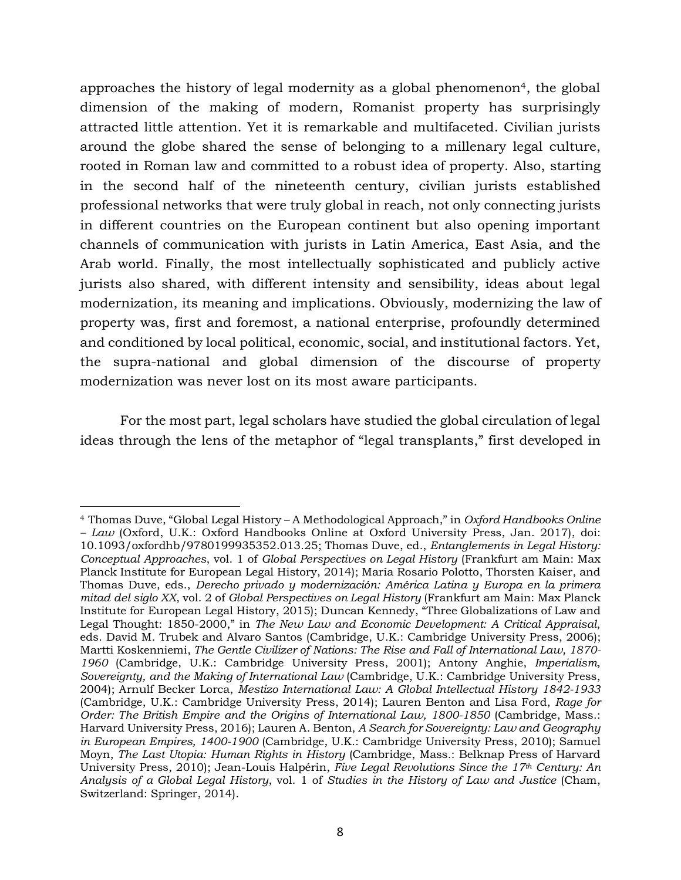approaches the history of legal modernity as a global phenomenon[4], the global dimension of the making of modern, Romanist property has surprisingly attracted little attention. Yet it is remarkable and multifaceted. Civilian jurists around the globe shared the sense of belonging to a millenary legal culture, rooted in Roman law and committed to a robust idea of property. Also, starting in the second half of the nineteenth century, civilian jurists established professional networks that were truly global in reach, not only connecting jurists in different countries on the European continent but also opening important channels of communication with jurists in Latin America, East Asia, and the Arab world. Finally, the most intellectually sophisticated and publicly active jurists also shared, with different intensity and sensibility, ideas about legal modernization, its meaning and implications. Obviously, modernizing the law of property was, first and foremost, a national enterprise, profoundly determined and conditioned by local political, economic, social, and institutional factors. Yet, the supra-national and global dimension of the discourse of property modernization was never lost on its most aware participants.

For the most part, legal scholars have studied the global circulation of legal ideas through the lens of the metaphor of "legal transplants," first developed in

---

[4] Thomas Duve, "Global Legal History – A Methodological Approach," in *Oxford Handbooks Online – Law* (Oxford, U.K.: Oxford Handbooks Online at Oxford University Press, Jan. 2017), doi: 10.1093/oxfordhb/9780199935352.013.25; Thomas Duve, ed., *Entanglements in Legal History: Conceptual Approaches*, vol. 1 of *Global Perspectives on Legal History* (Frankfurt am Main: Max Planck Institute for European Legal History, 2014); María Rosario Polotto, Thorsten Kaiser, and Thomas Duve, eds., *Derecho privado y modernización: América Latina y Europa en la primera mitad del siglo XX*, vol. 2 of *Global Perspectives on Legal History* (Frankfurt am Main: Max Planck Institute for European Legal History, 2015); Duncan Kennedy, "Three Globalizations of Law and Legal Thought: 1850-2000," in *The New Law and Economic Development: A Critical Appraisal*, eds. David M. Trubek and Alvaro Santos (Cambridge, U.K.: Cambridge University Press, 2006); Martti Koskenniemi, *The Gentle Civilizer of Nations: The Rise and Fall of International Law, 1870-1960* (Cambridge, U.K.: Cambridge University Press, 2001); Antony Anghie, *Imperialism, Sovereignty, and the Making of International Law* (Cambridge, U.K.: Cambridge University Press, 2004); Arnulf Becker Lorca, *Mestizo International Law: A Global Intellectual History 1842-1933* (Cambridge, U.K.: Cambridge University Press, 2014); Lauren Benton and Lisa Ford, *Rage for Order: The British Empire and the Origins of International Law, 1800-1850* (Cambridge, Mass.: Harvard University Press, 2016); Lauren A. Benton, *A Search for Sovereignty: Law and Geography in European Empires, 1400-1900* (Cambridge, U.K.: Cambridge University Press, 2010); Samuel Moyn, *The Last Utopia: Human Rights in History* (Cambridge, Mass.: Belknap Press of Harvard University Press, 2010); Jean-Louis Halpérin, *Five Legal Revolutions Since the 17th Century: An Analysis of a Global Legal History*, vol. 1 of *Studies in the History of Law and Justice* (Cham, Switzerland: Springer, 2014).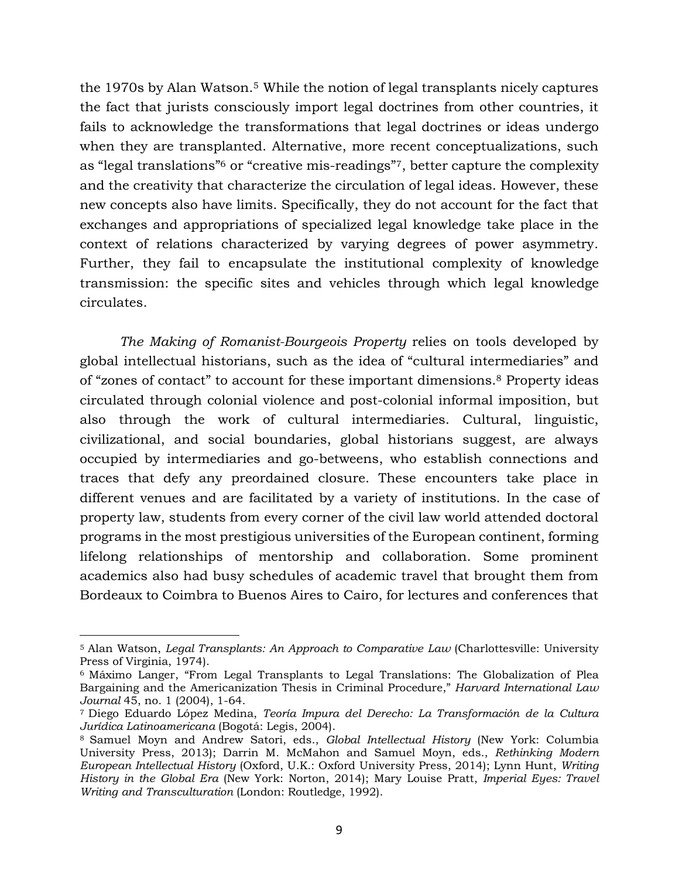the 1970s by Alan Watson.[5] While the notion of legal transplants nicely captures the fact that jurists consciously import legal doctrines from other countries, it fails to acknowledge the transformations that legal doctrines or ideas undergo when they are transplanted. Alternative, more recent conceptualizations, such as "legal translations"[6] or "creative mis-readings"[7], better capture the complexity and the creativity that characterize the circulation of legal ideas. However, these new concepts also have limits. Specifically, they do not account for the fact that exchanges and appropriations of specialized legal knowledge take place in the context of relations characterized by varying degrees of power asymmetry. Further, they fail to encapsulate the institutional complexity of knowledge transmission: the specific sites and vehicles through which legal knowledge circulates.

*The Making of Romanist-Bourgeois Property* relies on tools developed by global intellectual historians, such as the idea of "cultural intermediaries" and of "zones of contact" to account for these important dimensions.[8] Property ideas circulated through colonial violence and post-colonial informal imposition, but also through the work of cultural intermediaries. Cultural, linguistic, civilizational, and social boundaries, global historians suggest, are always occupied by intermediaries and go-betweens, who establish connections and traces that defy any preordained closure. These encounters take place in different venues and are facilitated by a variety of institutions. In the case of property law, students from every corner of the civil law world attended doctoral programs in the most prestigious universities of the European continent, forming lifelong relationships of mentorship and collaboration. Some prominent academics also had busy schedules of academic travel that brought them from Bordeaux to Coimbra to Buenos Aires to Cairo, for lectures and conferences that

---

[5] Alan Watson, *Legal Transplants: An Approach to Comparative Law* (Charlottesville: University Press of Virginia, 1974).

[6] Máximo Langer, "From Legal Transplants to Legal Translations: The Globalization of Plea Bargaining and the Americanization Thesis in Criminal Procedure," *Harvard International Law Journal* 45, no. 1 (2004), 1-64.

[7] Diego Eduardo López Medina, *Teoría Impura del Derecho: La Transformación de la Cultura Jurídica Latinoamericana* (Bogotá: Legis, 2004).

[8] Samuel Moyn and Andrew Satori, eds., *Global Intellectual History* (New York: Columbia University Press, 2013); Darrin M. McMahon and Samuel Moyn, eds., *Rethinking Modern European Intellectual History* (Oxford, U.K.: Oxford University Press, 2014); Lynn Hunt, *Writing History in the Global Era* (New York: Norton, 2014); Mary Louise Pratt, *Imperial Eyes: Travel Writing and Transculturation* (London: Routledge, 1992).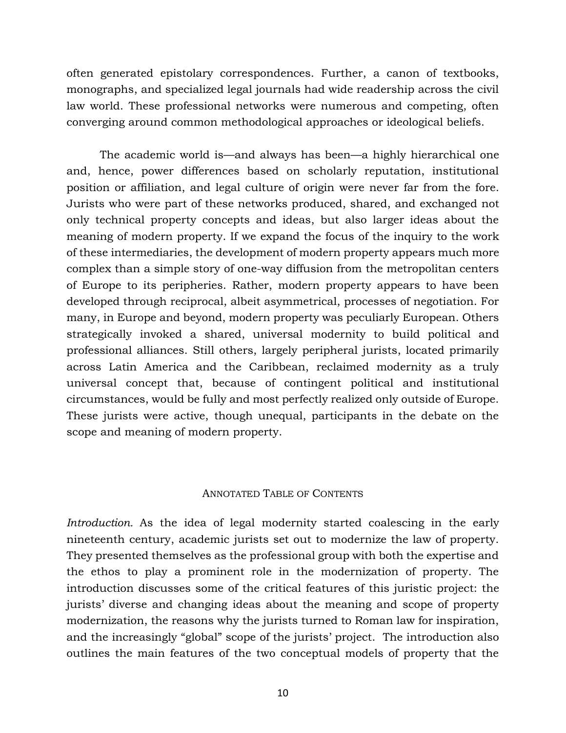often generated epistolary correspondences. Further, a canon of textbooks, monographs, and specialized legal journals had wide readership across the civil law world. These professional networks were numerous and competing, often converging around common methodological approaches or ideological beliefs.

The academic world is—and always has been—a highly hierarchical one and, hence, power differences based on scholarly reputation, institutional position or affiliation, and legal culture of origin were never far from the fore. Jurists who were part of these networks produced, shared, and exchanged not only technical property concepts and ideas, but also larger ideas about the meaning of modern property. If we expand the focus of the inquiry to the work of these intermediaries, the development of modern property appears much more complex than a simple story of one-way diffusion from the metropolitan centers of Europe to its peripheries. Rather, modern property appears to have been developed through reciprocal, albeit asymmetrical, processes of negotiation. For many, in Europe and beyond, modern property was peculiarly European. Others strategically invoked a shared, universal modernity to build political and professional alliances. Still others, largely peripheral jurists, located primarily across Latin America and the Caribbean, reclaimed modernity as a truly universal concept that, because of contingent political and institutional circumstances, would be fully and most perfectly realized only outside of Europe. These jurists were active, though unequal, participants in the debate on the scope and meaning of modern property.

## Annotated Table of Contents

*Introduction.* As the idea of legal modernity started coalescing in the early nineteenth century, academic jurists set out to modernize the law of property. They presented themselves as the professional group with both the expertise and the ethos to play a prominent role in the modernization of property. The introduction discusses some of the critical features of this juristic project: the jurists' diverse and changing ideas about the meaning and scope of property modernization, the reasons why the jurists turned to Roman law for inspiration, and the increasingly "global" scope of the jurists' project. The introduction also outlines the main features of the two conceptual models of property that the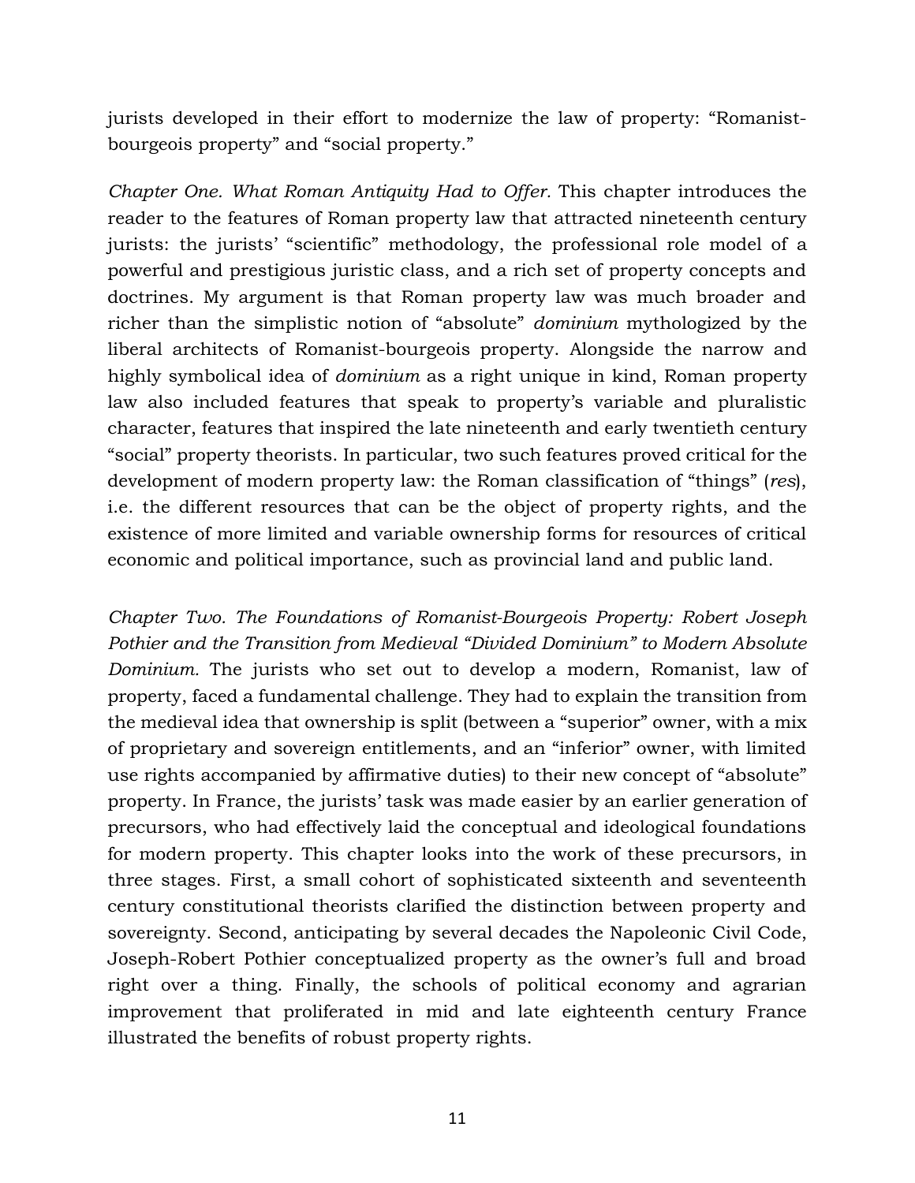jurists developed in their effort to modernize the law of property: "Romanist-bourgeois property" and "social property."

*Chapter One. What Roman Antiquity Had to Offer.* This chapter introduces the reader to the features of Roman property law that attracted nineteenth century jurists: the jurists' "scientific" methodology, the professional role model of a powerful and prestigious juristic class, and a rich set of property concepts and doctrines. My argument is that Roman property law was much broader and richer than the simplistic notion of "absolute" *dominium* mythologized by the liberal architects of Romanist-bourgeois property. Alongside the narrow and highly symbolical idea of *dominium* as a right unique in kind, Roman property law also included features that speak to property's variable and pluralistic character, features that inspired the late nineteenth and early twentieth century "social" property theorists. In particular, two such features proved critical for the development of modern property law: the Roman classification of "things" (*res*), i.e. the different resources that can be the object of property rights, and the existence of more limited and variable ownership forms for resources of critical economic and political importance, such as provincial land and public land.

*Chapter Two. The Foundations of Romanist-Bourgeois Property: Robert Joseph Pothier and the Transition from Medieval "Divided Dominium" to Modern Absolute Dominium.* The jurists who set out to develop a modern, Romanist, law of property, faced a fundamental challenge. They had to explain the transition from the medieval idea that ownership is split (between a "superior" owner, with a mix of proprietary and sovereign entitlements, and an "inferior" owner, with limited use rights accompanied by affirmative duties) to their new concept of "absolute" property. In France, the jurists' task was made easier by an earlier generation of precursors, who had effectively laid the conceptual and ideological foundations for modern property. This chapter looks into the work of these precursors, in three stages. First, a small cohort of sophisticated sixteenth and seventeenth century constitutional theorists clarified the distinction between property and sovereignty. Second, anticipating by several decades the Napoleonic Civil Code, Joseph-Robert Pothier conceptualized property as the owner's full and broad right over a thing. Finally, the schools of political economy and agrarian improvement that proliferated in mid and late eighteenth century France illustrated the benefits of robust property rights.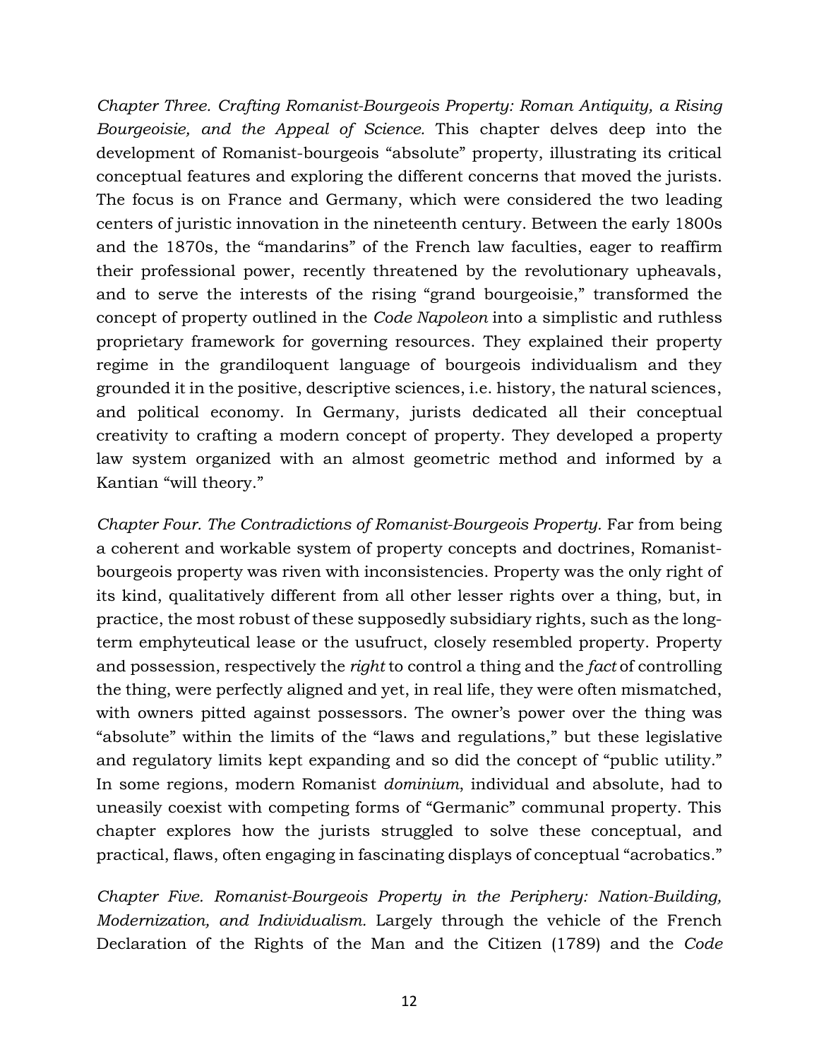*Chapter Three. Crafting Romanist-Bourgeois Property: Roman Antiquity, a Rising Bourgeoisie, and the Appeal of Science.* This chapter delves deep into the development of Romanist-bourgeois "absolute" property, illustrating its critical conceptual features and exploring the different concerns that moved the jurists. The focus is on France and Germany, which were considered the two leading centers of juristic innovation in the nineteenth century. Between the early 1800s and the 1870s, the "mandarins" of the French law faculties, eager to reaffirm their professional power, recently threatened by the revolutionary upheavals, and to serve the interests of the rising "grand bourgeoisie," transformed the concept of property outlined in the *Code Napoleon* into a simplistic and ruthless proprietary framework for governing resources. They explained their property regime in the grandiloquent language of bourgeois individualism and they grounded it in the positive, descriptive sciences, i.e. history, the natural sciences, and political economy. In Germany, jurists dedicated all their conceptual creativity to crafting a modern concept of property. They developed a property law system organized with an almost geometric method and informed by a Kantian "will theory."

*Chapter Four. The Contradictions of Romanist-Bourgeois Property.* Far from being a coherent and workable system of property concepts and doctrines, Romanist-bourgeois property was riven with inconsistencies. Property was the only right of its kind, qualitatively different from all other lesser rights over a thing, but, in practice, the most robust of these supposedly subsidiary rights, such as the long-term emphyteutical lease or the usufruct, closely resembled property. Property and possession, respectively the *right* to control a thing and the *fact* of controlling the thing, were perfectly aligned and yet, in real life, they were often mismatched, with owners pitted against possessors. The owner's power over the thing was "absolute" within the limits of the "laws and regulations," but these legislative and regulatory limits kept expanding and so did the concept of "public utility." In some regions, modern Romanist *dominium*, individual and absolute, had to uneasily coexist with competing forms of "Germanic" communal property. This chapter explores how the jurists struggled to solve these conceptual, and practical, flaws, often engaging in fascinating displays of conceptual "acrobatics."

*Chapter Five. Romanist-Bourgeois Property in the Periphery: Nation-Building, Modernization, and Individualism.* Largely through the vehicle of the French Declaration of the Rights of the Man and the Citizen (1789) and the *Code*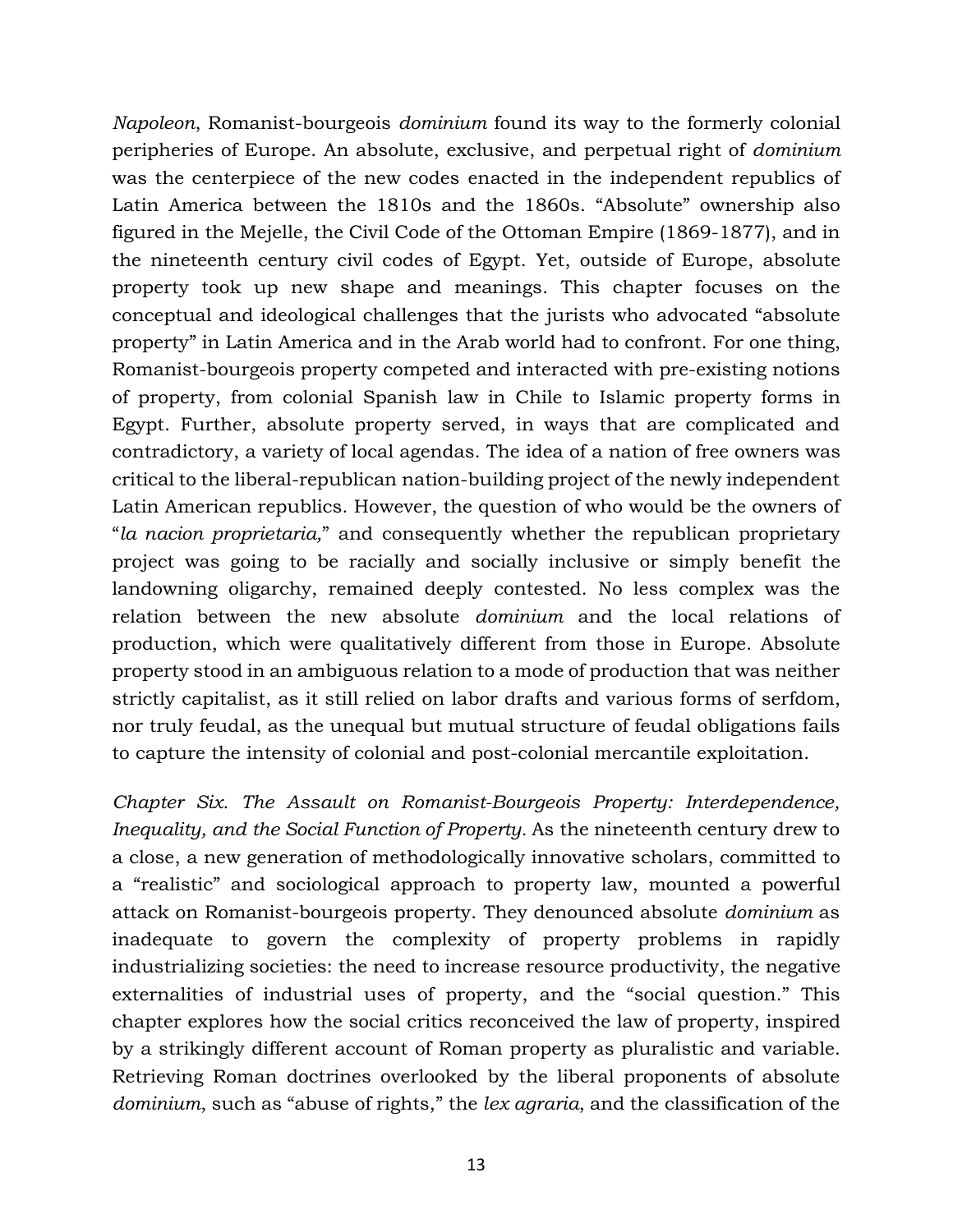*Napoleon*, Romanist-bourgeois *dominium* found its way to the formerly colonial peripheries of Europe. An absolute, exclusive, and perpetual right of *dominium* was the centerpiece of the new codes enacted in the independent republics of Latin America between the 1810s and the 1860s. "Absolute" ownership also figured in the Mejelle, the Civil Code of the Ottoman Empire (1869-1877), and in the nineteenth century civil codes of Egypt. Yet, outside of Europe, absolute property took up new shape and meanings. This chapter focuses on the conceptual and ideological challenges that the jurists who advocated "absolute property" in Latin America and in the Arab world had to confront. For one thing, Romanist-bourgeois property competed and interacted with pre-existing notions of property, from colonial Spanish law in Chile to Islamic property forms in Egypt. Further, absolute property served, in ways that are complicated and contradictory, a variety of local agendas. The idea of a nation of free owners was critical to the liberal-republican nation-building project of the newly independent Latin American republics. However, the question of who would be the owners of "*la nacion proprietaria,*" and consequently whether the republican proprietary project was going to be racially and socially inclusive or simply benefit the landowning oligarchy, remained deeply contested. No less complex was the relation between the new absolute *dominium* and the local relations of production, which were qualitatively different from those in Europe. Absolute property stood in an ambiguous relation to a mode of production that was neither strictly capitalist, as it still relied on labor drafts and various forms of serfdom, nor truly feudal, as the unequal but mutual structure of feudal obligations fails to capture the intensity of colonial and post-colonial mercantile exploitation.

*Chapter Six. The Assault on Romanist-Bourgeois Property: Interdependence, Inequality, and the Social Function of Property.* As the nineteenth century drew to a close, a new generation of methodologically innovative scholars, committed to a "realistic" and sociological approach to property law, mounted a powerful attack on Romanist-bourgeois property. They denounced absolute *dominium* as inadequate to govern the complexity of property problems in rapidly industrializing societies: the need to increase resource productivity, the negative externalities of industrial uses of property, and the "social question." This chapter explores how the social critics reconceived the law of property, inspired by a strikingly different account of Roman property as pluralistic and variable. Retrieving Roman doctrines overlooked by the liberal proponents of absolute *dominium*, such as "abuse of rights," the *lex agraria*, and the classification of the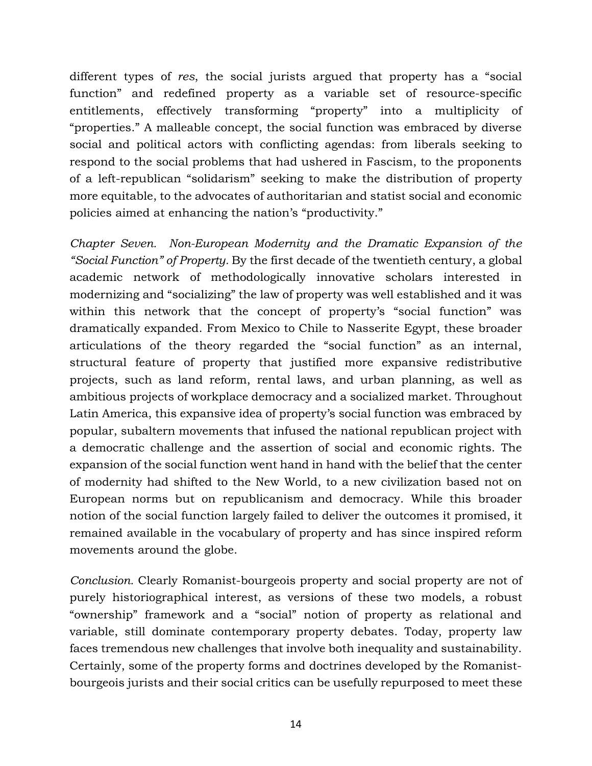different types of *res*, the social jurists argued that property has a "social function" and redefined property as a variable set of resource-specific entitlements, effectively transforming "property" into a multiplicity of "properties." A malleable concept, the social function was embraced by diverse social and political actors with conflicting agendas: from liberals seeking to respond to the social problems that had ushered in Fascism, to the proponents of a left-republican "solidarism" seeking to make the distribution of property more equitable, to the advocates of authoritarian and statist social and economic policies aimed at enhancing the nation's "productivity."

*Chapter Seven. Non-European Modernity and the Dramatic Expansion of the "Social Function" of Property.* By the first decade of the twentieth century, a global academic network of methodologically innovative scholars interested in modernizing and "socializing" the law of property was well established and it was within this network that the concept of property's "social function" was dramatically expanded. From Mexico to Chile to Nasserite Egypt, these broader articulations of the theory regarded the "social function" as an internal, structural feature of property that justified more expansive redistributive projects, such as land reform, rental laws, and urban planning, as well as ambitious projects of workplace democracy and a socialized market. Throughout Latin America, this expansive idea of property's social function was embraced by popular, subaltern movements that infused the national republican project with a democratic challenge and the assertion of social and economic rights. The expansion of the social function went hand in hand with the belief that the center of modernity had shifted to the New World, to a new civilization based not on European norms but on republicanism and democracy. While this broader notion of the social function largely failed to deliver the outcomes it promised, it remained available in the vocabulary of property and has since inspired reform movements around the globe.

*Conclusion.* Clearly Romanist-bourgeois property and social property are not of purely historiographical interest, as versions of these two models, a robust "ownership" framework and a "social" notion of property as relational and variable, still dominate contemporary property debates. Today, property law faces tremendous new challenges that involve both inequality and sustainability. Certainly, some of the property forms and doctrines developed by the Romanist-bourgeois jurists and their social critics can be usefully repurposed to meet these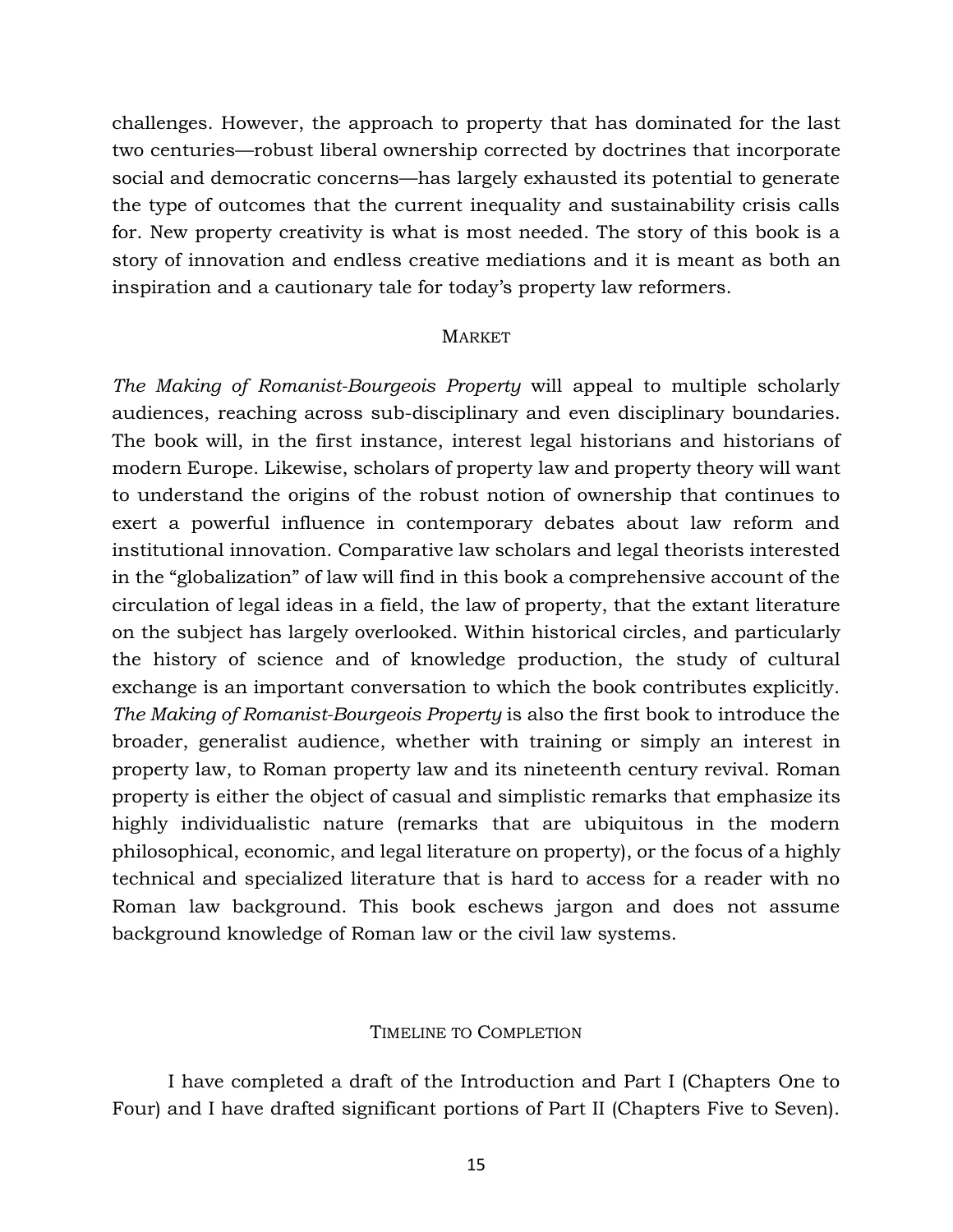challenges. However, the approach to property that has dominated for the last two centuries—robust liberal ownership corrected by doctrines that incorporate social and democratic concerns—has largely exhausted its potential to generate the type of outcomes that the current inequality and sustainability crisis calls for. New property creativity is what is most needed. The story of this book is a story of innovation and endless creative mediations and it is meant as both an inspiration and a cautionary tale for today's property law reformers.

## MARKET

*The Making of Romanist-Bourgeois Property* will appeal to multiple scholarly audiences, reaching across sub-disciplinary and even disciplinary boundaries. The book will, in the first instance, interest legal historians and historians of modern Europe. Likewise, scholars of property law and property theory will want to understand the origins of the robust notion of ownership that continues to exert a powerful influence in contemporary debates about law reform and institutional innovation. Comparative law scholars and legal theorists interested in the "globalization" of law will find in this book a comprehensive account of the circulation of legal ideas in a field, the law of property, that the extant literature on the subject has largely overlooked. Within historical circles, and particularly the history of science and of knowledge production, the study of cultural exchange is an important conversation to which the book contributes explicitly. *The Making of Romanist-Bourgeois Property* is also the first book to introduce the broader, generalist audience, whether with training or simply an interest in property law, to Roman property law and its nineteenth century revival. Roman property is either the object of casual and simplistic remarks that emphasize its highly individualistic nature (remarks that are ubiquitous in the modern philosophical, economic, and legal literature on property), or the focus of a highly technical and specialized literature that is hard to access for a reader with no Roman law background. This book eschews jargon and does not assume background knowledge of Roman law or the civil law systems.

## TIMELINE TO COMPLETION

I have completed a draft of the Introduction and Part I (Chapters One to Four) and I have drafted significant portions of Part II (Chapters Five to Seven).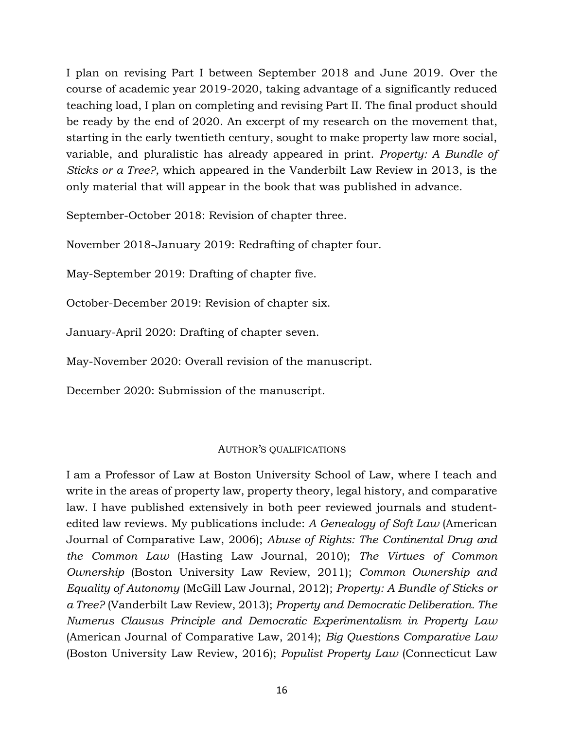I plan on revising Part I between September 2018 and June 2019. Over the course of academic year 2019-2020, taking advantage of a significantly reduced teaching load, I plan on completing and revising Part II. The final product should be ready by the end of 2020. An excerpt of my research on the movement that, starting in the early twentieth century, sought to make property law more social, variable, and pluralistic has already appeared in print. *Property: A Bundle of Sticks or a Tree?*, which appeared in the Vanderbilt Law Review in 2013, is the only material that will appear in the book that was published in advance.

September-October 2018: Revision of chapter three.

November 2018-January 2019: Redrafting of chapter four.

May-September 2019: Drafting of chapter five.

October-December 2019: Revision of chapter six.

January-April 2020: Drafting of chapter seven.

May-November 2020: Overall revision of the manuscript.

December 2020: Submission of the manuscript.

## AUTHOR'S QUALIFICATIONS

I am a Professor of Law at Boston University School of Law, where I teach and write in the areas of property law, property theory, legal history, and comparative law. I have published extensively in both peer reviewed journals and student-edited law reviews. My publications include: *A Genealogy of Soft Law* (American Journal of Comparative Law, 2006); *Abuse of Rights: The Continental Drug and the Common Law* (Hasting Law Journal, 2010); *The Virtues of Common Ownership* (Boston University Law Review, 2011); *Common Ownership and Equality of Autonomy* (McGill Law Journal, 2012); *Property: A Bundle of Sticks or a Tree?* (Vanderbilt Law Review, 2013); *Property and Democratic Deliberation. The Numerus Clausus Principle and Democratic Experimentalism in Property Law* (American Journal of Comparative Law, 2014); *Big Questions Comparative Law* (Boston University Law Review, 2016); *Populist Property Law* (Connecticut Law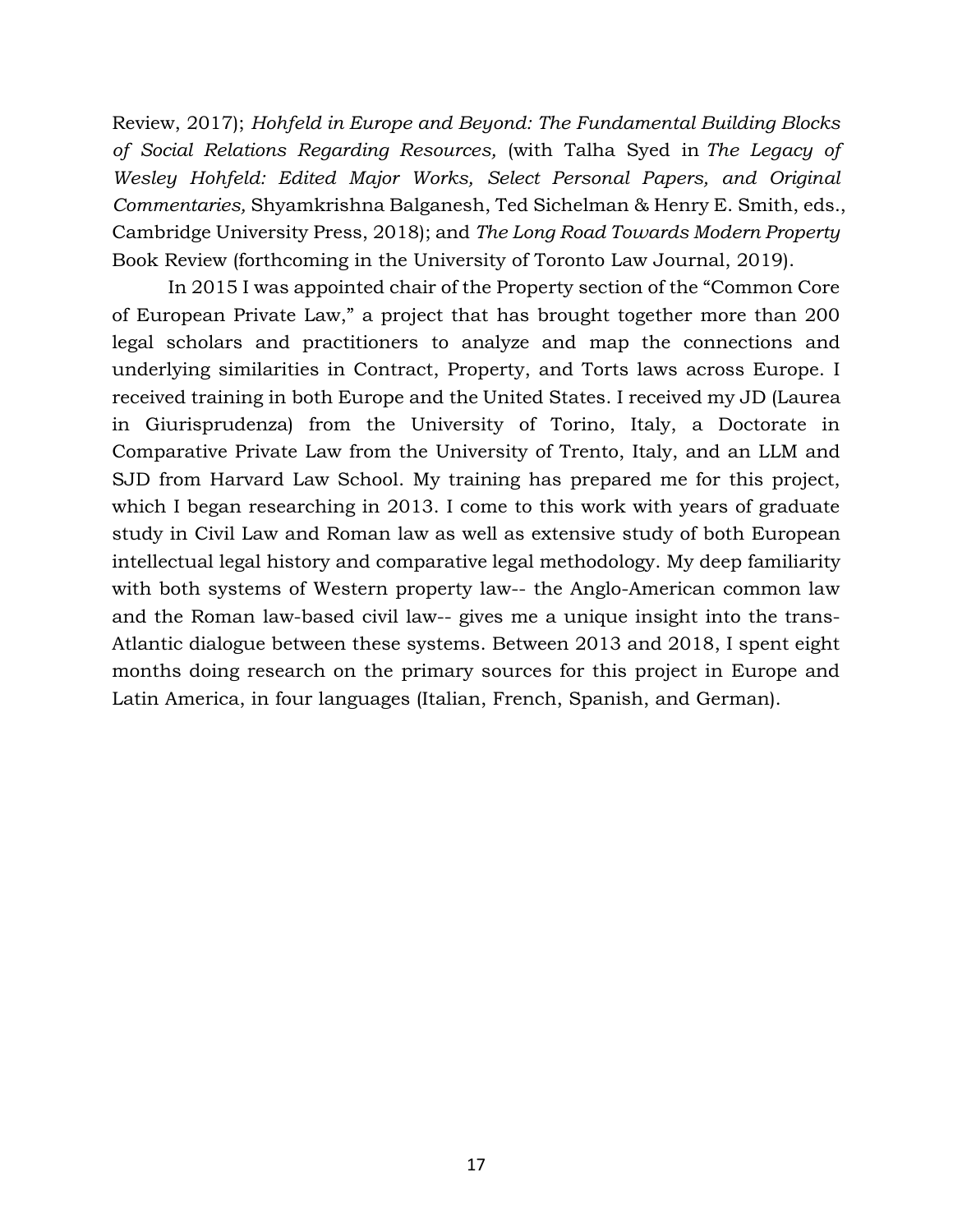Review, 2017); *Hohfeld in Europe and Beyond: The Fundamental Building Blocks of Social Relations Regarding Resources,* (with Talha Syed in *The Legacy of Wesley Hohfeld: Edited Major Works, Select Personal Papers, and Original Commentaries,* Shyamkrishna Balganesh, Ted Sichelman & Henry E. Smith, eds., Cambridge University Press, 2018); and *The Long Road Towards Modern Property* Book Review (forthcoming in the University of Toronto Law Journal, 2019).

In 2015 I was appointed chair of the Property section of the "Common Core of European Private Law," a project that has brought together more than 200 legal scholars and practitioners to analyze and map the connections and underlying similarities in Contract, Property, and Torts laws across Europe. I received training in both Europe and the United States. I received my JD (Laurea in Giurisprudenza) from the University of Torino, Italy, a Doctorate in Comparative Private Law from the University of Trento, Italy, and an LLM and SJD from Harvard Law School. My training has prepared me for this project, which I began researching in 2013. I come to this work with years of graduate study in Civil Law and Roman law as well as extensive study of both European intellectual legal history and comparative legal methodology. My deep familiarity with both systems of Western property law-- the Anglo-American common law and the Roman law-based civil law-- gives me a unique insight into the trans-Atlantic dialogue between these systems. Between 2013 and 2018, I spent eight months doing research on the primary sources for this project in Europe and Latin America, in four languages (Italian, French, Spanish, and German).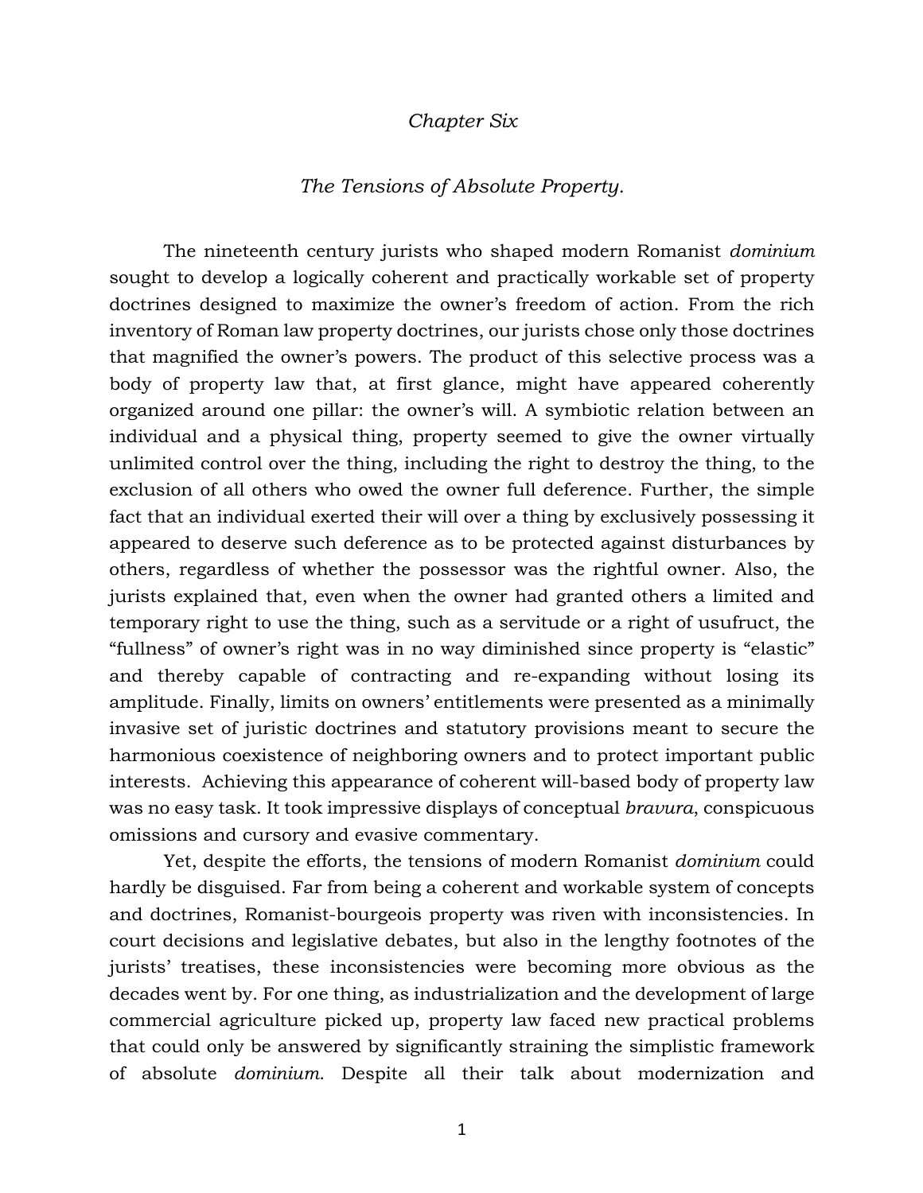*Chapter Six*

*The Tensions of Absolute Property.*

The nineteenth century jurists who shaped modern Romanist *dominium* sought to develop a logically coherent and practically workable set of property doctrines designed to maximize the owner's freedom of action. From the rich inventory of Roman law property doctrines, our jurists chose only those doctrines that magnified the owner's powers. The product of this selective process was a body of property law that, at first glance, might have appeared coherently organized around one pillar: the owner's will. A symbiotic relation between an individual and a physical thing, property seemed to give the owner virtually unlimited control over the thing, including the right to destroy the thing, to the exclusion of all others who owed the owner full deference. Further, the simple fact that an individual exerted their will over a thing by exclusively possessing it appeared to deserve such deference as to be protected against disturbances by others, regardless of whether the possessor was the rightful owner. Also, the jurists explained that, even when the owner had granted others a limited and temporary right to use the thing, such as a servitude or a right of usufruct, the "fullness" of owner's right was in no way diminished since property is "elastic" and thereby capable of contracting and re-expanding without losing its amplitude. Finally, limits on owners' entitlements were presented as a minimally invasive set of juristic doctrines and statutory provisions meant to secure the harmonious coexistence of neighboring owners and to protect important public interests. Achieving this appearance of coherent will-based body of property law was no easy task. It took impressive displays of conceptual *bravura*, conspicuous omissions and cursory and evasive commentary.

Yet, despite the efforts, the tensions of modern Romanist *dominium* could hardly be disguised. Far from being a coherent and workable system of concepts and doctrines, Romanist-bourgeois property was riven with inconsistencies. In court decisions and legislative debates, but also in the lengthy footnotes of the jurists' treatises, these inconsistencies were becoming more obvious as the decades went by. For one thing, as industrialization and the development of large commercial agriculture picked up, property law faced new practical problems that could only be answered by significantly straining the simplistic framework of absolute *dominium*. Despite all their talk about modernization and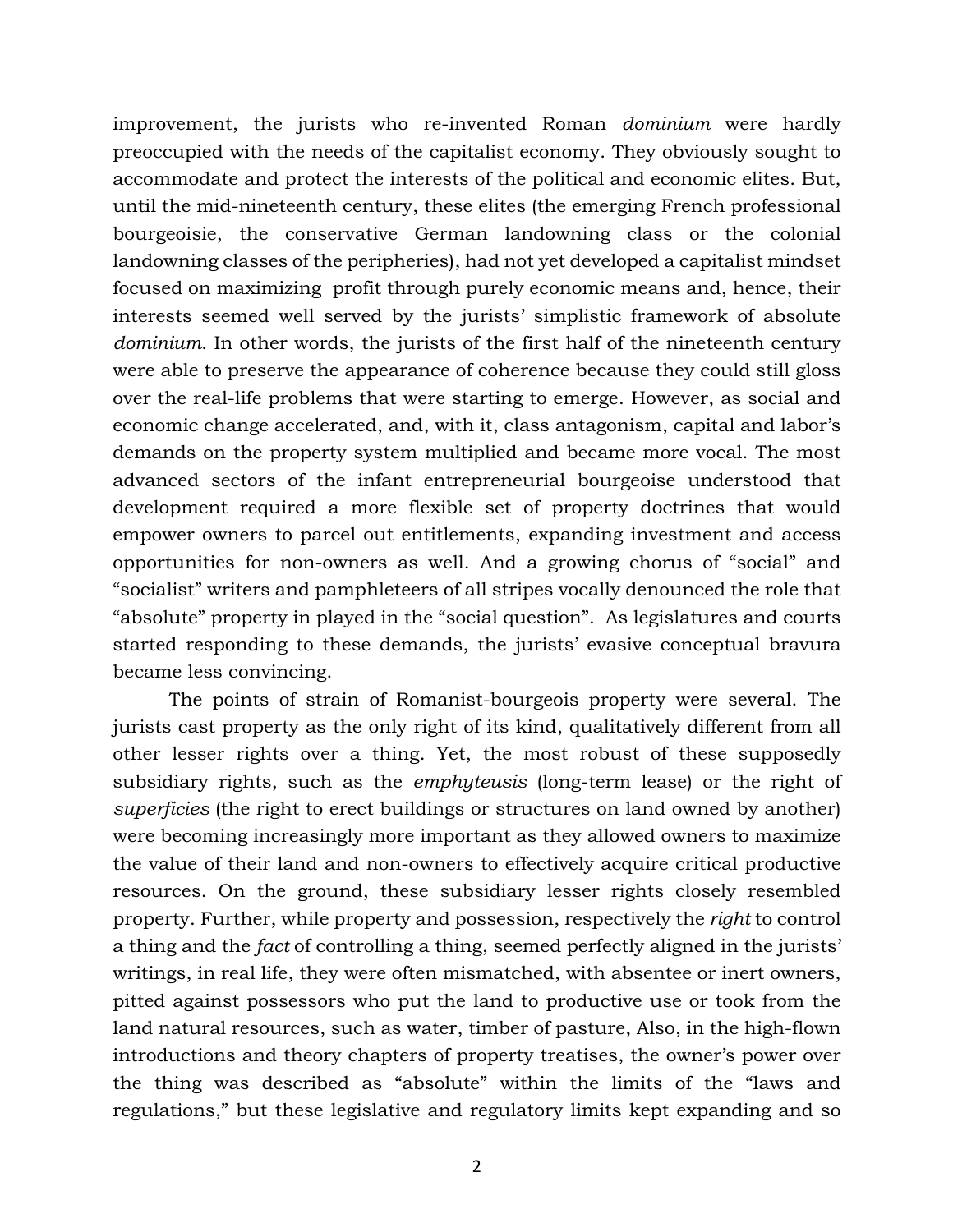improvement, the jurists who re-invented Roman *dominium* were hardly preoccupied with the needs of the capitalist economy. They obviously sought to accommodate and protect the interests of the political and economic elites. But, until the mid-nineteenth century, these elites (the emerging French professional bourgeoisie, the conservative German landowning class or the colonial landowning classes of the peripheries), had not yet developed a capitalist mindset focused on maximizing profit through purely economic means and, hence, their interests seemed well served by the jurists' simplistic framework of absolute *dominium*. In other words, the jurists of the first half of the nineteenth century were able to preserve the appearance of coherence because they could still gloss over the real-life problems that were starting to emerge. However, as social and economic change accelerated, and, with it, class antagonism, capital and labor's demands on the property system multiplied and became more vocal. The most advanced sectors of the infant entrepreneurial bourgeoise understood that development required a more flexible set of property doctrines that would empower owners to parcel out entitlements, expanding investment and access opportunities for non-owners as well. And a growing chorus of "social" and "socialist" writers and pamphleteers of all stripes vocally denounced the role that "absolute" property in played in the "social question". As legislatures and courts started responding to these demands, the jurists' evasive conceptual bravura became less convincing.

The points of strain of Romanist-bourgeois property were several. The jurists cast property as the only right of its kind, qualitatively different from all other lesser rights over a thing. Yet, the most robust of these supposedly subsidiary rights, such as the *emphyteusis* (long-term lease) or the right of *superficies* (the right to erect buildings or structures on land owned by another) were becoming increasingly more important as they allowed owners to maximize the value of their land and non-owners to effectively acquire critical productive resources. On the ground, these subsidiary lesser rights closely resembled property. Further, while property and possession, respectively the *right* to control a thing and the *fact* of controlling a thing, seemed perfectly aligned in the jurists' writings, in real life, they were often mismatched, with absentee or inert owners, pitted against possessors who put the land to productive use or took from the land natural resources, such as water, timber of pasture, Also, in the high-flown introductions and theory chapters of property treatises, the owner's power over the thing was described as "absolute" within the limits of the "laws and regulations," but these legislative and regulatory limits kept expanding and so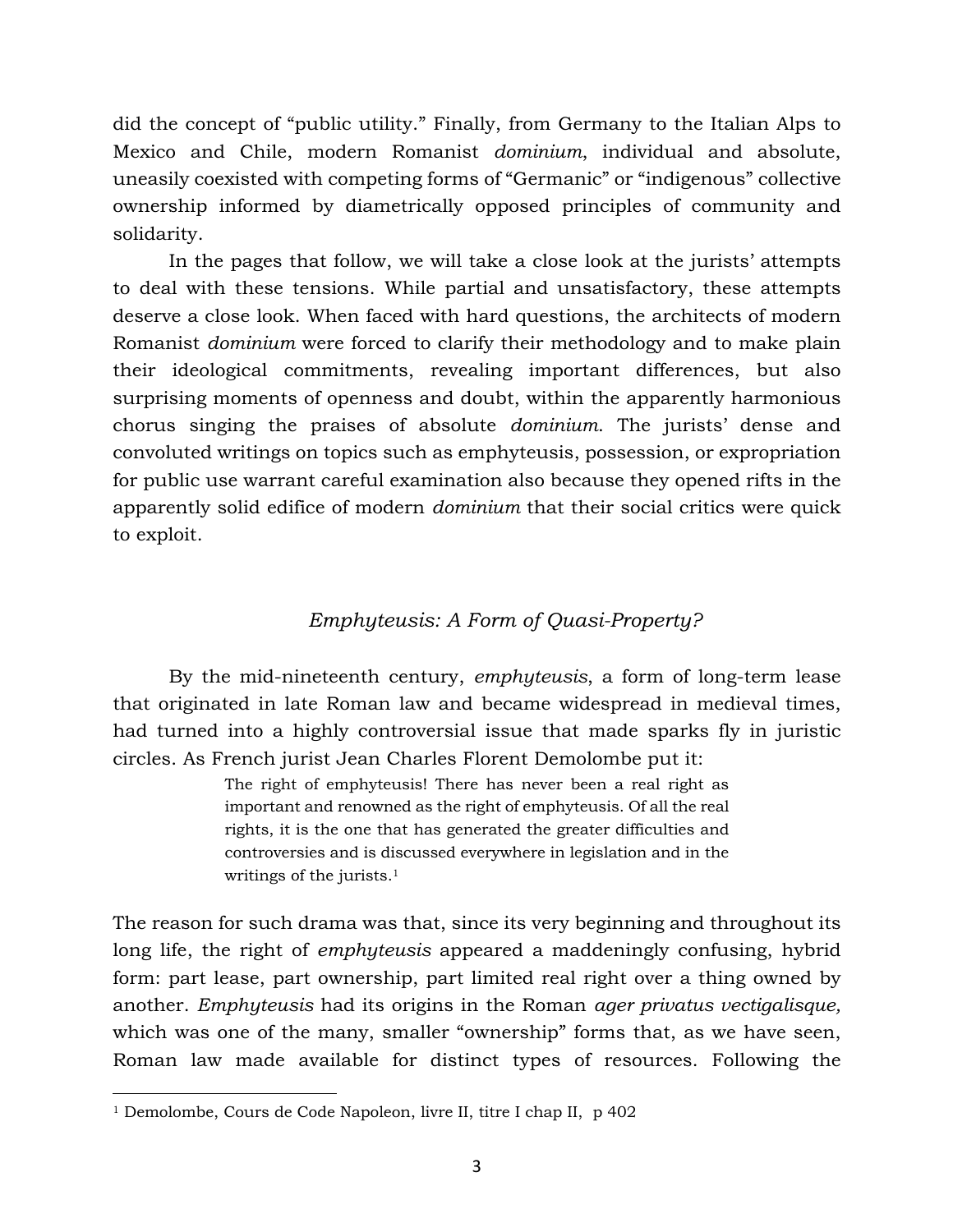did the concept of "public utility." Finally, from Germany to the Italian Alps to Mexico and Chile, modern Romanist *dominium*, individual and absolute, uneasily coexisted with competing forms of "Germanic" or "indigenous" collective ownership informed by diametrically opposed principles of community and solidarity.

In the pages that follow, we will take a close look at the jurists' attempts to deal with these tensions. While partial and unsatisfactory, these attempts deserve a close look. When faced with hard questions, the architects of modern Romanist *dominium* were forced to clarify their methodology and to make plain their ideological commitments, revealing important differences, but also surprising moments of openness and doubt, within the apparently harmonious chorus singing the praises of absolute *dominium*. The jurists' dense and convoluted writings on topics such as emphyteusis, possession, or expropriation for public use warrant careful examination also because they opened rifts in the apparently solid edifice of modern *dominium* that their social critics were quick to exploit.

### *Emphyteusis: A Form of Quasi-Property?*

By the mid-nineteenth century, *emphyteusis*, a form of long-term lease that originated in late Roman law and became widespread in medieval times, had turned into a highly controversial issue that made sparks fly in juristic circles. As French jurist Jean Charles Florent Demolombe put it:

> The right of emphyteusis! There has never been a real right as important and renowned as the right of emphyteusis. Of all the real rights, it is the one that has generated the greater difficulties and controversies and is discussed everywhere in legislation and in the writings of the jurists.[1]

The reason for such drama was that, since its very beginning and throughout its long life, the right of *emphyteusis* appeared a maddeningly confusing, hybrid form: part lease, part ownership, part limited real right over a thing owned by another. *Emphyteusis* had its origins in the Roman *ager privatus vectigalisque,* which was one of the many, smaller "ownership" forms that, as we have seen, Roman law made available for distinct types of resources. Following the

---

[1] Demolombe, Cours de Code Napoleon, livre II, titre I chap II, p 402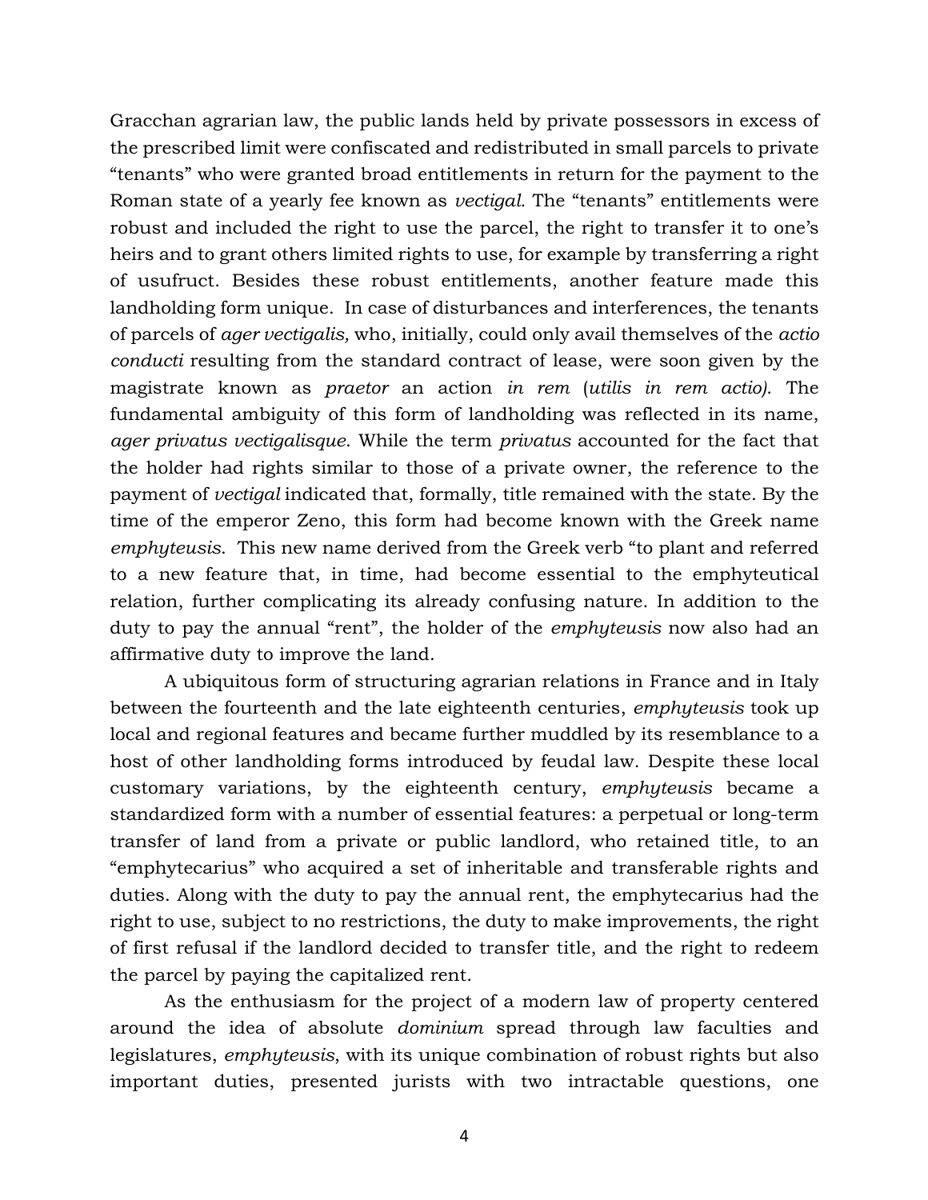Gracchan agrarian law, the public lands held by private possessors in excess of the prescribed limit were confiscated and redistributed in small parcels to private "tenants" who were granted broad entitlements in return for the payment to the Roman state of a yearly fee known as *vectigal.* The "tenants" entitlements were robust and included the right to use the parcel, the right to transfer it to one's heirs and to grant others limited rights to use, for example by transferring a right of usufruct. Besides these robust entitlements, another feature made this landholding form unique. In case of disturbances and interferences, the tenants of parcels of *ager vectigalis,* who, initially, could only avail themselves of the *actio conducti* resulting from the standard contract of lease, were soon given by the magistrate known as *praetor* an action *in rem* (*utilis in rem actio).* The fundamental ambiguity of this form of landholding was reflected in its name, *ager privatus vectigalisque*. While the term *privatus* accounted for the fact that the holder had rights similar to those of a private owner, the reference to the payment of *vectigal* indicated that, formally, title remained with the state. By the time of the emperor Zeno, this form had become known with the Greek name *emphyteusis*. This new name derived from the Greek verb "to plant and referred to a new feature that, in time, had become essential to the emphyteutical relation, further complicating its already confusing nature. In addition to the duty to pay the annual "rent", the holder of the *emphyteusis* now also had an affirmative duty to improve the land.

A ubiquitous form of structuring agrarian relations in France and in Italy between the fourteenth and the late eighteenth centuries, *emphyteusis* took up local and regional features and became further muddled by its resemblance to a host of other landholding forms introduced by feudal law. Despite these local customary variations, by the eighteenth century, *emphyteusis* became a standardized form with a number of essential features: a perpetual or long-term transfer of land from a private or public landlord, who retained title, to an "emphytecarius" who acquired a set of inheritable and transferable rights and duties. Along with the duty to pay the annual rent, the emphytecarius had the right to use, subject to no restrictions, the duty to make improvements, the right of first refusal if the landlord decided to transfer title, and the right to redeem the parcel by paying the capitalized rent.

As the enthusiasm for the project of a modern law of property centered around the idea of absolute *dominium* spread through law faculties and legislatures, *emphyteusis*, with its unique combination of robust rights but also important duties, presented jurists with two intractable questions, one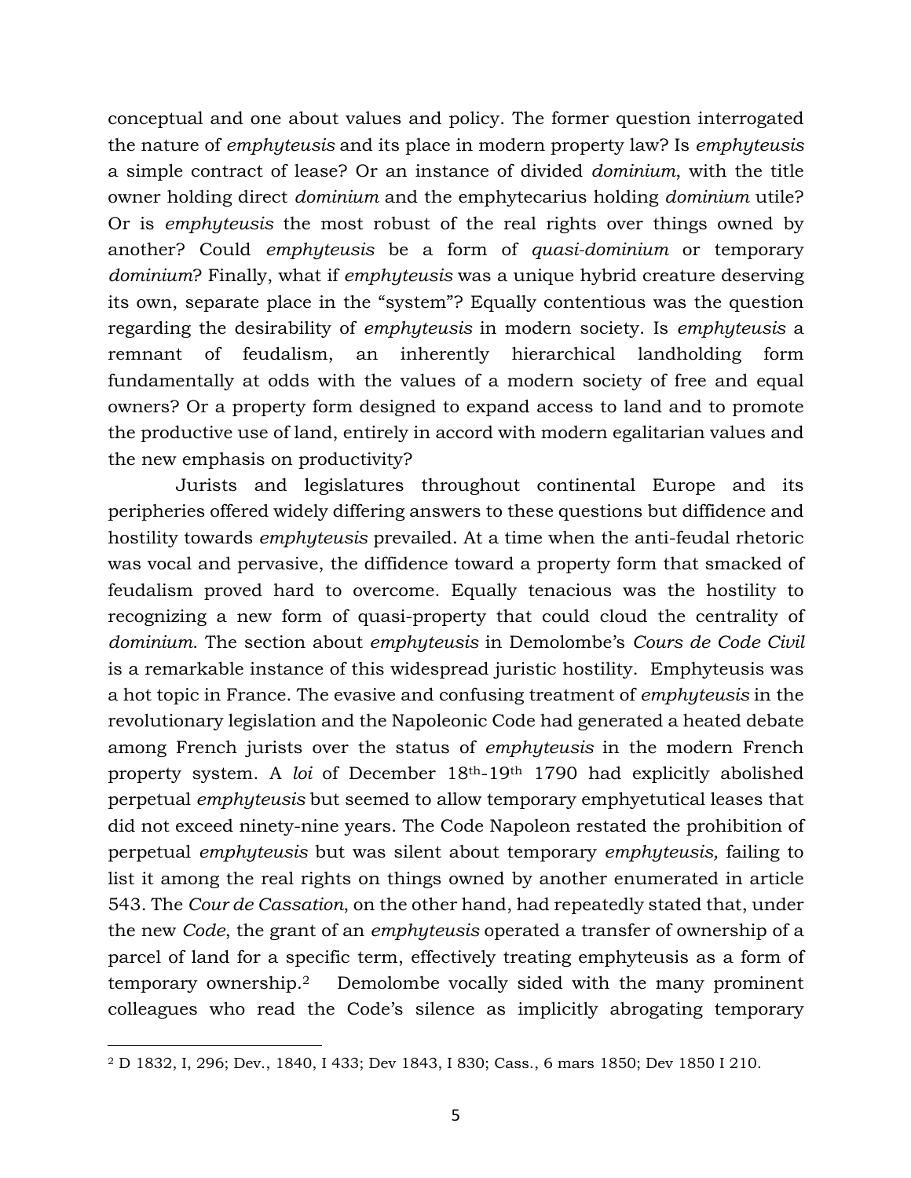conceptual and one about values and policy. The former question interrogated the nature of *emphyteusis* and its place in modern property law? Is *emphyteusis* a simple contract of lease? Or an instance of divided *dominium*, with the title owner holding direct *dominium* and the emphytecarius holding *dominium* utile? Or is *emphyteusis* the most robust of the real rights over things owned by another? Could *emphyteusis* be a form of *quasi-dominium* or temporary *dominium*? Finally, what if *emphyteusis* was a unique hybrid creature deserving its own, separate place in the "system"? Equally contentious was the question regarding the desirability of *emphyteusis* in modern society. Is *emphyteusis* a remnant of feudalism, an inherently hierarchical landholding form fundamentally at odds with the values of a modern society of free and equal owners? Or a property form designed to expand access to land and to promote the productive use of land, entirely in accord with modern egalitarian values and the new emphasis on productivity?

Jurists and legislatures throughout continental Europe and its peripheries offered widely differing answers to these questions but diffidence and hostility towards *emphyteusis* prevailed. At a time when the anti-feudal rhetoric was vocal and pervasive, the diffidence toward a property form that smacked of feudalism proved hard to overcome. Equally tenacious was the hostility to recognizing a new form of quasi-property that could cloud the centrality of *dominium*. The section about *emphyteusis* in Demolombe's *Cours de Code Civil* is a remarkable instance of this widespread juristic hostility. Emphyteusis was a hot topic in France. The evasive and confusing treatment of *emphyteusis* in the revolutionary legislation and the Napoleonic Code had generated a heated debate among French jurists over the status of *emphyteusis* in the modern French property system. A *loi* of December 18th-19th 1790 had explicitly abolished perpetual *emphyteusis* but seemed to allow temporary emphyetutical leases that did not exceed ninety-nine years. The Code Napoleon restated the prohibition of perpetual *emphyteusis* but was silent about temporary *emphyteusis,* failing to list it among the real rights on things owned by another enumerated in article 543. The *Cour de Cassation*, on the other hand, had repeatedly stated that, under the new *Code*, the grant of an *emphyteusis* operated a transfer of ownership of a parcel of land for a specific term, effectively treating emphyteusis as a form of temporary ownership.[2] Demolombe vocally sided with the many prominent colleagues who read the Code's silence as implicitly abrogating temporary

[2] D 1832, I, 296; Dev., 1840, I 433; Dev 1843, I 830; Cass., 6 mars 1850; Dev 1850 I 210.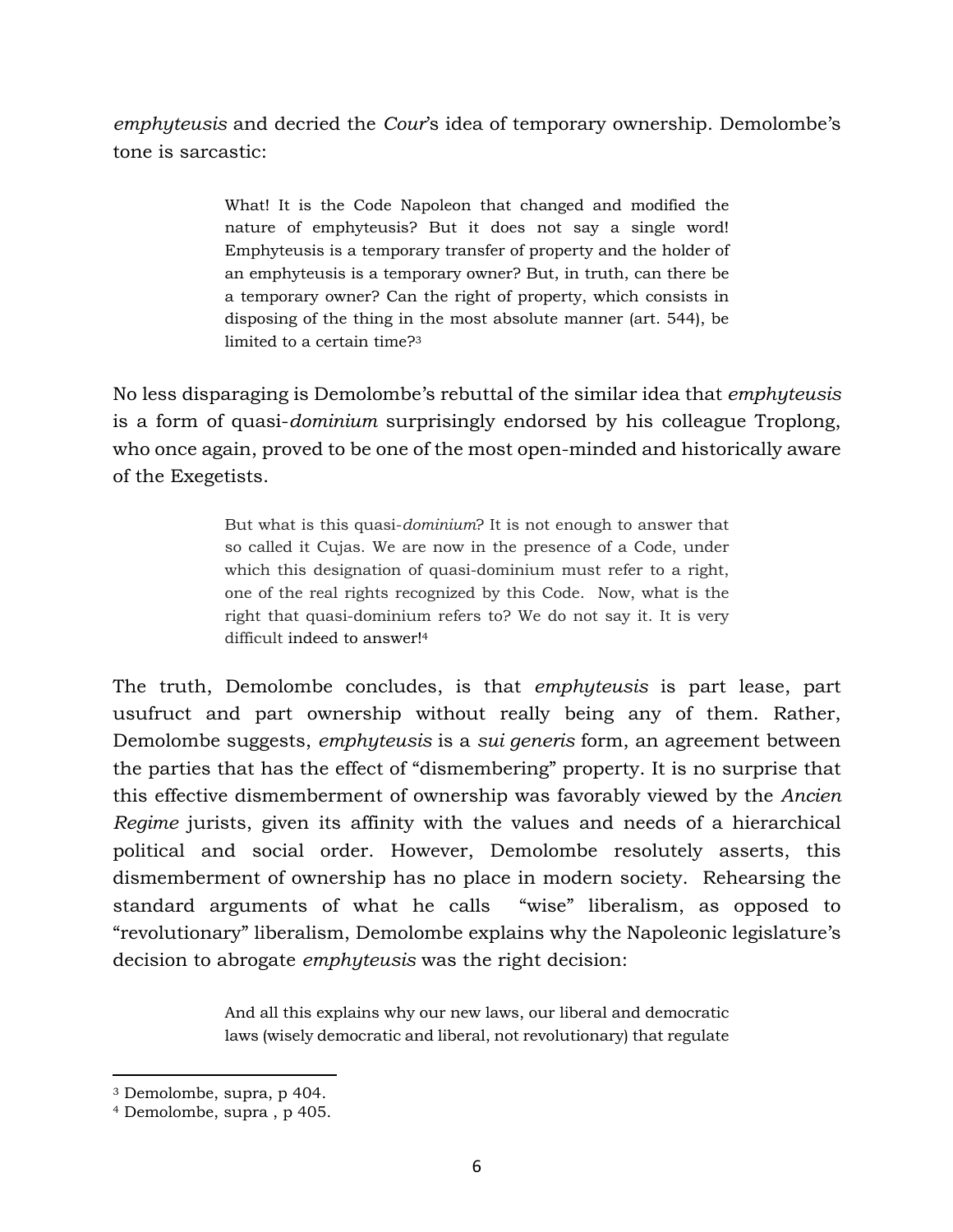*emphyteusis* and decried the *Cour*'s idea of temporary ownership. Demolombe's tone is sarcastic:

> What! It is the Code Napoleon that changed and modified the nature of emphyteusis? But it does not say a single word! Emphyteusis is a temporary transfer of property and the holder of an emphyteusis is a temporary owner? But, in truth, can there be a temporary owner? Can the right of property, which consists in disposing of the thing in the most absolute manner (art. 544), be limited to a certain time?[3]

No less disparaging is Demolombe's rebuttal of the similar idea that *emphyteusis* is a form of quasi-*dominium* surprisingly endorsed by his colleague Troplong, who once again, proved to be one of the most open-minded and historically aware of the Exegetists.

> But what is this quasi-*dominium*? It is not enough to answer that so called it Cujas. We are now in the presence of a Code, under which this designation of quasi-dominium must refer to a right, one of the real rights recognized by this Code. Now, what is the right that quasi-dominium refers to? We do not say it. It is very difficult indeed to answer![4]

The truth, Demolombe concludes, is that *emphyteusis* is part lease, part usufruct and part ownership without really being any of them. Rather, Demolombe suggests, *emphyteusis* is a *sui generis* form, an agreement between the parties that has the effect of "dismembering" property. It is no surprise that this effective dismemberment of ownership was favorably viewed by the *Ancien Regime* jurists, given its affinity with the values and needs of a hierarchical political and social order. However, Demolombe resolutely asserts, this dismemberment of ownership has no place in modern society. Rehearsing the standard arguments of what he calls "wise" liberalism, as opposed to "revolutionary" liberalism, Demolombe explains why the Napoleonic legislature's decision to abrogate *emphyteusis* was the right decision:

> And all this explains why our new laws, our liberal and democratic laws (wisely democratic and liberal, not revolutionary) that regulate

---

[3] Demolombe, supra, p 404.

[4] Demolombe, supra , p 405.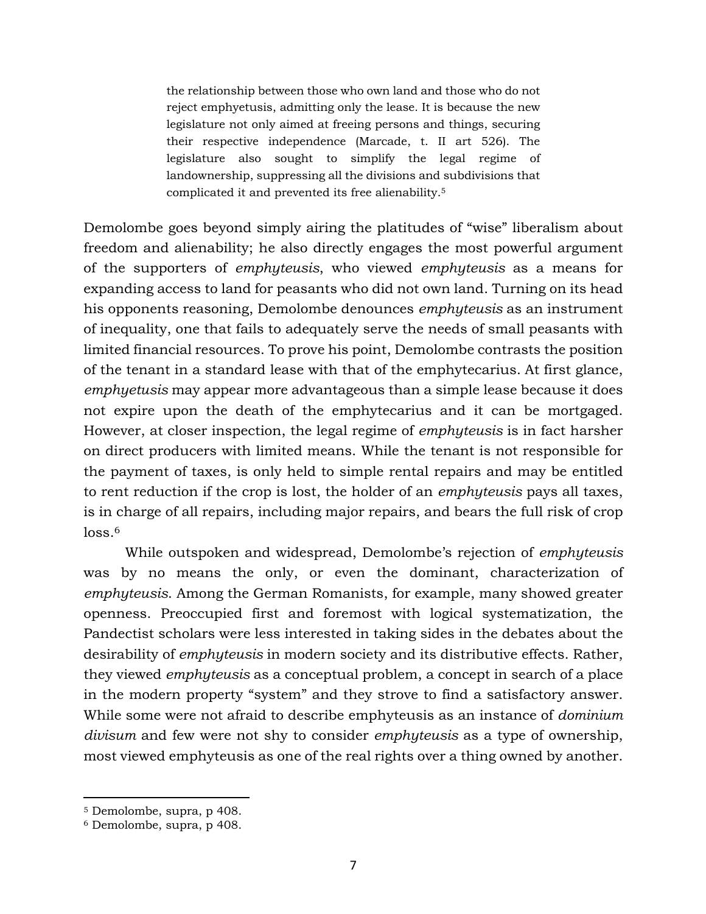> the relationship between those who own land and those who do not reject emphyetusis, admitting only the lease. It is because the new legislature not only aimed at freeing persons and things, securing their respective independence (Marcade, t. II art 526). The legislature also sought to simplify the legal regime of landownership, suppressing all the divisions and subdivisions that complicated it and prevented its free alienability.[5]

Demolombe goes beyond simply airing the platitudes of "wise" liberalism about freedom and alienability; he also directly engages the most powerful argument of the supporters of *emphyteusis*, who viewed *emphyteusis* as a means for expanding access to land for peasants who did not own land. Turning on its head his opponents reasoning, Demolombe denounces *emphyteusis* as an instrument of inequality, one that fails to adequately serve the needs of small peasants with limited financial resources. To prove his point, Demolombe contrasts the position of the tenant in a standard lease with that of the emphytecarius. At first glance, *emphyetusis* may appear more advantageous than a simple lease because it does not expire upon the death of the emphytecarius and it can be mortgaged. However, at closer inspection, the legal regime of *emphyteusis* is in fact harsher on direct producers with limited means. While the tenant is not responsible for the payment of taxes, is only held to simple rental repairs and may be entitled to rent reduction if the crop is lost, the holder of an *emphyteusis* pays all taxes, is in charge of all repairs, including major repairs, and bears the full risk of crop loss.[6]

While outspoken and widespread, Demolombe's rejection of *emphyteusis* was by no means the only, or even the dominant, characterization of *emphyteusis*. Among the German Romanists, for example, many showed greater openness. Preoccupied first and foremost with logical systematization, the Pandectist scholars were less interested in taking sides in the debates about the desirability of *emphyteusis* in modern society and its distributive effects. Rather, they viewed *emphyteusis* as a conceptual problem, a concept in search of a place in the modern property "system" and they strove to find a satisfactory answer. While some were not afraid to describe emphyteusis as an instance of *dominium divisum* and few were not shy to consider *emphyteusis* as a type of ownership, most viewed emphyteusis as one of the real rights over a thing owned by another.

[5] Demolombe, supra, p 408.

[6] Demolombe, supra, p 408.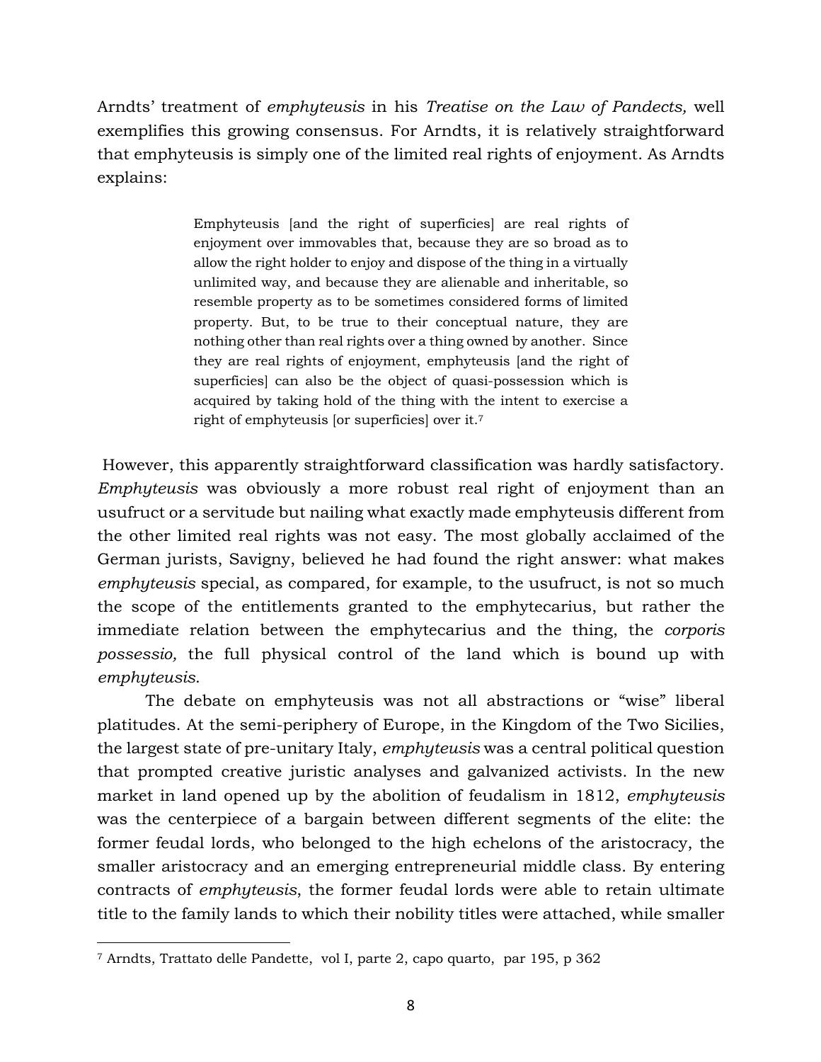Arndts' treatment of *emphyteusis* in his *Treatise on the Law of Pandects,* well exemplifies this growing consensus. For Arndts, it is relatively straightforward that emphyteusis is simply one of the limited real rights of enjoyment. As Arndts explains:

> Emphyteusis [and the right of superficies] are real rights of enjoyment over immovables that, because they are so broad as to allow the right holder to enjoy and dispose of the thing in a virtually unlimited way, and because they are alienable and inheritable, so resemble property as to be sometimes considered forms of limited property. But, to be true to their conceptual nature, they are nothing other than real rights over a thing owned by another. Since they are real rights of enjoyment, emphyteusis [and the right of superficies] can also be the object of quasi-possession which is acquired by taking hold of the thing with the intent to exercise a right of emphyteusis [or superficies] over it.[7]

However, this apparently straightforward classification was hardly satisfactory. *Emphyteusis* was obviously a more robust real right of enjoyment than an usufruct or a servitude but nailing what exactly made emphyteusis different from the other limited real rights was not easy. The most globally acclaimed of the German jurists, Savigny, believed he had found the right answer: what makes *emphyteusis* special, as compared, for example, to the usufruct, is not so much the scope of the entitlements granted to the emphytecarius, but rather the immediate relation between the emphytecarius and the thing, the *corporis possessio,* the full physical control of the land which is bound up with *emphyteusis*.

The debate on emphyteusis was not all abstractions or "wise" liberal platitudes. At the semi-periphery of Europe, in the Kingdom of the Two Sicilies, the largest state of pre-unitary Italy, *emphyteusis* was a central political question that prompted creative juristic analyses and galvanized activists. In the new market in land opened up by the abolition of feudalism in 1812, *emphyteusis* was the centerpiece of a bargain between different segments of the elite: the former feudal lords, who belonged to the high echelons of the aristocracy, the smaller aristocracy and an emerging entrepreneurial middle class. By entering contracts of *emphyteusis*, the former feudal lords were able to retain ultimate title to the family lands to which their nobility titles were attached, while smaller

[7] Arndts, Trattato delle Pandette, vol I, parte 2, capo quarto, par 195, p 362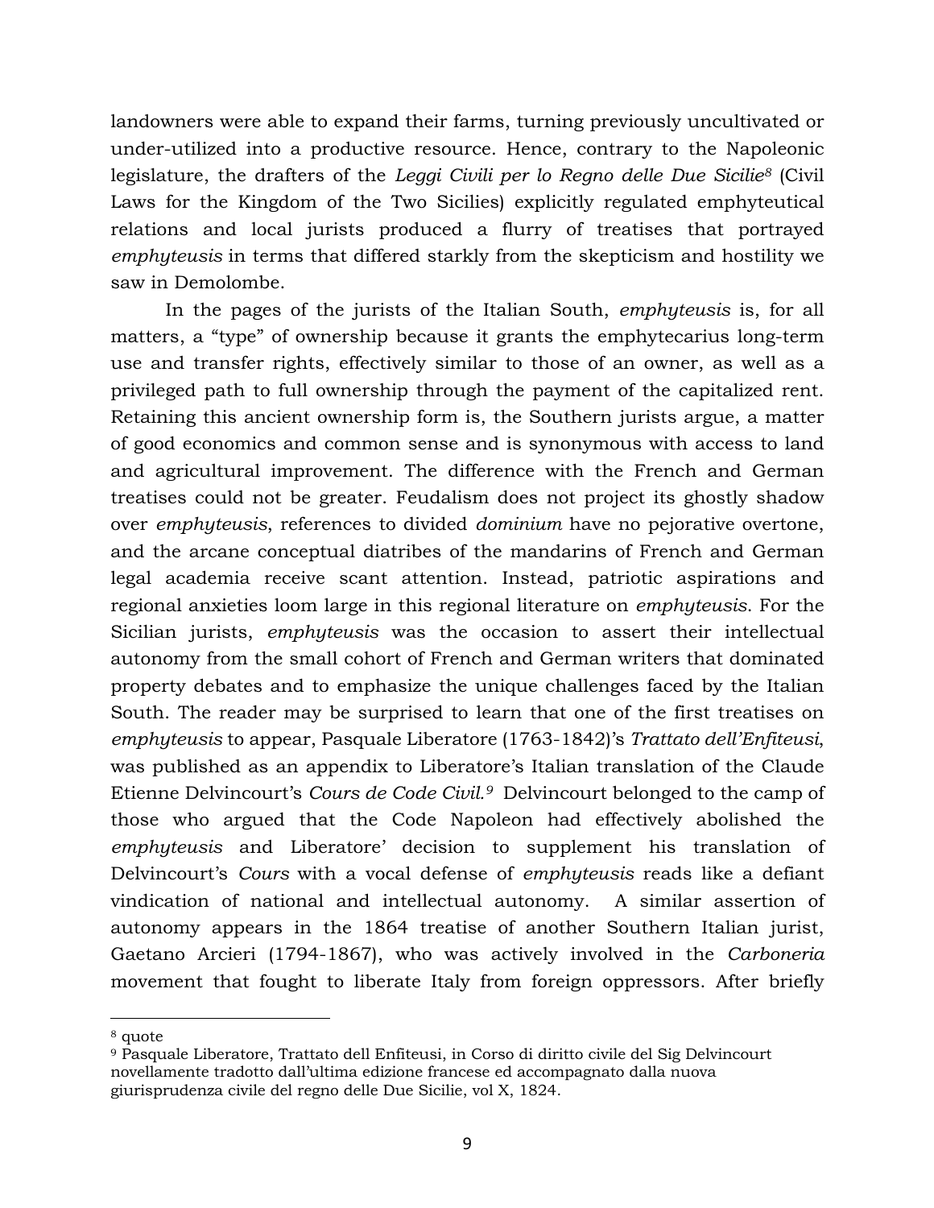landowners were able to expand their farms, turning previously uncultivated or under-utilized into a productive resource. Hence, contrary to the Napoleonic legislature, the drafters of the *Leggi Civili per lo Regno delle Due Sicilie*[8] (Civil Laws for the Kingdom of the Two Sicilies) explicitly regulated emphyteutical relations and local jurists produced a flurry of treatises that portrayed *emphyteusis* in terms that differed starkly from the skepticism and hostility we saw in Demolombe.

In the pages of the jurists of the Italian South, *emphyteusis* is, for all matters, a "type" of ownership because it grants the emphytecarius long-term use and transfer rights, effectively similar to those of an owner, as well as a privileged path to full ownership through the payment of the capitalized rent. Retaining this ancient ownership form is, the Southern jurists argue, a matter of good economics and common sense and is synonymous with access to land and agricultural improvement. The difference with the French and German treatises could not be greater. Feudalism does not project its ghostly shadow over *emphyteusis*, references to divided *dominium* have no pejorative overtone, and the arcane conceptual diatribes of the mandarins of French and German legal academia receive scant attention. Instead, patriotic aspirations and regional anxieties loom large in this regional literature on *emphyteusis*. For the Sicilian jurists, *emphyteusis* was the occasion to assert their intellectual autonomy from the small cohort of French and German writers that dominated property debates and to emphasize the unique challenges faced by the Italian South. The reader may be surprised to learn that one of the first treatises on *emphyteusis* to appear, Pasquale Liberatore (1763-1842)'s *Trattato dell'Enfiteusi*, was published as an appendix to Liberatore's Italian translation of the Claude Etienne Delvincourt's *Cours de Code Civil.*[9] Delvincourt belonged to the camp of those who argued that the Code Napoleon had effectively abolished the *emphyteusis* and Liberatore' decision to supplement his translation of Delvincourt's *Cours* with a vocal defense of *emphyteusis* reads like a defiant vindication of national and intellectual autonomy. A similar assertion of autonomy appears in the 1864 treatise of another Southern Italian jurist, Gaetano Arcieri (1794-1867), who was actively involved in the *Carboneria* movement that fought to liberate Italy from foreign oppressors. After briefly

---

[8] quote

[9] Pasquale Liberatore, Trattato dell Enfiteusi, in Corso di diritto civile del Sig Delvincourt novellamente tradotto dall'ultima edizione francese ed accompagnato dalla nuova giurisprudenza civile del regno delle Due Sicilie, vol X, 1824.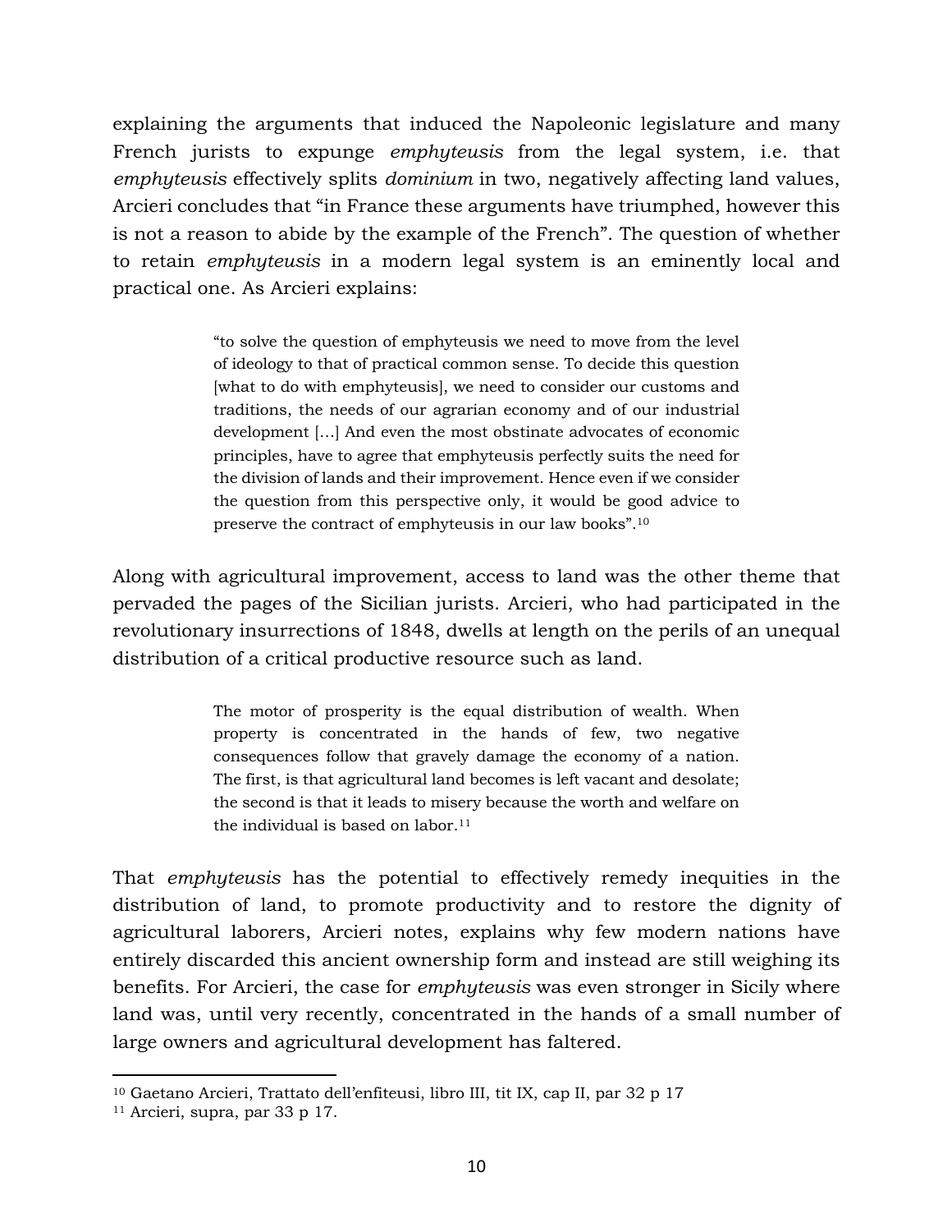explaining the arguments that induced the Napoleonic legislature and many French jurists to expunge *emphyteusis* from the legal system, i.e. that *emphyteusis* effectively splits *dominium* in two, negatively affecting land values, Arcieri concludes that "in France these arguments have triumphed, however this is not a reason to abide by the example of the French". The question of whether to retain *emphyteusis* in a modern legal system is an eminently local and practical one. As Arcieri explains:

> "to solve the question of emphyteusis we need to move from the level of ideology to that of practical common sense. To decide this question [what to do with emphyteusis], we need to consider our customs and traditions, the needs of our agrarian economy and of our industrial development [...] And even the most obstinate advocates of economic principles, have to agree that emphyteusis perfectly suits the need for the division of lands and their improvement. Hence even if we consider the question from this perspective only, it would be good advice to preserve the contract of emphyteusis in our law books".[10]

Along with agricultural improvement, access to land was the other theme that pervaded the pages of the Sicilian jurists. Arcieri, who had participated in the revolutionary insurrections of 1848, dwells at length on the perils of an unequal distribution of a critical productive resource such as land.

> The motor of prosperity is the equal distribution of wealth. When property is concentrated in the hands of few, two negative consequences follow that gravely damage the economy of a nation. The first, is that agricultural land becomes is left vacant and desolate; the second is that it leads to misery because the worth and welfare on the individual is based on labor.[11]

That *emphyteusis* has the potential to effectively remedy inequities in the distribution of land, to promote productivity and to restore the dignity of agricultural laborers, Arcieri notes, explains why few modern nations have entirely discarded this ancient ownership form and instead are still weighing its benefits. For Arcieri, the case for *emphyteusis* was even stronger in Sicily where land was, until very recently, concentrated in the hands of a small number of large owners and agricultural development has faltered.

---

[10] Gaetano Arcieri, Trattato dell'enfiteusi, libro III, tit IX, cap II, par 32 p 17

[11] Arcieri, supra, par 33 p 17.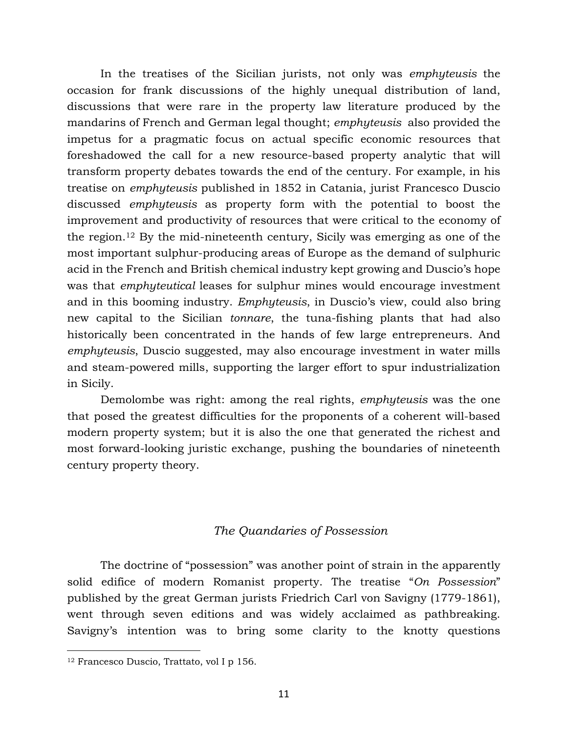In the treatises of the Sicilian jurists, not only was *emphyteusis* the occasion for frank discussions of the highly unequal distribution of land, discussions that were rare in the property law literature produced by the mandarins of French and German legal thought; *emphyteusis* also provided the impetus for a pragmatic focus on actual specific economic resources that foreshadowed the call for a new resource-based property analytic that will transform property debates towards the end of the century. For example, in his treatise on *emphyteusis* published in 1852 in Catania, jurist Francesco Duscio discussed *emphyteusis* as property form with the potential to boost the improvement and productivity of resources that were critical to the economy of the region.[12] By the mid-nineteenth century, Sicily was emerging as one of the most important sulphur-producing areas of Europe as the demand of sulphuric acid in the French and British chemical industry kept growing and Duscio's hope was that *emphyteutical* leases for sulphur mines would encourage investment and in this booming industry. *Emphyteusis*, in Duscio's view, could also bring new capital to the Sicilian *tonnare*, the tuna-fishing plants that had also historically been concentrated in the hands of few large entrepreneurs. And *emphyteusis*, Duscio suggested, may also encourage investment in water mills and steam-powered mills, supporting the larger effort to spur industrialization in Sicily.

Demolombe was right: among the real rights, *emphyteusis* was the one that posed the greatest difficulties for the proponents of a coherent will-based modern property system; but it is also the one that generated the richest and most forward-looking juristic exchange, pushing the boundaries of nineteenth century property theory.

### *The Quandaries of Possession*

The doctrine of "possession" was another point of strain in the apparently solid edifice of modern Romanist property. The treatise "*On Possession*" published by the great German jurists Friedrich Carl von Savigny (1779-1861), went through seven editions and was widely acclaimed as pathbreaking. Savigny's intention was to bring some clarity to the knotty questions

[12] Francesco Duscio, Trattato, vol I p 156.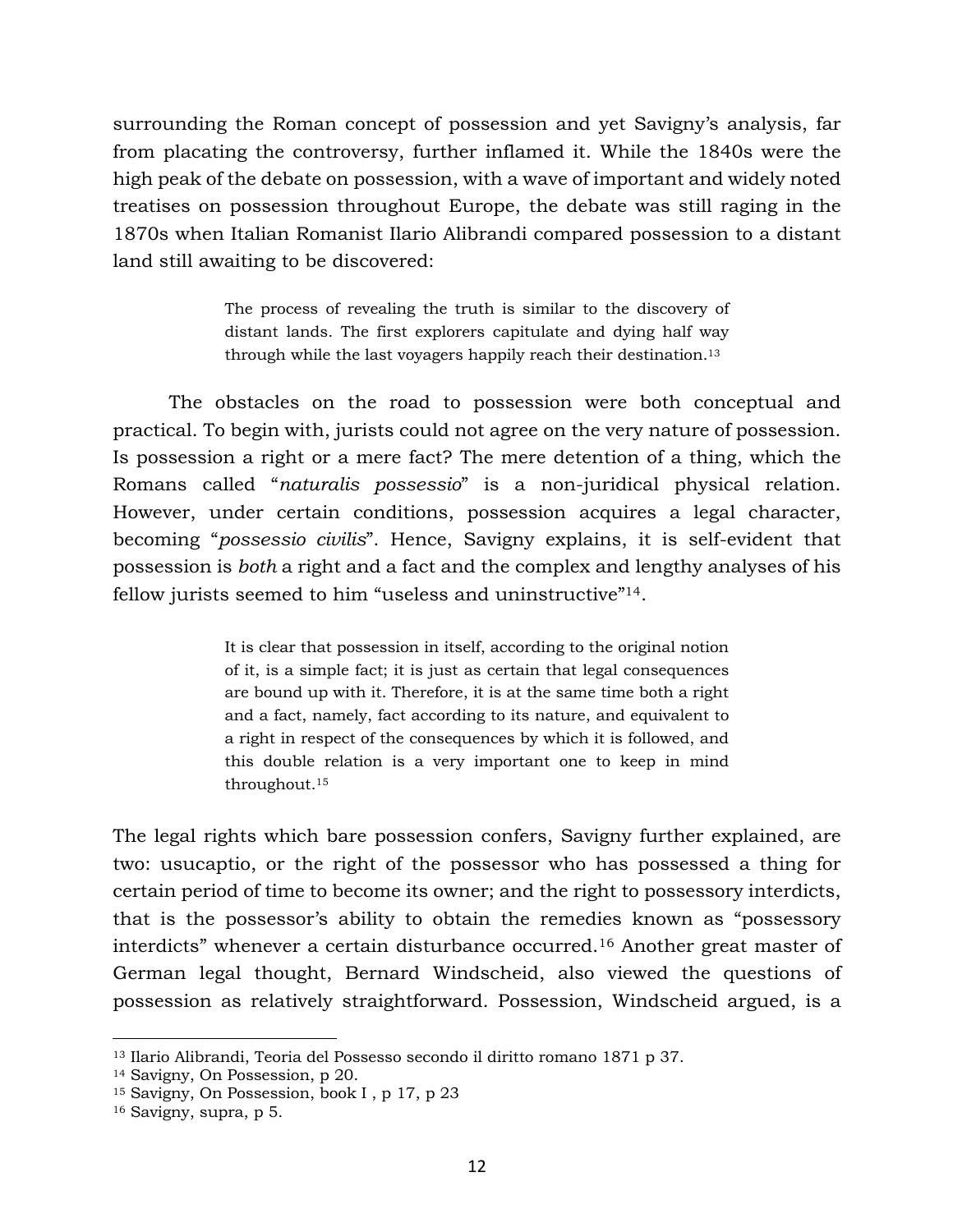surrounding the Roman concept of possession and yet Savigny's analysis, far from placating the controversy, further inflamed it. While the 1840s were the high peak of the debate on possession, with a wave of important and widely noted treatises on possession throughout Europe, the debate was still raging in the 1870s when Italian Romanist Ilario Alibrandi compared possession to a distant land still awaiting to be discovered:

> The process of revealing the truth is similar to the discovery of distant lands. The first explorers capitulate and dying half way through while the last voyagers happily reach their destination.[13]

The obstacles on the road to possession were both conceptual and practical. To begin with, jurists could not agree on the very nature of possession. Is possession a right or a mere fact? The mere detention of a thing, which the Romans called "*naturalis possessio*" is a non-juridical physical relation. However, under certain conditions, possession acquires a legal character, becoming "*possessio civilis*". Hence, Savigny explains, it is self-evident that possession is *both* a right and a fact and the complex and lengthy analyses of his fellow jurists seemed to him "useless and uninstructive"[14].

> It is clear that possession in itself, according to the original notion of it, is a simple fact; it is just as certain that legal consequences are bound up with it. Therefore, it is at the same time both a right and a fact, namely, fact according to its nature, and equivalent to a right in respect of the consequences by which it is followed, and this double relation is a very important one to keep in mind throughout.[15]

The legal rights which bare possession confers, Savigny further explained, are two: usucaptio, or the right of the possessor who has possessed a thing for certain period of time to become its owner; and the right to possessory interdicts, that is the possessor's ability to obtain the remedies known as "possessory interdicts" whenever a certain disturbance occurred.[16] Another great master of German legal thought, Bernard Windscheid, also viewed the questions of possession as relatively straightforward. Possession, Windscheid argued, is a

---

[13] Ilario Alibrandi, Teoria del Possesso secondo il diritto romano 1871 p 37.

[14] Savigny, On Possession, p 20.

[15] Savigny, On Possession, book I , p 17, p 23

[16] Savigny, supra, p 5.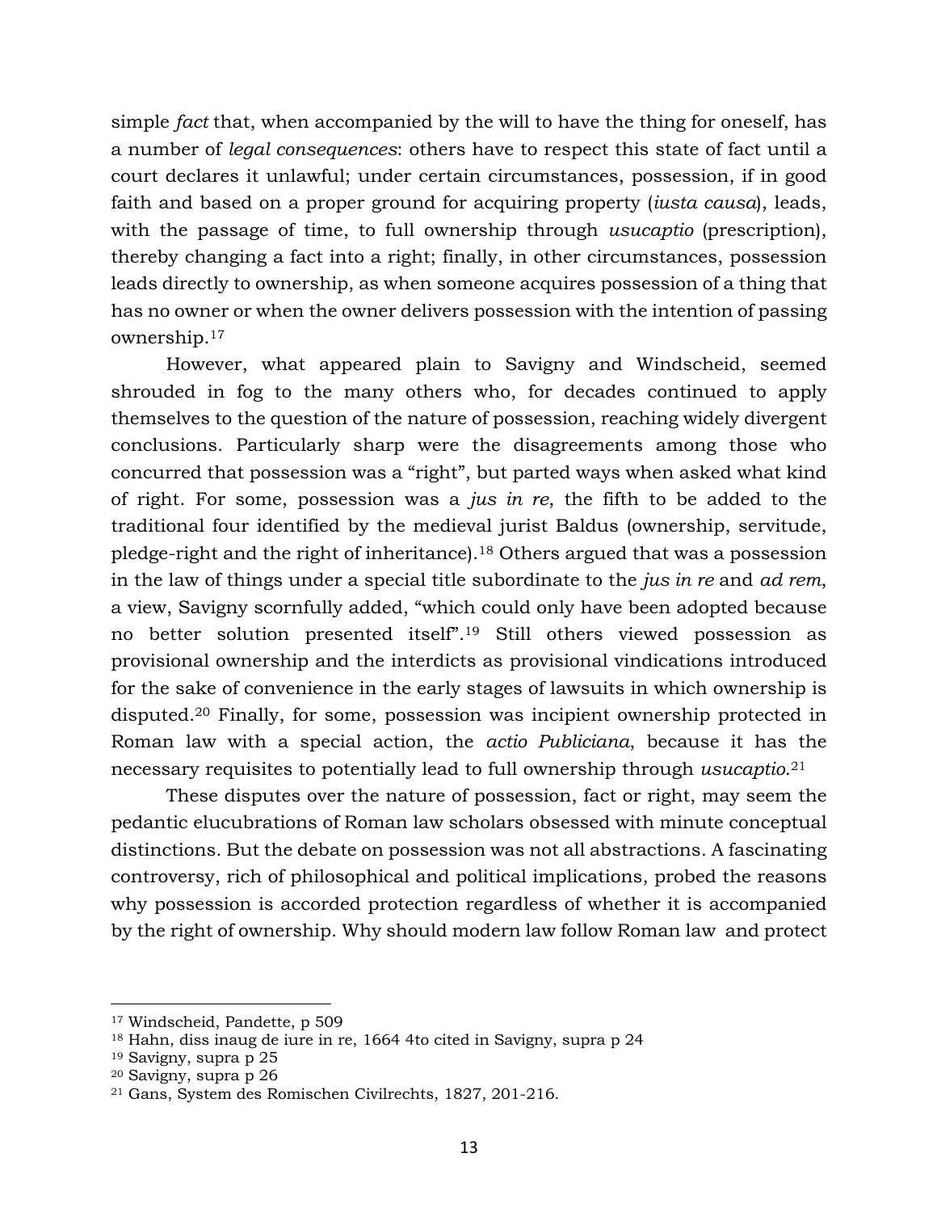simple *fact* that, when accompanied by the will to have the thing for oneself, has a number of *legal consequences*: others have to respect this state of fact until a court declares it unlawful; under certain circumstances, possession, if in good faith and based on a proper ground for acquiring property (*iusta causa*), leads, with the passage of time, to full ownership through *usucaptio* (prescription), thereby changing a fact into a right; finally, in other circumstances, possession leads directly to ownership, as when someone acquires possession of a thing that has no owner or when the owner delivers possession with the intention of passing ownership.[17]

However, what appeared plain to Savigny and Windscheid, seemed shrouded in fog to the many others who, for decades continued to apply themselves to the question of the nature of possession, reaching widely divergent conclusions. Particularly sharp were the disagreements among those who concurred that possession was a "right", but parted ways when asked what kind of right. For some, possession was a *jus in re*, the fifth to be added to the traditional four identified by the medieval jurist Baldus (ownership, servitude, pledge-right and the right of inheritance).[18] Others argued that was a possession in the law of things under a special title subordinate to the *jus in re* and *ad rem*, a view, Savigny scornfully added, "which could only have been adopted because no better solution presented itself".[19] Still others viewed possession as provisional ownership and the interdicts as provisional vindications introduced for the sake of convenience in the early stages of lawsuits in which ownership is disputed.[20] Finally, for some, possession was incipient ownership protected in Roman law with a special action, the *actio Publiciana*, because it has the necessary requisites to potentially lead to full ownership through *usucaptio*.[21]

These disputes over the nature of possession, fact or right, may seem the pedantic elucubrations of Roman law scholars obsessed with minute conceptual distinctions. But the debate on possession was not all abstractions. A fascinating controversy, rich of philosophical and political implications, probed the reasons why possession is accorded protection regardless of whether it is accompanied by the right of ownership. Why should modern law follow Roman law and protect

---

[17] Windscheid, Pandette, p 509

[18] Hahn, diss inaug de iure in re, 1664 4to cited in Savigny, supra p 24

[19] Savigny, supra p 25

[20] Savigny, supra p 26

[21] Gans, System des Romischen Civilrechts, 1827, 201-216.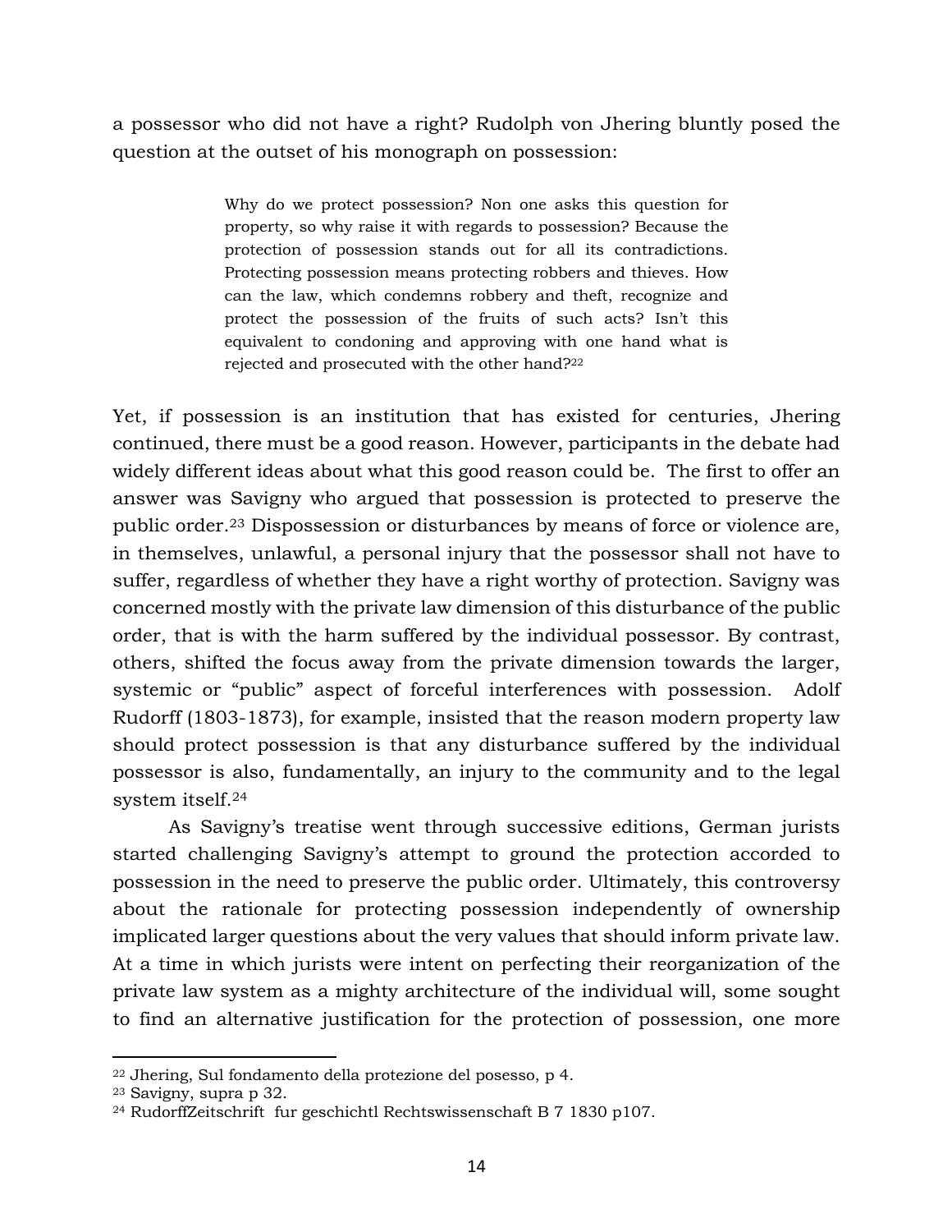a possessor who did not have a right? Rudolph von Jhering bluntly posed the question at the outset of his monograph on possession:

> Why do we protect possession? Non one asks this question for property, so why raise it with regards to possession? Because the protection of possession stands out for all its contradictions. Protecting possession means protecting robbers and thieves. How can the law, which condemns robbery and theft, recognize and protect the possession of the fruits of such acts? Isn't this equivalent to condoning and approving with one hand what is rejected and prosecuted with the other hand?[22]

Yet, if possession is an institution that has existed for centuries, Jhering continued, there must be a good reason. However, participants in the debate had widely different ideas about what this good reason could be. The first to offer an answer was Savigny who argued that possession is protected to preserve the public order.[23] Dispossession or disturbances by means of force or violence are, in themselves, unlawful, a personal injury that the possessor shall not have to suffer, regardless of whether they have a right worthy of protection. Savigny was concerned mostly with the private law dimension of this disturbance of the public order, that is with the harm suffered by the individual possessor. By contrast, others, shifted the focus away from the private dimension towards the larger, systemic or "public" aspect of forceful interferences with possession. Adolf Rudorff (1803-1873), for example, insisted that the reason modern property law should protect possession is that any disturbance suffered by the individual possessor is also, fundamentally, an injury to the community and to the legal system itself.[24]

As Savigny's treatise went through successive editions, German jurists started challenging Savigny's attempt to ground the protection accorded to possession in the need to preserve the public order. Ultimately, this controversy about the rationale for protecting possession independently of ownership implicated larger questions about the very values that should inform private law. At a time in which jurists were intent on perfecting their reorganization of the private law system as a mighty architecture of the individual will, some sought to find an alternative justification for the protection of possession, one more

---

[22] Jhering, Sul fondamento della protezione del posesso, p 4.

[23] Savigny, supra p 32.

[24] RudorffZeitschrift fur geschichtl Rechtswissenschaft B 7 1830 p107.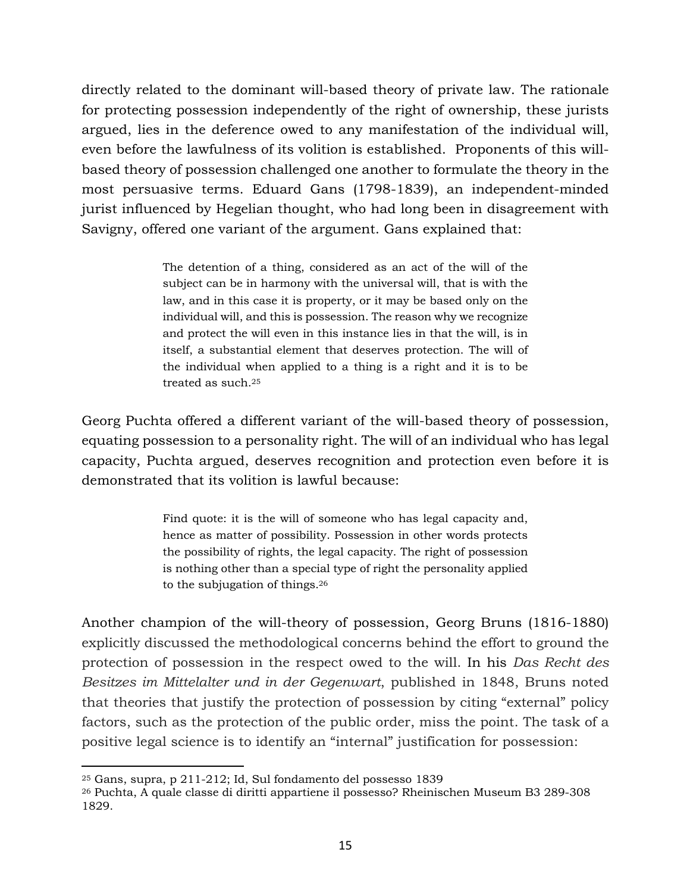directly related to the dominant will-based theory of private law. The rationale for protecting possession independently of the right of ownership, these jurists argued, lies in the deference owed to any manifestation of the individual will, even before the lawfulness of its volition is established. Proponents of this will-based theory of possession challenged one another to formulate the theory in the most persuasive terms. Eduard Gans (1798-1839), an independent-minded jurist influenced by Hegelian thought, who had long been in disagreement with Savigny, offered one variant of the argument. Gans explained that:

> The detention of a thing, considered as an act of the will of the subject can be in harmony with the universal will, that is with the law, and in this case it is property, or it may be based only on the individual will, and this is possession. The reason why we recognize and protect the will even in this instance lies in that the will, is in itself, a substantial element that deserves protection. The will of the individual when applied to a thing is a right and it is to be treated as such.[25]

Georg Puchta offered a different variant of the will-based theory of possession, equating possession to a personality right. The will of an individual who has legal capacity, Puchta argued, deserves recognition and protection even before it is demonstrated that its volition is lawful because:

> Find quote: it is the will of someone who has legal capacity and, hence as matter of possibility. Possession in other words protects the possibility of rights, the legal capacity. The right of possession is nothing other than a special type of right the personality applied to the subjugation of things.[26]

Another champion of the will-theory of possession, Georg Bruns (1816-1880) explicitly discussed the methodological concerns behind the effort to ground the protection of possession in the respect owed to the will. In his *Das Recht des Besitzes im Mittelalter und in der Gegenwart*, published in 1848, Bruns noted that theories that justify the protection of possession by citing "external" policy factors, such as the protection of the public order, miss the point. The task of a positive legal science is to identify an "internal" justification for possession:

---

[25] Gans, supra, p 211-212; Id, Sul fondamento del possesso 1839

[26] Puchta, A quale classe di diritti appartiene il possesso? Rheinischen Museum B3 289-308 1829.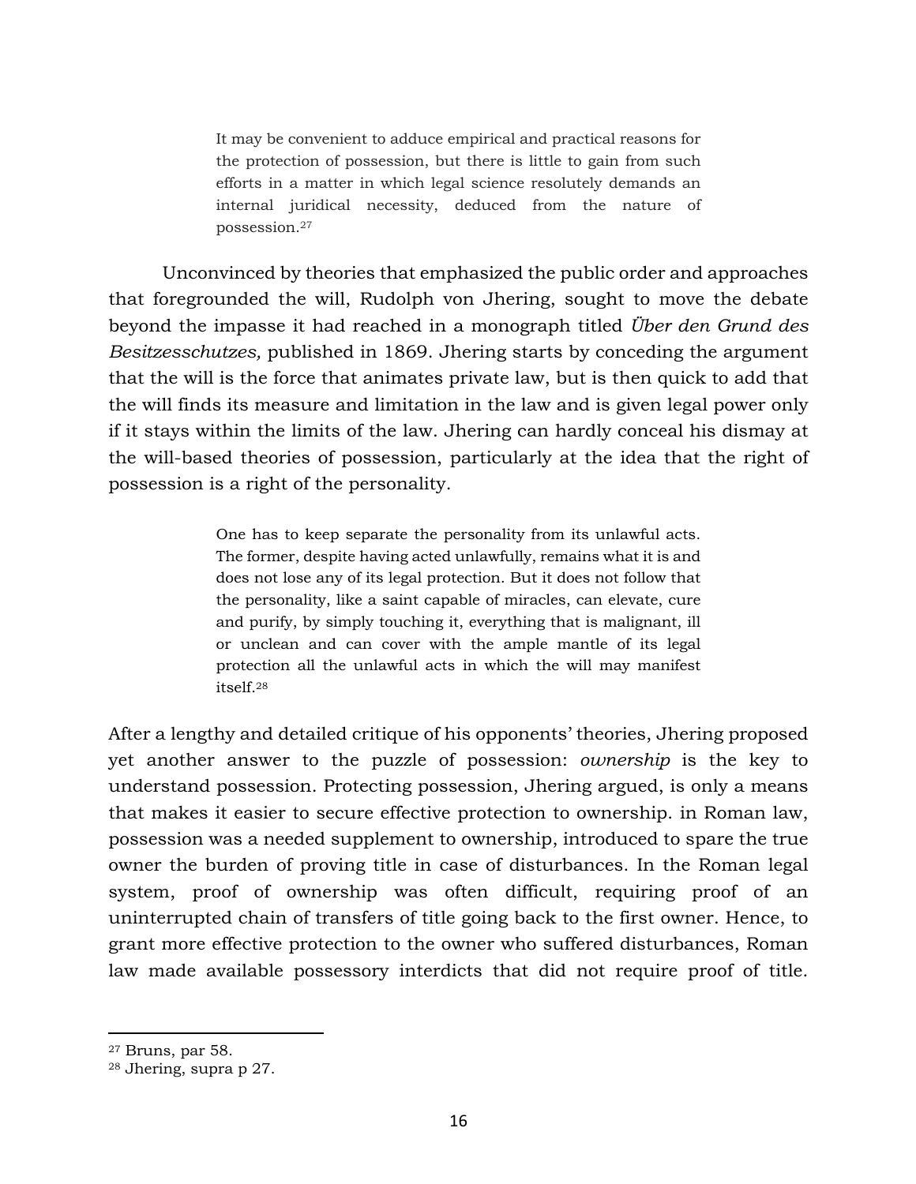> It may be convenient to adduce empirical and practical reasons for the protection of possession, but there is little to gain from such efforts in a matter in which legal science resolutely demands an internal juridical necessity, deduced from the nature of possession.[27]

Unconvinced by theories that emphasized the public order and approaches that foregrounded the will, Rudolph von Jhering, sought to move the debate beyond the impasse it had reached in a monograph titled *Über den Grund des Besitzesschutzes,* published in 1869. Jhering starts by conceding the argument that the will is the force that animates private law, but is then quick to add that the will finds its measure and limitation in the law and is given legal power only if it stays within the limits of the law. Jhering can hardly conceal his dismay at the will-based theories of possession, particularly at the idea that the right of possession is a right of the personality.

> One has to keep separate the personality from its unlawful acts. The former, despite having acted unlawfully, remains what it is and does not lose any of its legal protection. But it does not follow that the personality, like a saint capable of miracles, can elevate, cure and purify, by simply touching it, everything that is malignant, ill or unclean and can cover with the ample mantle of its legal protection all the unlawful acts in which the will may manifest itself.[28]

After a lengthy and detailed critique of his opponents' theories, Jhering proposed yet another answer to the puzzle of possession: *ownership* is the key to understand possession. Protecting possession, Jhering argued, is only a means that makes it easier to secure effective protection to ownership. in Roman law, possession was a needed supplement to ownership, introduced to spare the true owner the burden of proving title in case of disturbances. In the Roman legal system, proof of ownership was often difficult, requiring proof of an uninterrupted chain of transfers of title going back to the first owner. Hence, to grant more effective protection to the owner who suffered disturbances, Roman law made available possessory interdicts that did not require proof of title.

---

[27] Bruns, par 58.

[28] Jhering, supra p 27.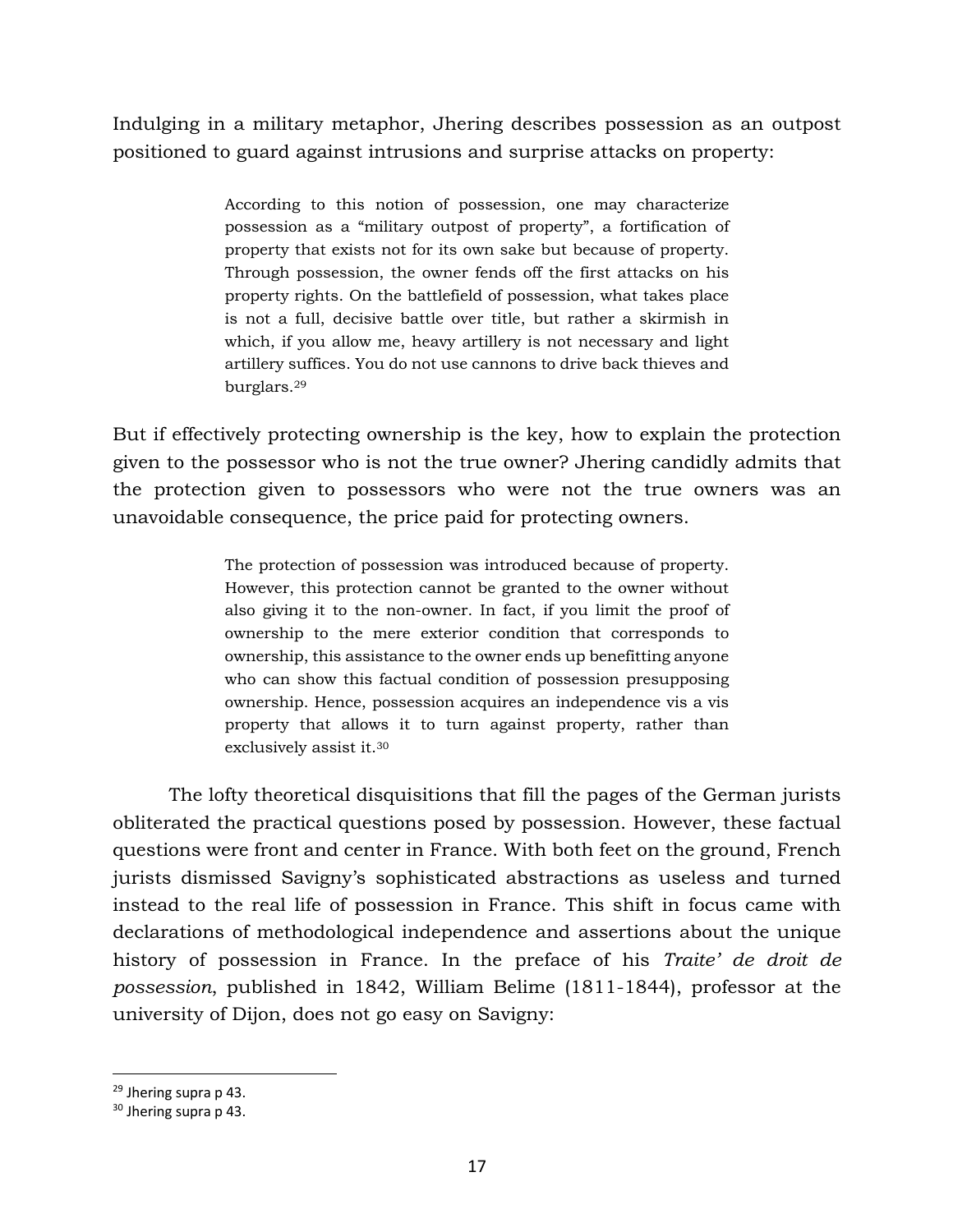Indulging in a military metaphor, Jhering describes possession as an outpost positioned to guard against intrusions and surprise attacks on property:

> According to this notion of possession, one may characterize possession as a "military outpost of property", a fortification of property that exists not for its own sake but because of property. Through possession, the owner fends off the first attacks on his property rights. On the battlefield of possession, what takes place is not a full, decisive battle over title, but rather a skirmish in which, if you allow me, heavy artillery is not necessary and light artillery suffices. You do not use cannons to drive back thieves and burglars.[29]

But if effectively protecting ownership is the key, how to explain the protection given to the possessor who is not the true owner? Jhering candidly admits that the protection given to possessors who were not the true owners was an unavoidable consequence, the price paid for protecting owners.

> The protection of possession was introduced because of property. However, this protection cannot be granted to the owner without also giving it to the non-owner. In fact, if you limit the proof of ownership to the mere exterior condition that corresponds to ownership, this assistance to the owner ends up benefitting anyone who can show this factual condition of possession presupposing ownership. Hence, possession acquires an independence vis a vis property that allows it to turn against property, rather than exclusively assist it.[30]

The lofty theoretical disquisitions that fill the pages of the German jurists obliterated the practical questions posed by possession. However, these factual questions were front and center in France. With both feet on the ground, French jurists dismissed Savigny's sophisticated abstractions as useless and turned instead to the real life of possession in France. This shift in focus came with declarations of methodological independence and assertions about the unique history of possession in France. In the preface of his *Traite' de droit de possession*, published in 1842, William Belime (1811-1844), professor at the university of Dijon, does not go easy on Savigny:

---

[29] Jhering supra p 43.

[30] Jhering supra p 43.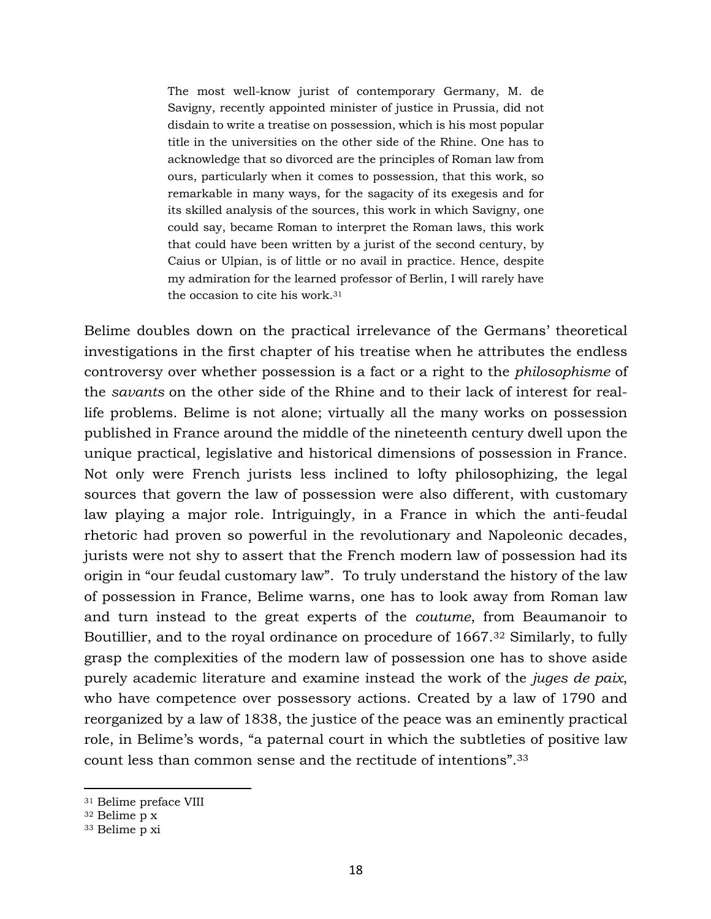> The most well-know jurist of contemporary Germany, M. de Savigny, recently appointed minister of justice in Prussia, did not disdain to write a treatise on possession, which is his most popular title in the universities on the other side of the Rhine. One has to acknowledge that so divorced are the principles of Roman law from ours, particularly when it comes to possession, that this work, so remarkable in many ways, for the sagacity of its exegesis and for its skilled analysis of the sources, this work in which Savigny, one could say, became Roman to interpret the Roman laws, this work that could have been written by a jurist of the second century, by Caius or Ulpian, is of little or no avail in practice. Hence, despite my admiration for the learned professor of Berlin, I will rarely have the occasion to cite his work.[31]

Belime doubles down on the practical irrelevance of the Germans' theoretical investigations in the first chapter of his treatise when he attributes the endless controversy over whether possession is a fact or a right to the *philosophisme* of the *savants* on the other side of the Rhine and to their lack of interest for real-life problems. Belime is not alone; virtually all the many works on possession published in France around the middle of the nineteenth century dwell upon the unique practical, legislative and historical dimensions of possession in France. Not only were French jurists less inclined to lofty philosophizing, the legal sources that govern the law of possession were also different, with customary law playing a major role. Intriguingly, in a France in which the anti-feudal rhetoric had proven so powerful in the revolutionary and Napoleonic decades, jurists were not shy to assert that the French modern law of possession had its origin in "our feudal customary law". To truly understand the history of the law of possession in France, Belime warns, one has to look away from Roman law and turn instead to the great experts of the *coutume*, from Beaumanoir to Boutillier, and to the royal ordinance on procedure of 1667.[32] Similarly, to fully grasp the complexities of the modern law of possession one has to shove aside purely academic literature and examine instead the work of the *juges de paix*, who have competence over possessory actions. Created by a law of 1790 and reorganized by a law of 1838, the justice of the peace was an eminently practical role, in Belime's words, "a paternal court in which the subtleties of positive law count less than common sense and the rectitude of intentions".[33]

---

[31] Belime preface VIII

[32] Belime p x

[33] Belime p xi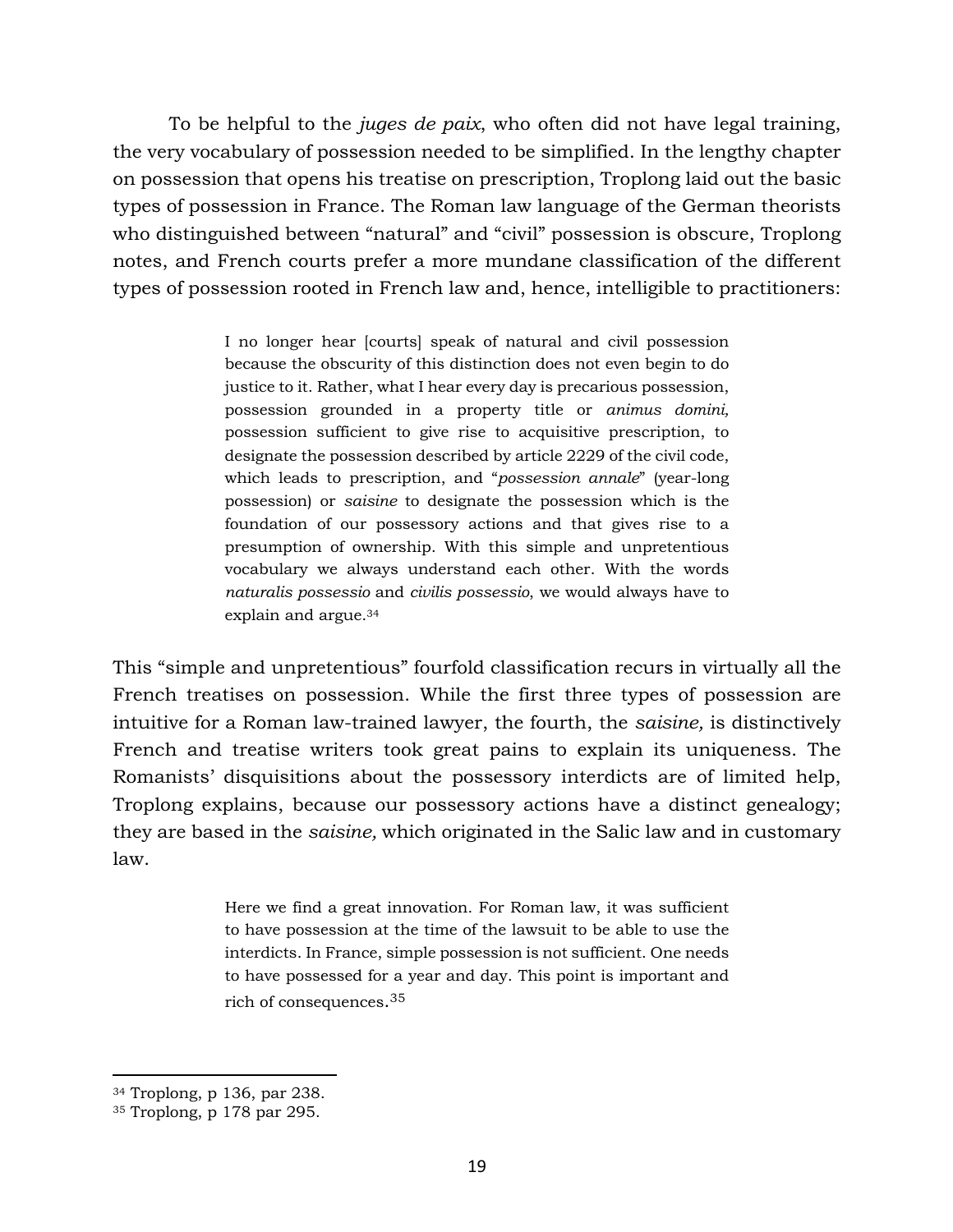To be helpful to the *juges de paix*, who often did not have legal training, the very vocabulary of possession needed to be simplified. In the lengthy chapter on possession that opens his treatise on prescription, Troplong laid out the basic types of possession in France. The Roman law language of the German theorists who distinguished between "natural" and "civil" possession is obscure, Troplong notes, and French courts prefer a more mundane classification of the different types of possession rooted in French law and, hence, intelligible to practitioners:

> I no longer hear [courts] speak of natural and civil possession because the obscurity of this distinction does not even begin to do justice to it. Rather, what I hear every day is precarious possession, possession grounded in a property title or *animus domini,* possession sufficient to give rise to acquisitive prescription, to designate the possession described by article 2229 of the civil code, which leads to prescription, and "*possession annale*" (year-long possession) or *saisine* to designate the possession which is the foundation of our possessory actions and that gives rise to a presumption of ownership. With this simple and unpretentious vocabulary we always understand each other. With the words *naturalis possessio* and *civilis possessio*, we would always have to explain and argue.[34]

This "simple and unpretentious" fourfold classification recurs in virtually all the French treatises on possession. While the first three types of possession are intuitive for a Roman law-trained lawyer, the fourth, the *saisine,* is distinctively French and treatise writers took great pains to explain its uniqueness. The Romanists' disquisitions about the possessory interdicts are of limited help, Troplong explains, because our possessory actions have a distinct genealogy; they are based in the *saisine,* which originated in the Salic law and in customary law.

> Here we find a great innovation. For Roman law, it was sufficient to have possession at the time of the lawsuit to be able to use the interdicts. In France, simple possession is not sufficient. One needs to have possessed for a year and day. This point is important and rich of consequences.[35]

---

[34] Troplong, p 136, par 238.

[35] Troplong, p 178 par 295.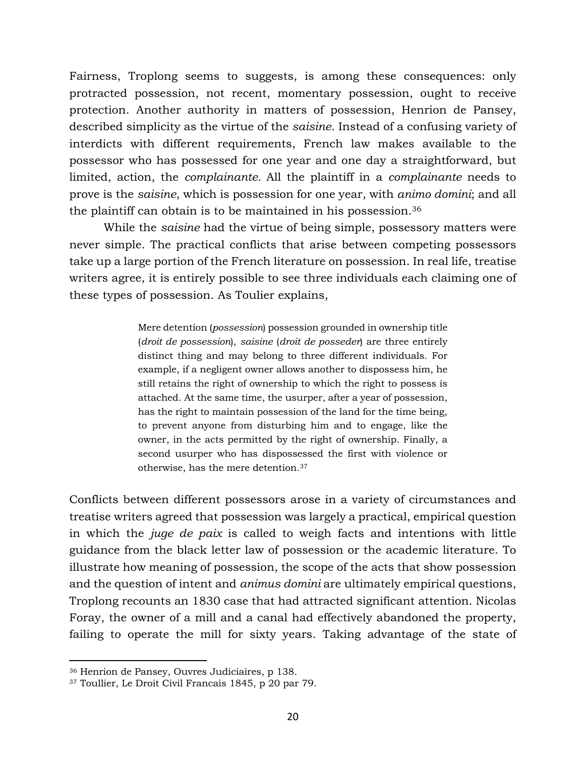Fairness, Troplong seems to suggests, is among these consequences: only protracted possession, not recent, momentary possession, ought to receive protection. Another authority in matters of possession, Henrion de Pansey, described simplicity as the virtue of the *saisine*. Instead of a confusing variety of interdicts with different requirements, French law makes available to the possessor who has possessed for one year and one day a straightforward, but limited, action, the *complainante.* All the plaintiff in a *complainante* needs to prove is the *saisine*, which is possession for one year, with *animo domini*; and all the plaintiff can obtain is to be maintained in his possession.[36]

While the *saisine* had the virtue of being simple, possessory matters were never simple. The practical conflicts that arise between competing possessors take up a large portion of the French literature on possession. In real life, treatise writers agree, it is entirely possible to see three individuals each claiming one of these types of possession. As Toulier explains,

> Mere detention (*possession*) possession grounded in ownership title (*droit de possession*), *saisine* (*droit de posseder*) are three entirely distinct thing and may belong to three different individuals. For example, if a negligent owner allows another to dispossess him, he still retains the right of ownership to which the right to possess is attached. At the same time, the usurper, after a year of possession, has the right to maintain possession of the land for the time being, to prevent anyone from disturbing him and to engage, like the owner, in the acts permitted by the right of ownership. Finally, a second usurper who has dispossessed the first with violence or otherwise, has the mere detention.[37]

Conflicts between different possessors arose in a variety of circumstances and treatise writers agreed that possession was largely a practical, empirical question in which the *juge de paix* is called to weigh facts and intentions with little guidance from the black letter law of possession or the academic literature. To illustrate how meaning of possession, the scope of the acts that show possession and the question of intent and *animus domini* are ultimately empirical questions, Troplong recounts an 1830 case that had attracted significant attention. Nicolas Foray, the owner of a mill and a canal had effectively abandoned the property, failing to operate the mill for sixty years. Taking advantage of the state of

---

[36] Henrion de Pansey, Ouvres Judiciaires, p 138.

[37] Toullier, Le Droit Civil Francais 1845, p 20 par 79.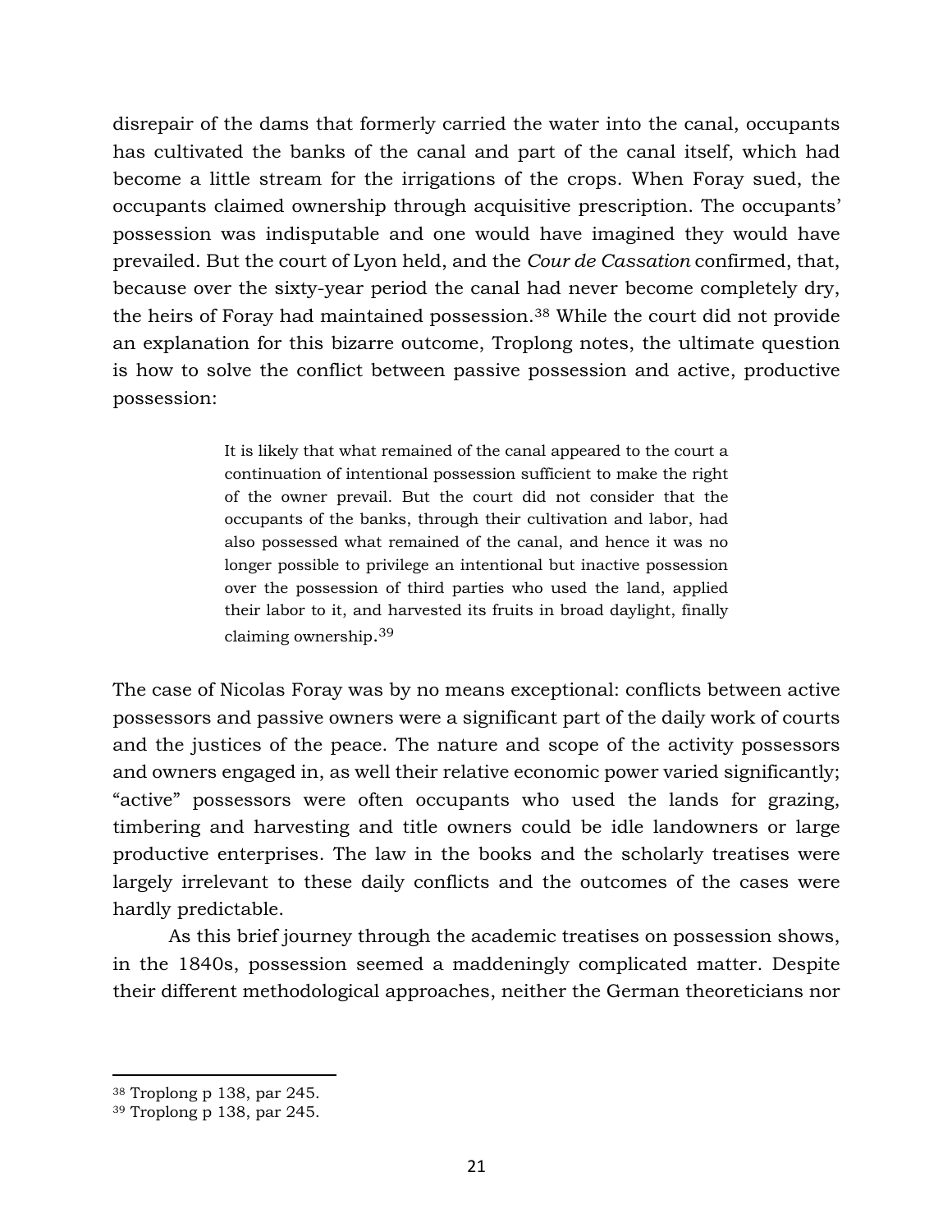disrepair of the dams that formerly carried the water into the canal, occupants has cultivated the banks of the canal and part of the canal itself, which had become a little stream for the irrigations of the crops. When Foray sued, the occupants claimed ownership through acquisitive prescription. The occupants' possession was indisputable and one would have imagined they would have prevailed. But the court of Lyon held, and the *Cour de Cassation* confirmed, that, because over the sixty-year period the canal had never become completely dry, the heirs of Foray had maintained possession.[38] While the court did not provide an explanation for this bizarre outcome, Troplong notes, the ultimate question is how to solve the conflict between passive possession and active, productive possession:

> It is likely that what remained of the canal appeared to the court a continuation of intentional possession sufficient to make the right of the owner prevail. But the court did not consider that the occupants of the banks, through their cultivation and labor, had also possessed what remained of the canal, and hence it was no longer possible to privilege an intentional but inactive possession over the possession of third parties who used the land, applied their labor to it, and harvested its fruits in broad daylight, finally claiming ownership.[39]

The case of Nicolas Foray was by no means exceptional: conflicts between active possessors and passive owners were a significant part of the daily work of courts and the justices of the peace. The nature and scope of the activity possessors and owners engaged in, as well their relative economic power varied significantly; "active" possessors were often occupants who used the lands for grazing, timbering and harvesting and title owners could be idle landowners or large productive enterprises. The law in the books and the scholarly treatises were largely irrelevant to these daily conflicts and the outcomes of the cases were hardly predictable.

As this brief journey through the academic treatises on possession shows, in the 1840s, possession seemed a maddeningly complicated matter. Despite their different methodological approaches, neither the German theoreticians nor

---

[38] Troplong p 138, par 245.

[39] Troplong p 138, par 245.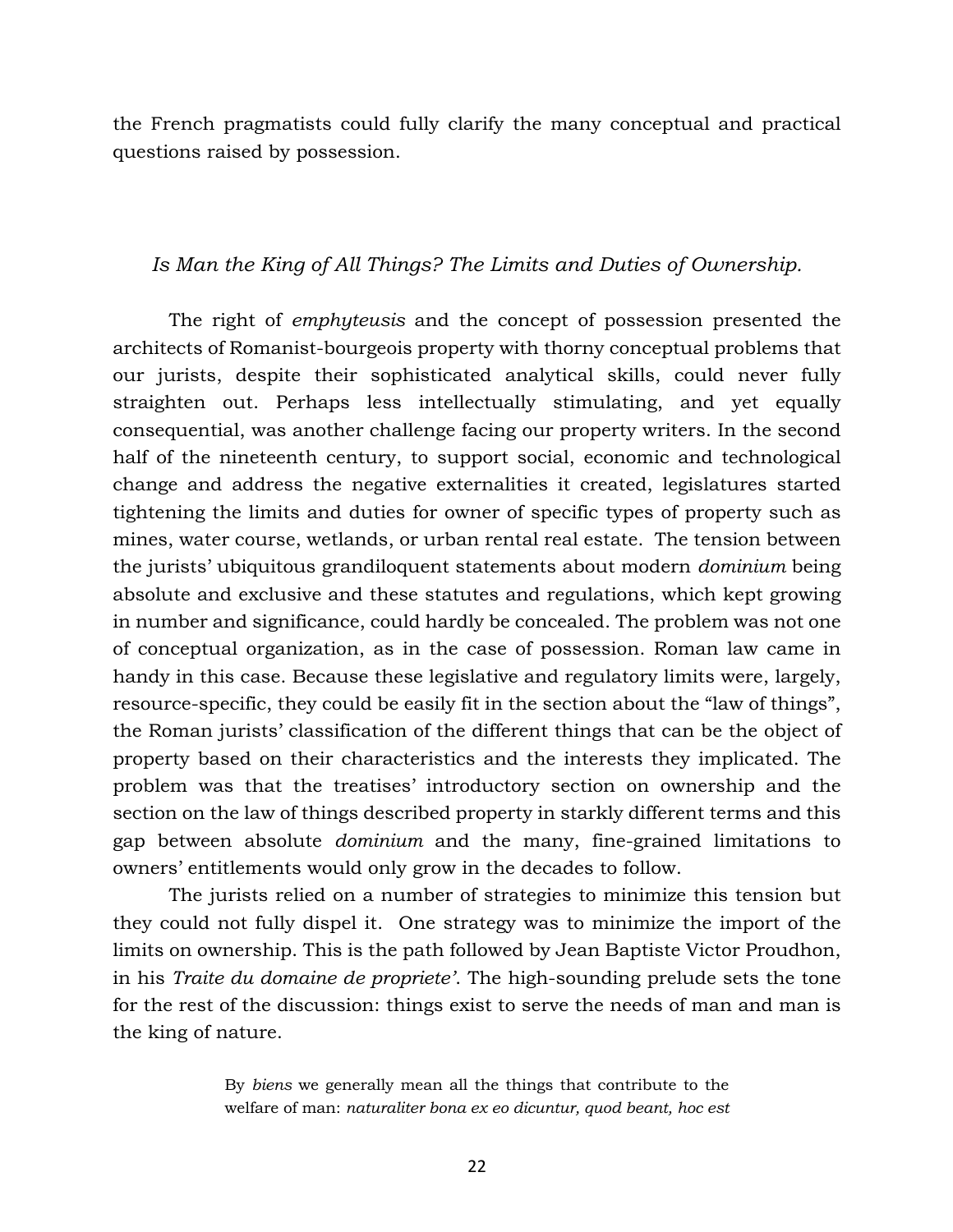the French pragmatists could fully clarify the many conceptual and practical questions raised by possession.

## *Is Man the King of All Things? The Limits and Duties of Ownership.*

The right of *emphyteusis* and the concept of possession presented the architects of Romanist-bourgeois property with thorny conceptual problems that our jurists, despite their sophisticated analytical skills, could never fully straighten out. Perhaps less intellectually stimulating, and yet equally consequential, was another challenge facing our property writers. In the second half of the nineteenth century, to support social, economic and technological change and address the negative externalities it created, legislatures started tightening the limits and duties for owner of specific types of property such as mines, water course, wetlands, or urban rental real estate. The tension between the jurists' ubiquitous grandiloquent statements about modern *dominium* being absolute and exclusive and these statutes and regulations, which kept growing in number and significance, could hardly be concealed. The problem was not one of conceptual organization, as in the case of possession. Roman law came in handy in this case. Because these legislative and regulatory limits were, largely, resource-specific, they could be easily fit in the section about the "law of things", the Roman jurists' classification of the different things that can be the object of property based on their characteristics and the interests they implicated. The problem was that the treatises' introductory section on ownership and the section on the law of things described property in starkly different terms and this gap between absolute *dominium* and the many, fine-grained limitations to owners' entitlements would only grow in the decades to follow.

The jurists relied on a number of strategies to minimize this tension but they could not fully dispel it. One strategy was to minimize the import of the limits on ownership. This is the path followed by Jean Baptiste Victor Proudhon, in his *Traite du domaine de propriete'*. The high-sounding prelude sets the tone for the rest of the discussion: things exist to serve the needs of man and man is the king of nature.

> By *biens* we generally mean all the things that contribute to the welfare of man: *naturaliter bona ex eo dicuntur, quod beant, hoc est*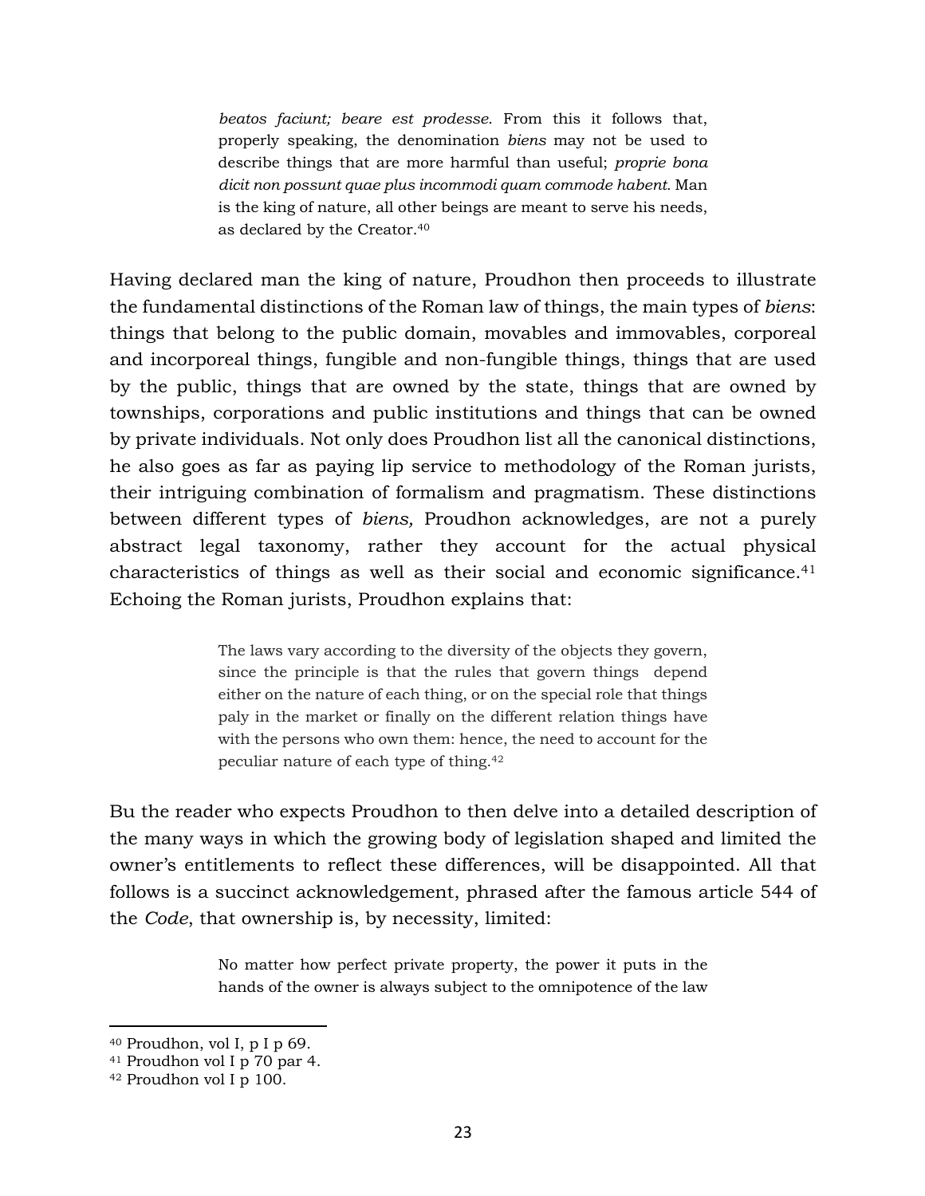> *beatos faciunt; beare est prodesse*. From this it follows that, properly speaking, the denomination *biens* may not be used to describe things that are more harmful than useful; *proprie bona dicit non possunt quae plus incommodi quam commode habent.* Man is the king of nature, all other beings are meant to serve his needs, as declared by the Creator.[40]

Having declared man the king of nature, Proudhon then proceeds to illustrate the fundamental distinctions of the Roman law of things, the main types of *biens*: things that belong to the public domain, movables and immovables, corporeal and incorporeal things, fungible and non-fungible things, things that are used by the public, things that are owned by the state, things that are owned by townships, corporations and public institutions and things that can be owned by private individuals. Not only does Proudhon list all the canonical distinctions, he also goes as far as paying lip service to methodology of the Roman jurists, their intriguing combination of formalism and pragmatism. These distinctions between different types of *biens,* Proudhon acknowledges, are not a purely abstract legal taxonomy, rather they account for the actual physical characteristics of things as well as their social and economic significance.[41] Echoing the Roman jurists, Proudhon explains that:

> The laws vary according to the diversity of the objects they govern, since the principle is that the rules that govern things depend either on the nature of each thing, or on the special role that things paly in the market or finally on the different relation things have with the persons who own them: hence, the need to account for the peculiar nature of each type of thing.[42]

Bu the reader who expects Proudhon to then delve into a detailed description of the many ways in which the growing body of legislation shaped and limited the owner's entitlements to reflect these differences, will be disappointed. All that follows is a succinct acknowledgement, phrased after the famous article 544 of the *Code*, that ownership is, by necessity, limited:

> No matter how perfect private property, the power it puts in the hands of the owner is always subject to the omnipotence of the law

---

[40] Proudhon, vol I, p I p 69.

[41] Proudhon vol I p 70 par 4.

[42] Proudhon vol I p 100.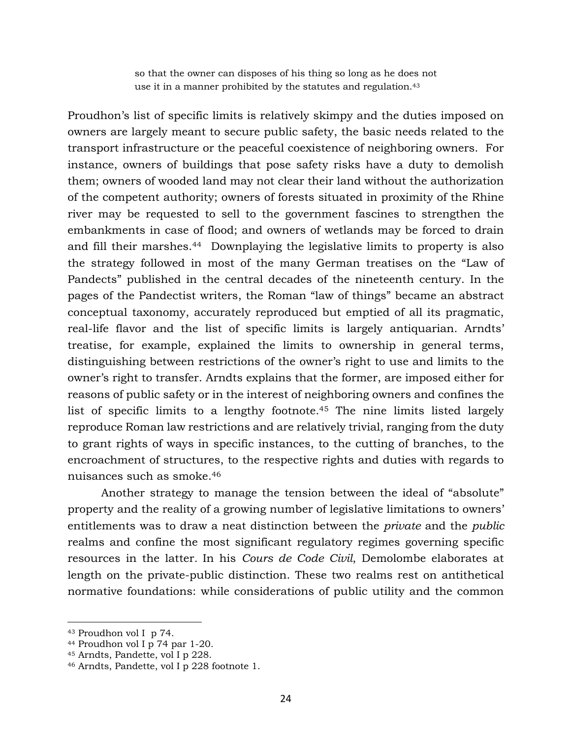> so that the owner can disposes of his thing so long as he does not use it in a manner prohibited by the statutes and regulation.[43]

Proudhon's list of specific limits is relatively skimpy and the duties imposed on owners are largely meant to secure public safety, the basic needs related to the transport infrastructure or the peaceful coexistence of neighboring owners. For instance, owners of buildings that pose safety risks have a duty to demolish them; owners of wooded land may not clear their land without the authorization of the competent authority; owners of forests situated in proximity of the Rhine river may be requested to sell to the government fascines to strengthen the embankments in case of flood; and owners of wetlands may be forced to drain and fill their marshes.[44] Downplaying the legislative limits to property is also the strategy followed in most of the many German treatises on the "Law of Pandects" published in the central decades of the nineteenth century. In the pages of the Pandectist writers, the Roman "law of things" became an abstract conceptual taxonomy, accurately reproduced but emptied of all its pragmatic, real-life flavor and the list of specific limits is largely antiquarian. Arndts' treatise, for example, explained the limits to ownership in general terms, distinguishing between restrictions of the owner's right to use and limits to the owner's right to transfer. Arndts explains that the former, are imposed either for reasons of public safety or in the interest of neighboring owners and confines the list of specific limits to a lengthy footnote.[45] The nine limits listed largely reproduce Roman law restrictions and are relatively trivial, ranging from the duty to grant rights of ways in specific instances, to the cutting of branches, to the encroachment of structures, to the respective rights and duties with regards to nuisances such as smoke.[46]

Another strategy to manage the tension between the ideal of "absolute" property and the reality of a growing number of legislative limitations to owners' entitlements was to draw a neat distinction between the *private* and the *public* realms and confine the most significant regulatory regimes governing specific resources in the latter. In his *Cours de Code Civil*, Demolombe elaborates at length on the private-public distinction. These two realms rest on antithetical normative foundations: while considerations of public utility and the common

---

[43] Proudhon vol I p 74.

[44] Proudhon vol I p 74 par 1-20.

[45] Arndts, Pandette, vol I p 228.

[46] Arndts, Pandette, vol I p 228 footnote 1.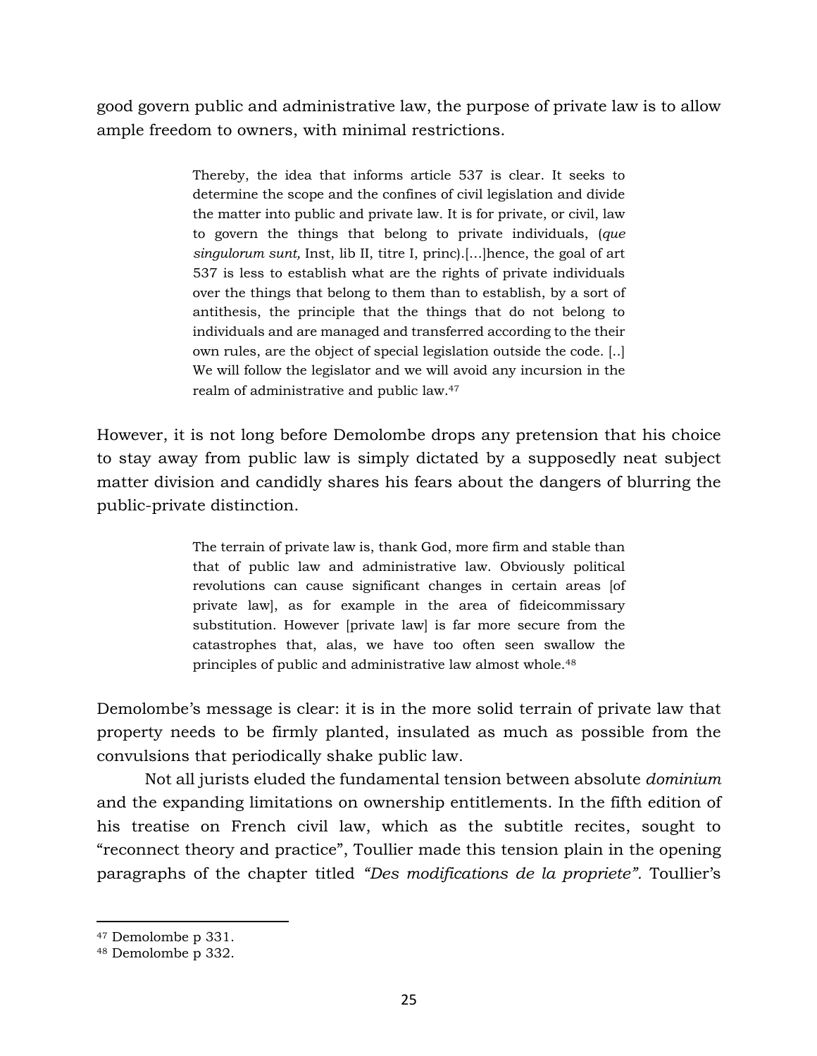good govern public and administrative law, the purpose of private law is to allow ample freedom to owners, with minimal restrictions.

> Thereby, the idea that informs article 537 is clear. It seeks to determine the scope and the confines of civil legislation and divide the matter into public and private law. It is for private, or civil, law to govern the things that belong to private individuals, (*que singulorum sunt,* Inst, lib II, titre I, princ).[…]hence, the goal of art 537 is less to establish what are the rights of private individuals over the things that belong to them than to establish, by a sort of antithesis, the principle that the things that do not belong to individuals and are managed and transferred according to the their own rules, are the object of special legislation outside the code. [..] We will follow the legislator and we will avoid any incursion in the realm of administrative and public law.[47]

However, it is not long before Demolombe drops any pretension that his choice to stay away from public law is simply dictated by a supposedly neat subject matter division and candidly shares his fears about the dangers of blurring the public-private distinction.

> The terrain of private law is, thank God, more firm and stable than that of public law and administrative law. Obviously political revolutions can cause significant changes in certain areas [of private law], as for example in the area of fideicommissary substitution. However [private law] is far more secure from the catastrophes that, alas, we have too often seen swallow the principles of public and administrative law almost whole.[48]

Demolombe's message is clear: it is in the more solid terrain of private law that property needs to be firmly planted, insulated as much as possible from the convulsions that periodically shake public law.

Not all jurists eluded the fundamental tension between absolute *dominium* and the expanding limitations on ownership entitlements. In the fifth edition of his treatise on French civil law, which as the subtitle recites, sought to "reconnect theory and practice", Toullier made this tension plain in the opening paragraphs of the chapter titled *"Des modifications de la propriete".* Toullier's

---

[47] Demolombe p 331.

[48] Demolombe p 332.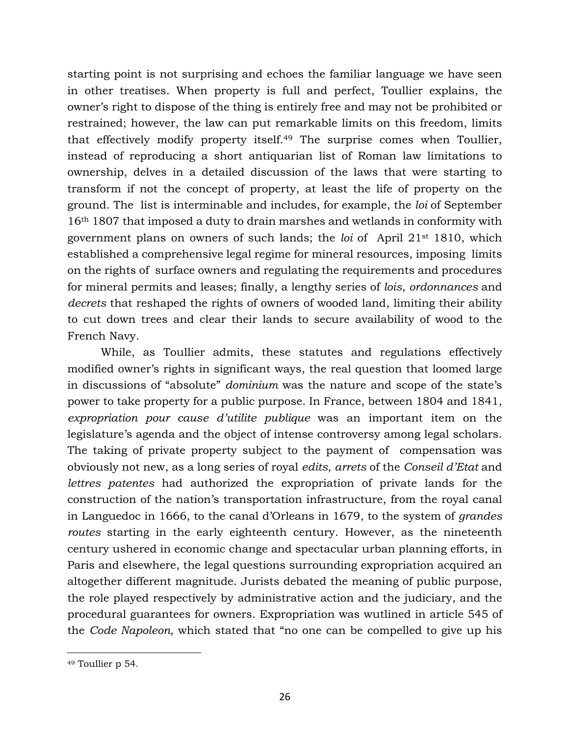starting point is not surprising and echoes the familiar language we have seen in other treatises. When property is full and perfect, Toullier explains, the owner's right to dispose of the thing is entirely free and may not be prohibited or restrained; however, the law can put remarkable limits on this freedom, limits that effectively modify property itself.[49] The surprise comes when Toullier, instead of reproducing a short antiquarian list of Roman law limitations to ownership, delves in a detailed discussion of the laws that were starting to transform if not the concept of property, at least the life of property on the ground. The list is interminable and includes, for example, the *loi* of September 16th 1807 that imposed a duty to drain marshes and wetlands in conformity with government plans on owners of such lands; the *loi* of April 21st 1810, which established a comprehensive legal regime for mineral resources, imposing limits on the rights of surface owners and regulating the requirements and procedures for mineral permits and leases; finally, a lengthy series of *lois*, *ordonnances* and *decrets* that reshaped the rights of owners of wooded land, limiting their ability to cut down trees and clear their lands to secure availability of wood to the French Navy.

While, as Toullier admits, these statutes and regulations effectively modified owner's rights in significant ways, the real question that loomed large in discussions of "absolute" *dominium* was the nature and scope of the state's power to take property for a public purpose. In France, between 1804 and 1841, *expropriation pour cause d'utilite publique* was an important item on the legislature's agenda and the object of intense controversy among legal scholars. The taking of private property subject to the payment of compensation was obviously not new, as a long series of royal *edits*, *arrets* of the *Conseil d'Etat* and *lettres patentes* had authorized the expropriation of private lands for the construction of the nation's transportation infrastructure, from the royal canal in Languedoc in 1666, to the canal d'Orleans in 1679, to the system of *grandes routes* starting in the early eighteenth century. However, as the nineteenth century ushered in economic change and spectacular urban planning efforts, in Paris and elsewhere, the legal questions surrounding expropriation acquired an altogether different magnitude. Jurists debated the meaning of public purpose, the role played respectively by administrative action and the judiciary, and the procedural guarantees for owners. Expropriation was wutlined in article 545 of the *Code Napoleon,* which stated that "no one can be compelled to give up his

---

[49] Toullier p 54.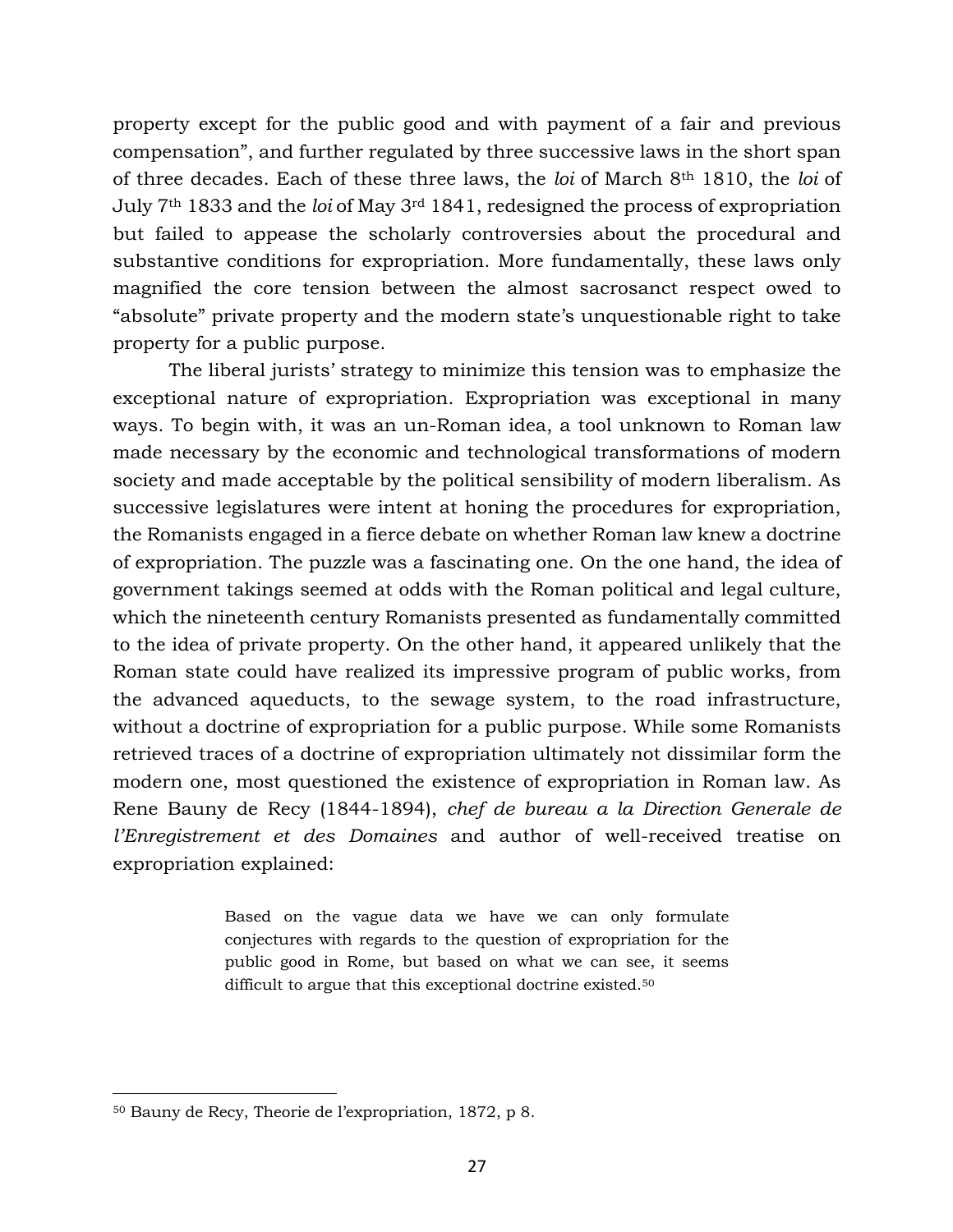property except for the public good and with payment of a fair and previous compensation", and further regulated by three successive laws in the short span of three decades. Each of these three laws, the *loi* of March 8th 1810, the *loi* of July 7th 1833 and the *loi* of May 3rd 1841, redesigned the process of expropriation but failed to appease the scholarly controversies about the procedural and substantive conditions for expropriation. More fundamentally, these laws only magnified the core tension between the almost sacrosanct respect owed to "absolute" private property and the modern state's unquestionable right to take property for a public purpose.

The liberal jurists' strategy to minimize this tension was to emphasize the exceptional nature of expropriation. Expropriation was exceptional in many ways. To begin with, it was an un-Roman idea, a tool unknown to Roman law made necessary by the economic and technological transformations of modern society and made acceptable by the political sensibility of modern liberalism. As successive legislatures were intent at honing the procedures for expropriation, the Romanists engaged in a fierce debate on whether Roman law knew a doctrine of expropriation. The puzzle was a fascinating one. On the one hand, the idea of government takings seemed at odds with the Roman political and legal culture, which the nineteenth century Romanists presented as fundamentally committed to the idea of private property. On the other hand, it appeared unlikely that the Roman state could have realized its impressive program of public works, from the advanced aqueducts, to the sewage system, to the road infrastructure, without a doctrine of expropriation for a public purpose. While some Romanists retrieved traces of a doctrine of expropriation ultimately not dissimilar form the modern one, most questioned the existence of expropriation in Roman law. As Rene Bauny de Recy (1844-1894), *chef de bureau a la Direction Generale de l'Enregistrement et des Domaines* and author of well-received treatise on expropriation explained:

> Based on the vague data we have we can only formulate conjectures with regards to the question of expropriation for the public good in Rome, but based on what we can see, it seems difficult to argue that this exceptional doctrine existed.[50]

---

[50] Bauny de Recy, Theorie de l'expropriation, 1872, p 8.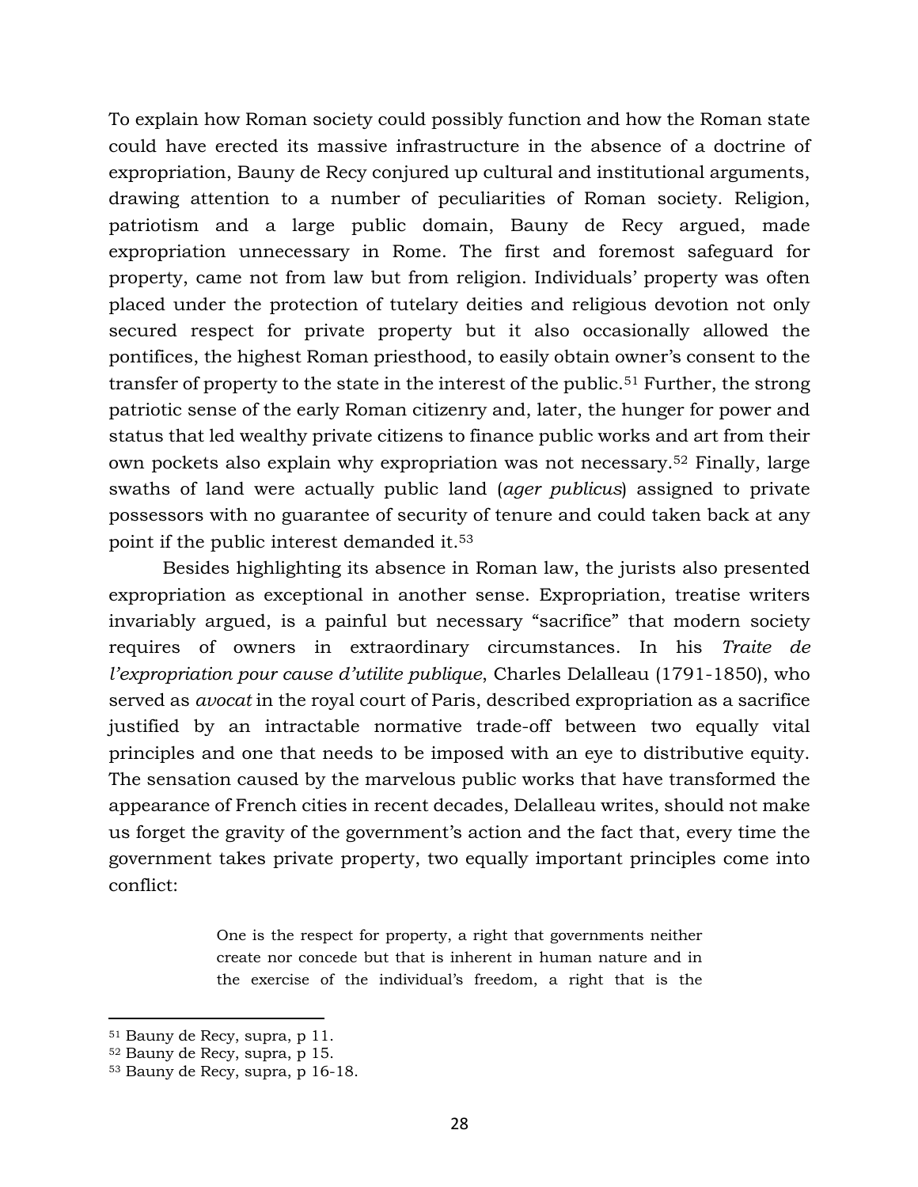To explain how Roman society could possibly function and how the Roman state could have erected its massive infrastructure in the absence of a doctrine of expropriation, Bauny de Recy conjured up cultural and institutional arguments, drawing attention to a number of peculiarities of Roman society. Religion, patriotism and a large public domain, Bauny de Recy argued, made expropriation unnecessary in Rome. The first and foremost safeguard for property, came not from law but from religion. Individuals' property was often placed under the protection of tutelary deities and religious devotion not only secured respect for private property but it also occasionally allowed the pontifices, the highest Roman priesthood, to easily obtain owner's consent to the transfer of property to the state in the interest of the public.[51] Further, the strong patriotic sense of the early Roman citizenry and, later, the hunger for power and status that led wealthy private citizens to finance public works and art from their own pockets also explain why expropriation was not necessary.[52] Finally, large swaths of land were actually public land (*ager publicus*) assigned to private possessors with no guarantee of security of tenure and could taken back at any point if the public interest demanded it.[53]

Besides highlighting its absence in Roman law, the jurists also presented expropriation as exceptional in another sense. Expropriation, treatise writers invariably argued, is a painful but necessary "sacrifice" that modern society requires of owners in extraordinary circumstances. In his *Traite de l'expropriation pour cause d'utilite publique*, Charles Delalleau (1791-1850), who served as *avocat* in the royal court of Paris, described expropriation as a sacrifice justified by an intractable normative trade-off between two equally vital principles and one that needs to be imposed with an eye to distributive equity. The sensation caused by the marvelous public works that have transformed the appearance of French cities in recent decades, Delalleau writes, should not make us forget the gravity of the government's action and the fact that, every time the government takes private property, two equally important principles come into conflict:

> One is the respect for property, a right that governments neither create nor concede but that is inherent in human nature and in the exercise of the individual's freedom, a right that is the

---

[51] Bauny de Recy, supra, p 11.

[52] Bauny de Recy, supra, p 15.

[53] Bauny de Recy, supra, p 16-18.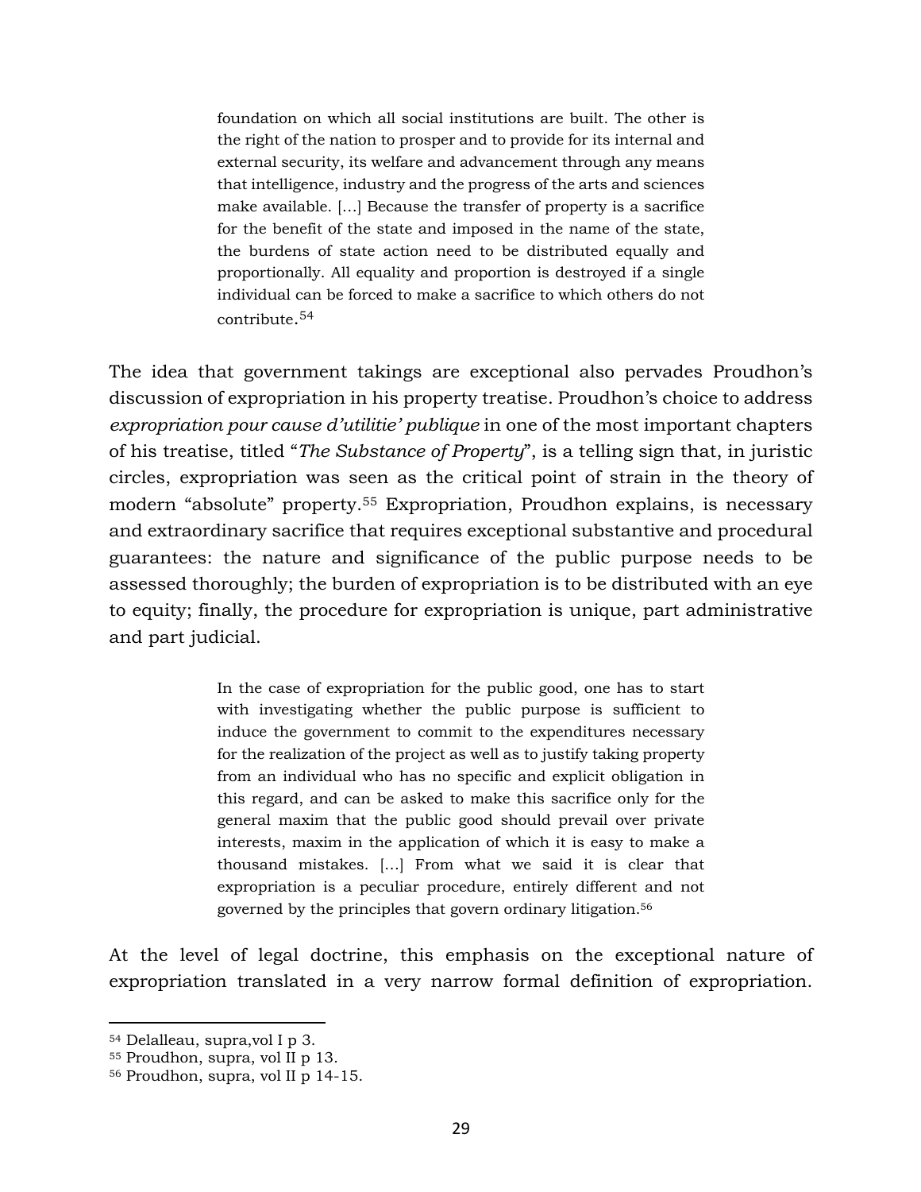> foundation on which all social institutions are built. The other is the right of the nation to prosper and to provide for its internal and external security, its welfare and advancement through any means that intelligence, industry and the progress of the arts and sciences make available. […] Because the transfer of property is a sacrifice for the benefit of the state and imposed in the name of the state, the burdens of state action need to be distributed equally and proportionally. All equality and proportion is destroyed if a single individual can be forced to make a sacrifice to which others do not contribute.[54]

The idea that government takings are exceptional also pervades Proudhon's discussion of expropriation in his property treatise. Proudhon's choice to address *expropriation pour cause d'utilitie' publique* in one of the most important chapters of his treatise, titled "*The Substance of Property*", is a telling sign that, in juristic circles, expropriation was seen as the critical point of strain in the theory of modern "absolute" property.[55] Expropriation, Proudhon explains, is necessary and extraordinary sacrifice that requires exceptional substantive and procedural guarantees: the nature and significance of the public purpose needs to be assessed thoroughly; the burden of expropriation is to be distributed with an eye to equity; finally, the procedure for expropriation is unique, part administrative and part judicial.

> In the case of expropriation for the public good, one has to start with investigating whether the public purpose is sufficient to induce the government to commit to the expenditures necessary for the realization of the project as well as to justify taking property from an individual who has no specific and explicit obligation in this regard, and can be asked to make this sacrifice only for the general maxim that the public good should prevail over private interests, maxim in the application of which it is easy to make a thousand mistakes. […] From what we said it is clear that expropriation is a peculiar procedure, entirely different and not governed by the principles that govern ordinary litigation.[56]

At the level of legal doctrine, this emphasis on the exceptional nature of expropriation translated in a very narrow formal definition of expropriation.

---

[54] Delalleau, supra,vol I p 3.

[55] Proudhon, supra, vol II p 13.

[56] Proudhon, supra, vol II p 14-15.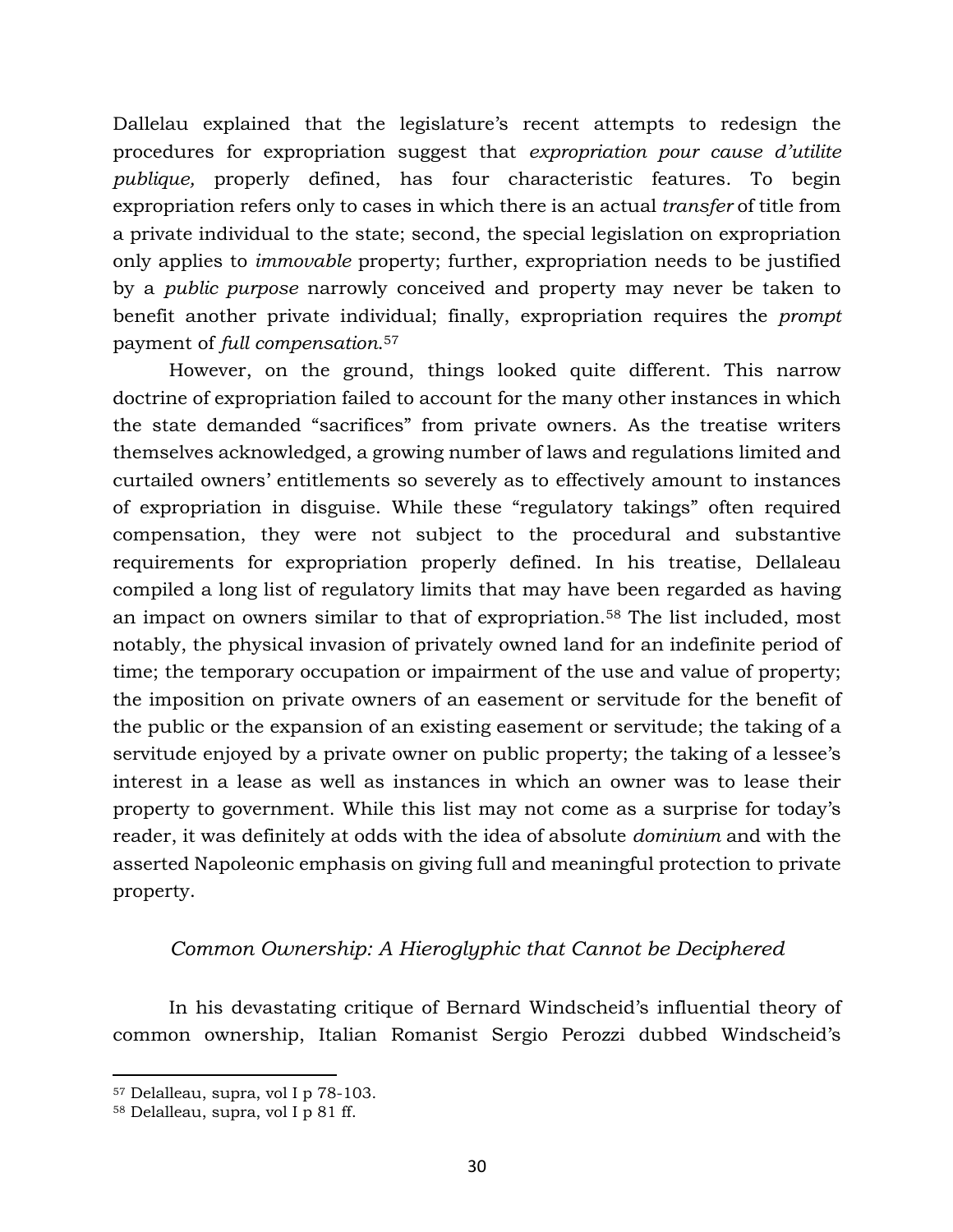Dallelau explained that the legislature's recent attempts to redesign the procedures for expropriation suggest that *expropriation pour cause d'utilite publique,* properly defined, has four characteristic features. To begin expropriation refers only to cases in which there is an actual *transfer* of title from a private individual to the state; second, the special legislation on expropriation only applies to *immovable* property; further, expropriation needs to be justified by a *public purpose* narrowly conceived and property may never be taken to benefit another private individual; finally, expropriation requires the *prompt* payment of *full compensation*.[57]

However, on the ground, things looked quite different. This narrow doctrine of expropriation failed to account for the many other instances in which the state demanded "sacrifices" from private owners. As the treatise writers themselves acknowledged, a growing number of laws and regulations limited and curtailed owners' entitlements so severely as to effectively amount to instances of expropriation in disguise. While these "regulatory takings" often required compensation, they were not subject to the procedural and substantive requirements for expropriation properly defined. In his treatise, Dellaleau compiled a long list of regulatory limits that may have been regarded as having an impact on owners similar to that of expropriation.[58] The list included, most notably, the physical invasion of privately owned land for an indefinite period of time; the temporary occupation or impairment of the use and value of property; the imposition on private owners of an easement or servitude for the benefit of the public or the expansion of an existing easement or servitude; the taking of a servitude enjoyed by a private owner on public property; the taking of a lessee's interest in a lease as well as instances in which an owner was to lease their property to government. While this list may not come as a surprise for today's reader, it was definitely at odds with the idea of absolute *dominium* and with the asserted Napoleonic emphasis on giving full and meaningful protection to private property.

### *Common Ownership: A Hieroglyphic that Cannot be Deciphered*

In his devastating critique of Bernard Windscheid's influential theory of common ownership, Italian Romanist Sergio Perozzi dubbed Windscheid's

---

[57] Delalleau, supra, vol I p 78-103.

[58] Delalleau, supra, vol I p 81 ff.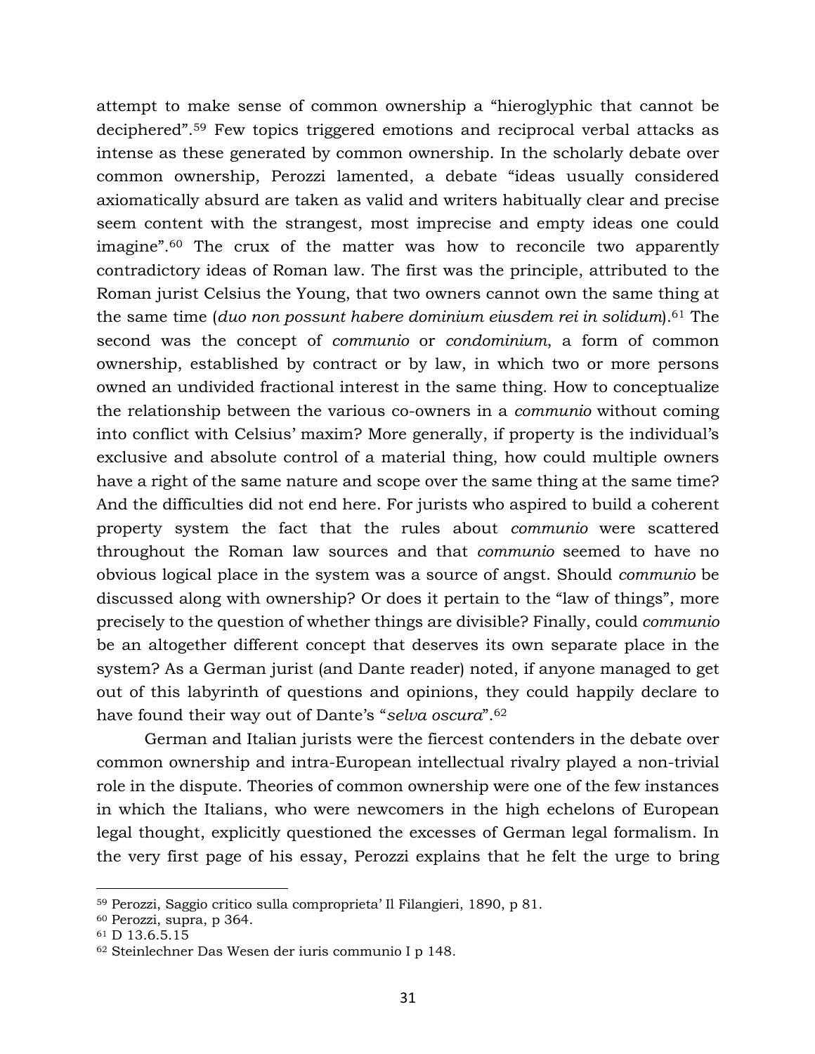attempt to make sense of common ownership a "hieroglyphic that cannot be deciphered".[59] Few topics triggered emotions and reciprocal verbal attacks as intense as these generated by common ownership. In the scholarly debate over common ownership, Perozzi lamented, a debate "ideas usually considered axiomatically absurd are taken as valid and writers habitually clear and precise seem content with the strangest, most imprecise and empty ideas one could imagine".[60] The crux of the matter was how to reconcile two apparently contradictory ideas of Roman law. The first was the principle, attributed to the Roman jurist Celsius the Young, that two owners cannot own the same thing at the same time (*duo non possunt habere dominium eiusdem rei in solidum*).[61] The second was the concept of *communio* or *condominium*, a form of common ownership, established by contract or by law, in which two or more persons owned an undivided fractional interest in the same thing. How to conceptualize the relationship between the various co-owners in a *communio* without coming into conflict with Celsius' maxim? More generally, if property is the individual's exclusive and absolute control of a material thing, how could multiple owners have a right of the same nature and scope over the same thing at the same time? And the difficulties did not end here. For jurists who aspired to build a coherent property system the fact that the rules about *communio* were scattered throughout the Roman law sources and that *communio* seemed to have no obvious logical place in the system was a source of angst. Should *communio* be discussed along with ownership? Or does it pertain to the "law of things", more precisely to the question of whether things are divisible? Finally, could *communio* be an altogether different concept that deserves its own separate place in the system? As a German jurist (and Dante reader) noted, if anyone managed to get out of this labyrinth of questions and opinions, they could happily declare to have found their way out of Dante's "*selva oscura*".[62]

German and Italian jurists were the fiercest contenders in the debate over common ownership and intra-European intellectual rivalry played a non-trivial role in the dispute. Theories of common ownership were one of the few instances in which the Italians, who were newcomers in the high echelons of European legal thought, explicitly questioned the excesses of German legal formalism. In the very first page of his essay, Perozzi explains that he felt the urge to bring

---

[59] Perozzi, Saggio critico sulla comproprieta' Il Filangieri, 1890, p 81.

[60] Perozzi, supra, p 364.

[61] D 13.6.5.15

[62] Steinlechner Das Wesen der iuris communio I p 148.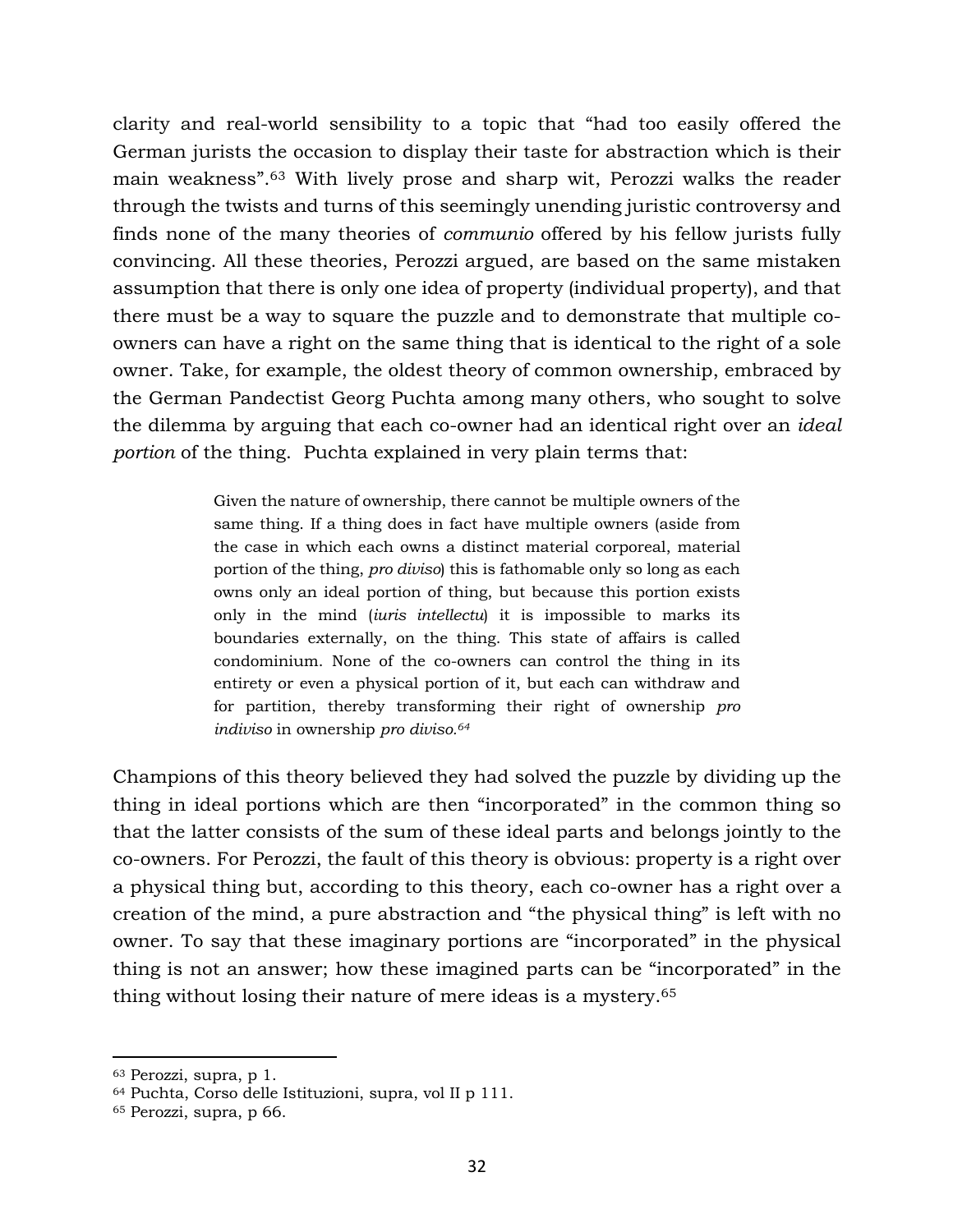clarity and real-world sensibility to a topic that "had too easily offered the German jurists the occasion to display their taste for abstraction which is their main weakness".[63] With lively prose and sharp wit, Perozzi walks the reader through the twists and turns of this seemingly unending juristic controversy and finds none of the many theories of *communio* offered by his fellow jurists fully convincing. All these theories, Perozzi argued, are based on the same mistaken assumption that there is only one idea of property (individual property), and that there must be a way to square the puzzle and to demonstrate that multiple co-owners can have a right on the same thing that is identical to the right of a sole owner. Take, for example, the oldest theory of common ownership, embraced by the German Pandectist Georg Puchta among many others, who sought to solve the dilemma by arguing that each co-owner had an identical right over an *ideal portion* of the thing. Puchta explained in very plain terms that:

> Given the nature of ownership, there cannot be multiple owners of the same thing. If a thing does in fact have multiple owners (aside from the case in which each owns a distinct material corporeal, material portion of the thing, *pro diviso*) this is fathomable only so long as each owns only an ideal portion of thing, but because this portion exists only in the mind (*iuris intellectu*) it is impossible to marks its boundaries externally, on the thing. This state of affairs is called condominium. None of the co-owners can control the thing in its entirety or even a physical portion of it, but each can withdraw and for partition, thereby transforming their right of ownership *pro indiviso* in ownership *pro diviso.*[64]

Champions of this theory believed they had solved the puzzle by dividing up the thing in ideal portions which are then "incorporated" in the common thing so that the latter consists of the sum of these ideal parts and belongs jointly to the co-owners. For Perozzi, the fault of this theory is obvious: property is a right over a physical thing but, according to this theory, each co-owner has a right over a creation of the mind, a pure abstraction and "the physical thing" is left with no owner. To say that these imaginary portions are "incorporated" in the physical thing is not an answer; how these imagined parts can be "incorporated" in the thing without losing their nature of mere ideas is a mystery.[65]

---

[63] Perozzi, supra, p 1.

[64] Puchta, Corso delle Istituzioni, supra, vol II p 111.

[65] Perozzi, supra, p 66.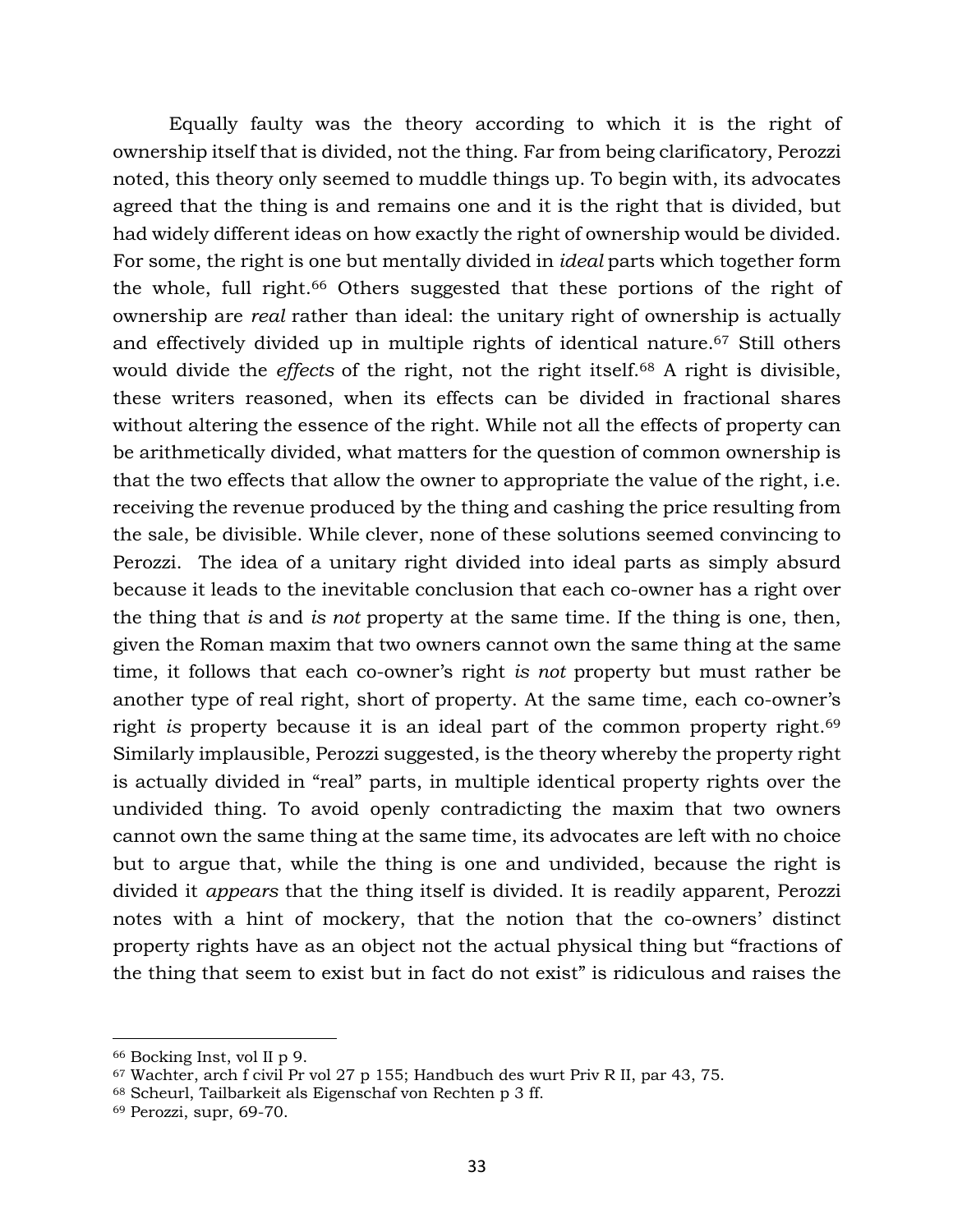Equally faulty was the theory according to which it is the right of ownership itself that is divided, not the thing. Far from being clarificatory, Perozzi noted, this theory only seemed to muddle things up. To begin with, its advocates agreed that the thing is and remains one and it is the right that is divided, but had widely different ideas on how exactly the right of ownership would be divided. For some, the right is one but mentally divided in *ideal* parts which together form the whole, full right.[66] Others suggested that these portions of the right of ownership are *real* rather than ideal: the unitary right of ownership is actually and effectively divided up in multiple rights of identical nature.[67] Still others would divide the *effects* of the right, not the right itself.[68] A right is divisible, these writers reasoned, when its effects can be divided in fractional shares without altering the essence of the right. While not all the effects of property can be arithmetically divided, what matters for the question of common ownership is that the two effects that allow the owner to appropriate the value of the right, i.e. receiving the revenue produced by the thing and cashing the price resulting from the sale, be divisible. While clever, none of these solutions seemed convincing to Perozzi. The idea of a unitary right divided into ideal parts as simply absurd because it leads to the inevitable conclusion that each co-owner has a right over the thing that *is* and *is not* property at the same time. If the thing is one, then, given the Roman maxim that two owners cannot own the same thing at the same time, it follows that each co-owner's right *is not* property but must rather be another type of real right, short of property. At the same time, each co-owner's right *is* property because it is an ideal part of the common property right.[69] Similarly implausible, Perozzi suggested, is the theory whereby the property right is actually divided in "real" parts, in multiple identical property rights over the undivided thing. To avoid openly contradicting the maxim that two owners cannot own the same thing at the same time, its advocates are left with no choice but to argue that, while the thing is one and undivided, because the right is divided it *appears* that the thing itself is divided. It is readily apparent, Perozzi notes with a hint of mockery, that the notion that the co-owners' distinct property rights have as an object not the actual physical thing but "fractions of the thing that seem to exist but in fact do not exist" is ridiculous and raises the

---

[66] Bocking Inst, vol II p 9.

[67] Wachter, arch f civil Pr vol 27 p 155; Handbuch des wurt Priv R II, par 43, 75.

[68] Scheurl, Tailbarkeit als Eigenschaf von Rechten p 3 ff.

[69] Perozzi, supr, 69-70.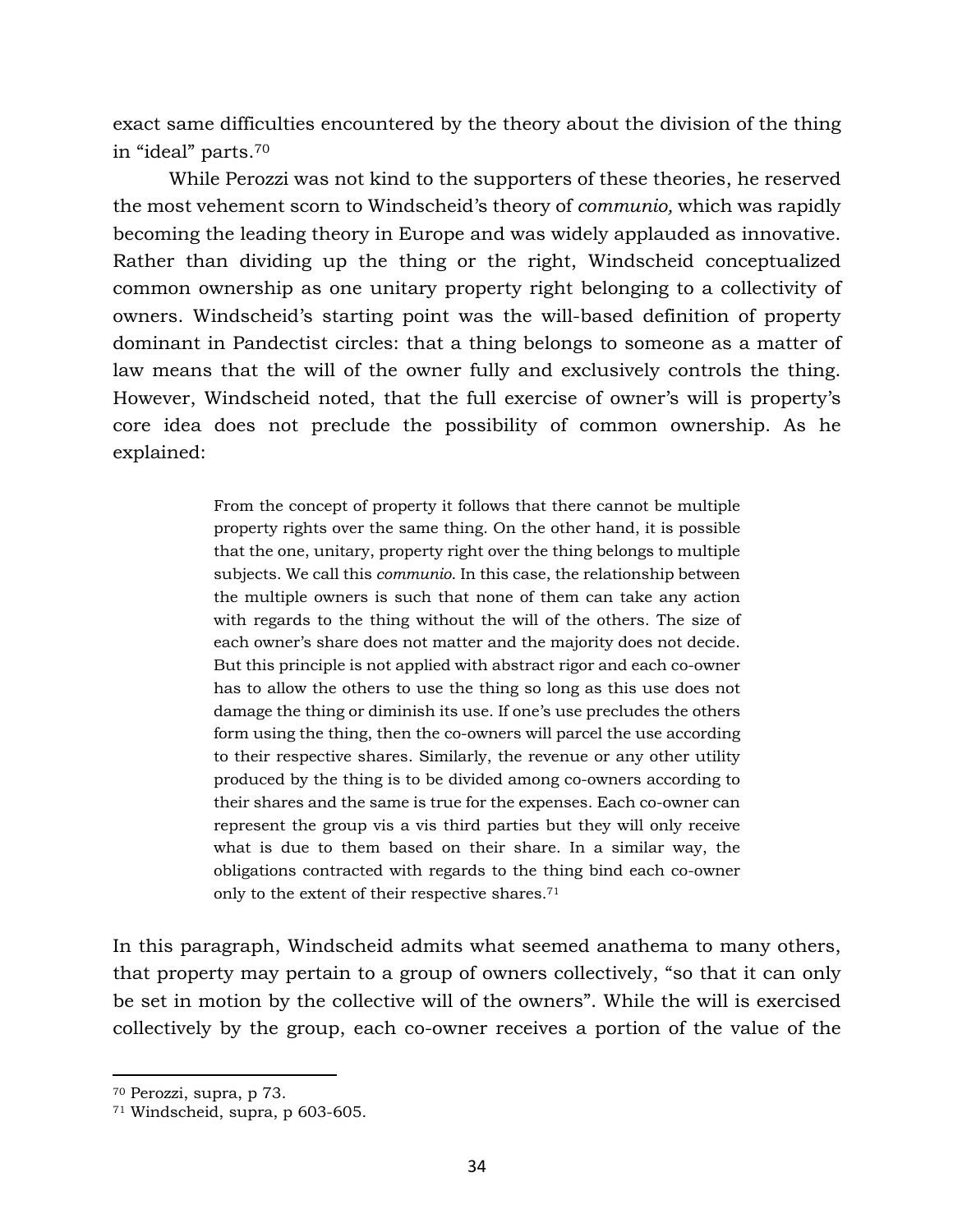exact same difficulties encountered by the theory about the division of the thing in "ideal" parts.[70]

While Perozzi was not kind to the supporters of these theories, he reserved the most vehement scorn to Windscheid's theory of *communio,* which was rapidly becoming the leading theory in Europe and was widely applauded as innovative. Rather than dividing up the thing or the right, Windscheid conceptualized common ownership as one unitary property right belonging to a collectivity of owners. Windscheid's starting point was the will-based definition of property dominant in Pandectist circles: that a thing belongs to someone as a matter of law means that the will of the owner fully and exclusively controls the thing. However, Windscheid noted, that the full exercise of owner's will is property's core idea does not preclude the possibility of common ownership. As he explained:

> From the concept of property it follows that there cannot be multiple property rights over the same thing. On the other hand, it is possible that the one, unitary, property right over the thing belongs to multiple subjects. We call this *communio*. In this case, the relationship between the multiple owners is such that none of them can take any action with regards to the thing without the will of the others. The size of each owner's share does not matter and the majority does not decide. But this principle is not applied with abstract rigor and each co-owner has to allow the others to use the thing so long as this use does not damage the thing or diminish its use. If one's use precludes the others form using the thing, then the co-owners will parcel the use according to their respective shares. Similarly, the revenue or any other utility produced by the thing is to be divided among co-owners according to their shares and the same is true for the expenses. Each co-owner can represent the group vis a vis third parties but they will only receive what is due to them based on their share. In a similar way, the obligations contracted with regards to the thing bind each co-owner only to the extent of their respective shares.[71]

In this paragraph, Windscheid admits what seemed anathema to many others, that property may pertain to a group of owners collectively, "so that it can only be set in motion by the collective will of the owners". While the will is exercised collectively by the group, each co-owner receives a portion of the value of the

---

[70] Perozzi, supra, p 73.

[71] Windscheid, supra, p 603-605.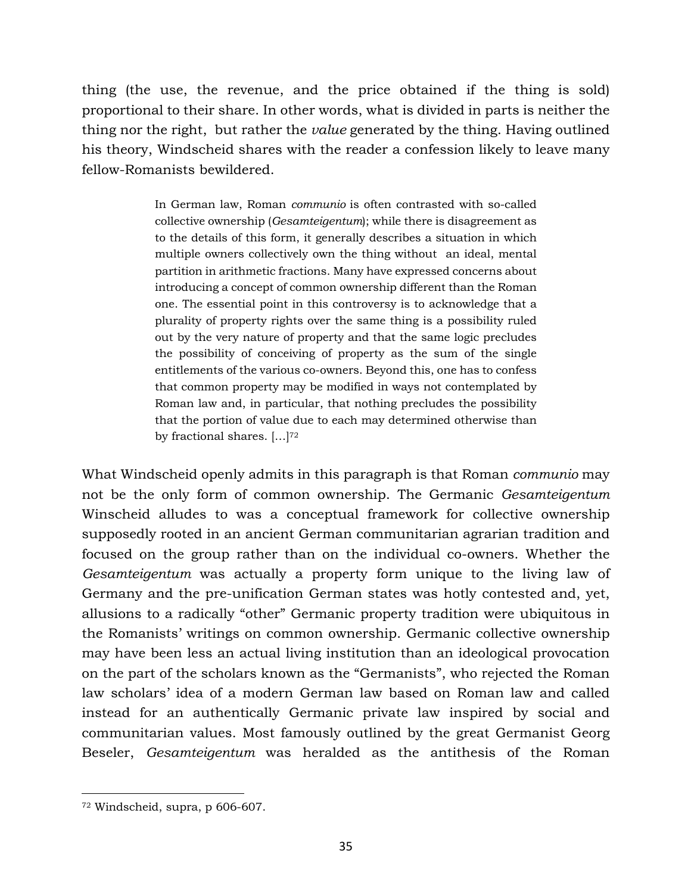thing (the use, the revenue, and the price obtained if the thing is sold) proportional to their share. In other words, what is divided in parts is neither the thing nor the right, but rather the *value* generated by the thing. Having outlined his theory, Windscheid shares with the reader a confession likely to leave many fellow-Romanists bewildered.

> In German law, Roman *communio* is often contrasted with so-called collective ownership (*Gesamteigentum*); while there is disagreement as to the details of this form, it generally describes a situation in which multiple owners collectively own the thing without an ideal, mental partition in arithmetic fractions. Many have expressed concerns about introducing a concept of common ownership different than the Roman one. The essential point in this controversy is to acknowledge that a plurality of property rights over the same thing is a possibility ruled out by the very nature of property and that the same logic precludes the possibility of conceiving of property as the sum of the single entitlements of the various co-owners. Beyond this, one has to confess that common property may be modified in ways not contemplated by Roman law and, in particular, that nothing precludes the possibility that the portion of value due to each may determined otherwise than by fractional shares. […][72]

What Windscheid openly admits in this paragraph is that Roman *communio* may not be the only form of common ownership. The Germanic *Gesamteigentum* Winscheid alludes to was a conceptual framework for collective ownership supposedly rooted in an ancient German communitarian agrarian tradition and focused on the group rather than on the individual co-owners. Whether the *Gesamteigentum* was actually a property form unique to the living law of Germany and the pre-unification German states was hotly contested and, yet, allusions to a radically "other" Germanic property tradition were ubiquitous in the Romanists' writings on common ownership. Germanic collective ownership may have been less an actual living institution than an ideological provocation on the part of the scholars known as the "Germanists", who rejected the Roman law scholars' idea of a modern German law based on Roman law and called instead for an authentically Germanic private law inspired by social and communitarian values. Most famously outlined by the great Germanist Georg Beseler, *Gesamteigentum* was heralded as the antithesis of the Roman

[72] Windscheid, supra, p 606-607.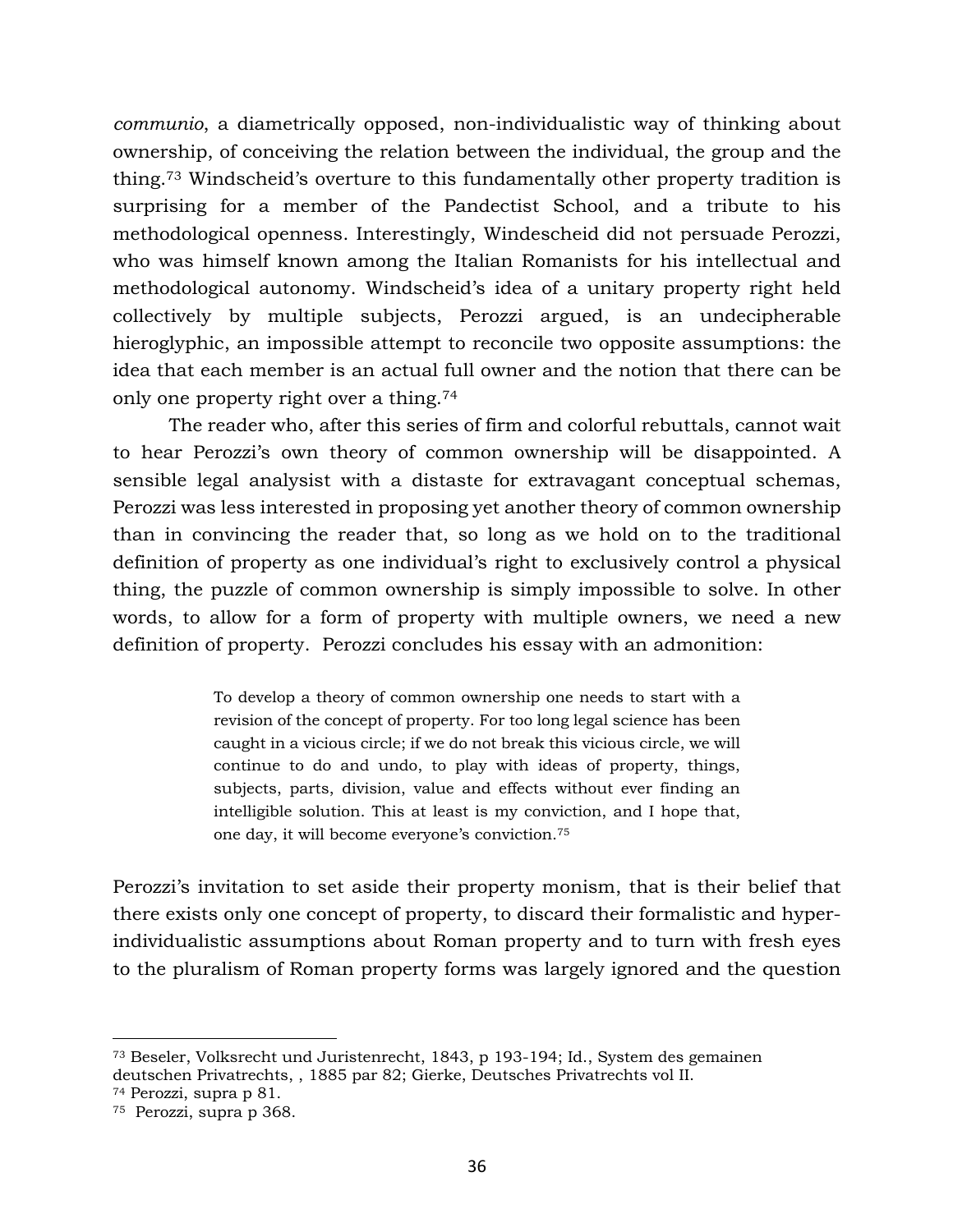*communio*, a diametrically opposed, non-individualistic way of thinking about ownership, of conceiving the relation between the individual, the group and the thing.[73] Windscheid's overture to this fundamentally other property tradition is surprising for a member of the Pandectist School, and a tribute to his methodological openness. Interestingly, Windescheid did not persuade Perozzi, who was himself known among the Italian Romanists for his intellectual and methodological autonomy. Windscheid's idea of a unitary property right held collectively by multiple subjects, Perozzi argued, is an undecipherable hieroglyphic, an impossible attempt to reconcile two opposite assumptions: the idea that each member is an actual full owner and the notion that there can be only one property right over a thing.[74]

The reader who, after this series of firm and colorful rebuttals, cannot wait to hear Perozzi's own theory of common ownership will be disappointed. A sensible legal analysist with a distaste for extravagant conceptual schemas, Perozzi was less interested in proposing yet another theory of common ownership than in convincing the reader that, so long as we hold on to the traditional definition of property as one individual's right to exclusively control a physical thing, the puzzle of common ownership is simply impossible to solve. In other words, to allow for a form of property with multiple owners, we need a new definition of property. Perozzi concludes his essay with an admonition:

> To develop a theory of common ownership one needs to start with a revision of the concept of property. For too long legal science has been caught in a vicious circle; if we do not break this vicious circle, we will continue to do and undo, to play with ideas of property, things, subjects, parts, division, value and effects without ever finding an intelligible solution. This at least is my conviction, and I hope that, one day, it will become everyone's conviction.[75]

Perozzi's invitation to set aside their property monism, that is their belief that there exists only one concept of property, to discard their formalistic and hyper-individualistic assumptions about Roman property and to turn with fresh eyes to the pluralism of Roman property forms was largely ignored and the question

---

[73] Beseler, Volksrecht und Juristenrecht, 1843, p 193-194; Id., System des gemainen deutschen Privatrechts, , 1885 par 82; Gierke, Deutsches Privatrechts vol II.

[74] Perozzi, supra p 81.

[75] Perozzi, supra p 368.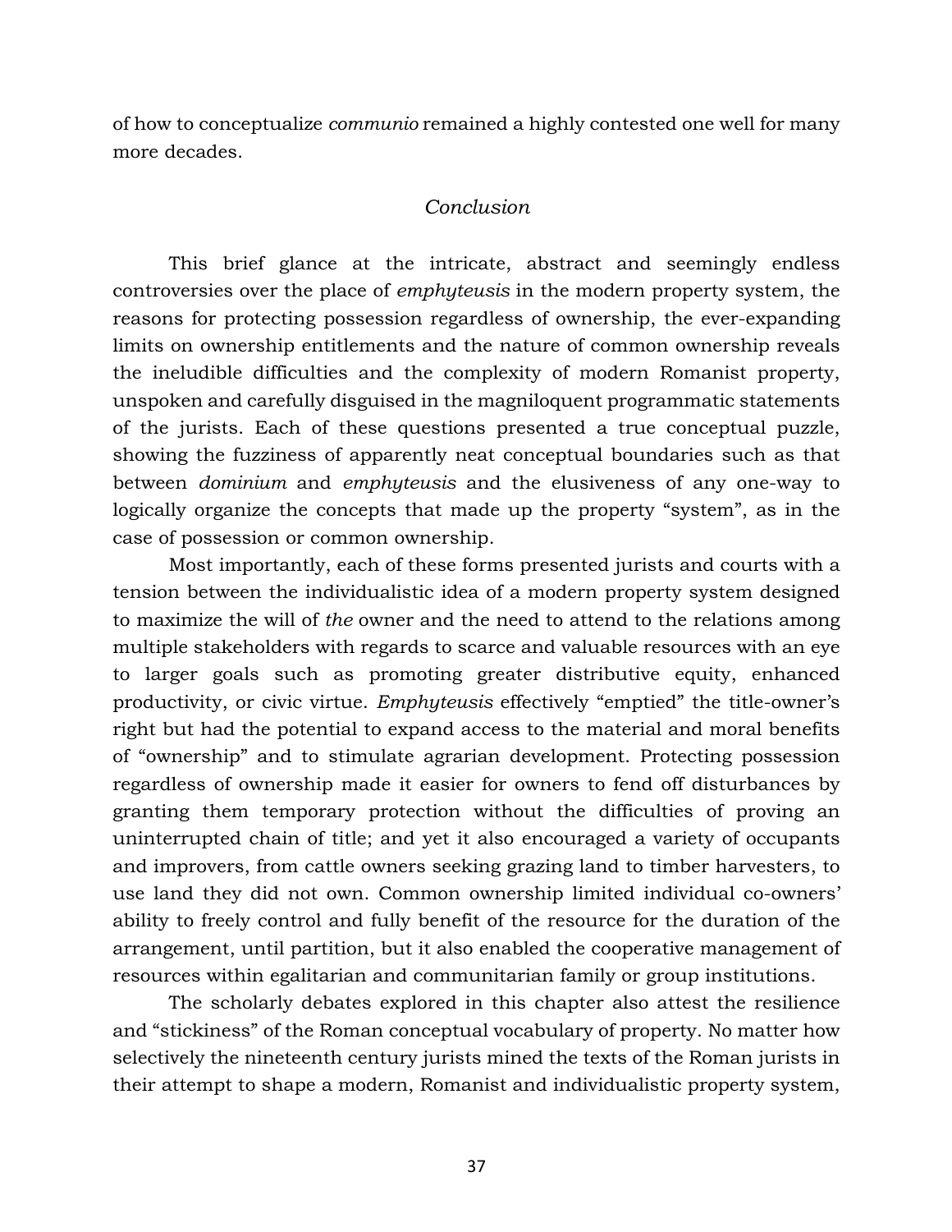of how to conceptualize *communio* remained a highly contested one well for many more decades.

## *Conclusion*

This brief glance at the intricate, abstract and seemingly endless controversies over the place of *emphyteusis* in the modern property system, the reasons for protecting possession regardless of ownership, the ever-expanding limits on ownership entitlements and the nature of common ownership reveals the ineludible difficulties and the complexity of modern Romanist property, unspoken and carefully disguised in the magniloquent programmatic statements of the jurists. Each of these questions presented a true conceptual puzzle, showing the fuzziness of apparently neat conceptual boundaries such as that between *dominium* and *emphyteusis* and the elusiveness of any one-way to logically organize the concepts that made up the property "system", as in the case of possession or common ownership.

Most importantly, each of these forms presented jurists and courts with a tension between the individualistic idea of a modern property system designed to maximize the will of *the* owner and the need to attend to the relations among multiple stakeholders with regards to scarce and valuable resources with an eye to larger goals such as promoting greater distributive equity, enhanced productivity, or civic virtue. *Emphyteusis* effectively "emptied" the title-owner's right but had the potential to expand access to the material and moral benefits of "ownership" and to stimulate agrarian development. Protecting possession regardless of ownership made it easier for owners to fend off disturbances by granting them temporary protection without the difficulties of proving an uninterrupted chain of title; and yet it also encouraged a variety of occupants and improvers, from cattle owners seeking grazing land to timber harvesters, to use land they did not own. Common ownership limited individual co-owners' ability to freely control and fully benefit of the resource for the duration of the arrangement, until partition, but it also enabled the cooperative management of resources within egalitarian and communitarian family or group institutions.

The scholarly debates explored in this chapter also attest the resilience and "stickiness" of the Roman conceptual vocabulary of property. No matter how selectively the nineteenth century jurists mined the texts of the Roman jurists in their attempt to shape a modern, Romanist and individualistic property system,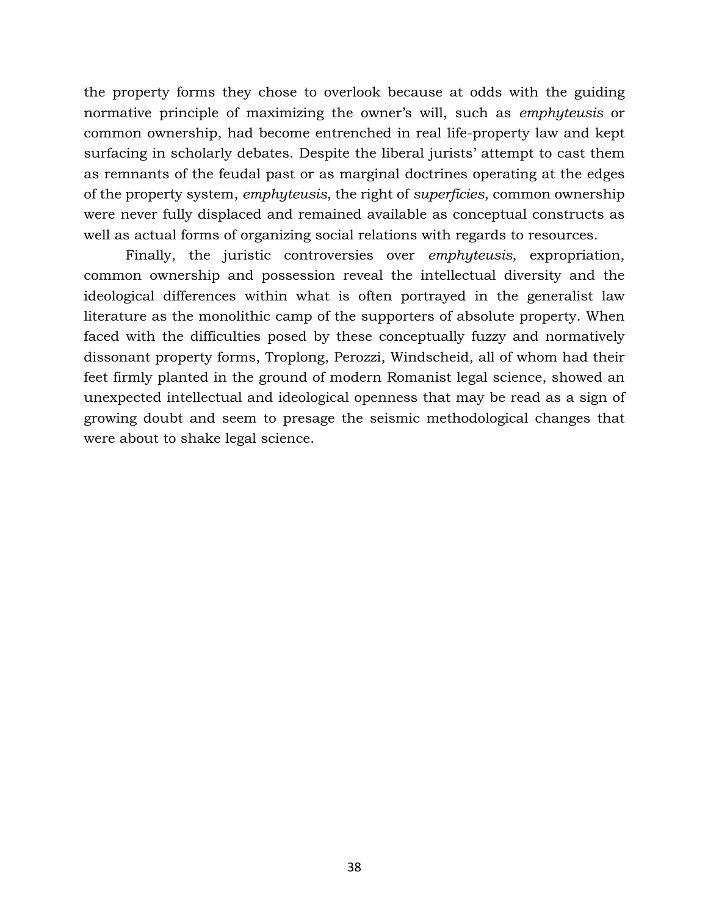the property forms they chose to overlook because at odds with the guiding normative principle of maximizing the owner's will, such as *emphyteusis* or common ownership, had become entrenched in real life-property law and kept surfacing in scholarly debates. Despite the liberal jurists' attempt to cast them as remnants of the feudal past or as marginal doctrines operating at the edges of the property system, *emphyteusis*, the right of *superficies*, common ownership were never fully displaced and remained available as conceptual constructs as well as actual forms of organizing social relations with regards to resources.

Finally, the juristic controversies over *emphyteusis*, expropriation, common ownership and possession reveal the intellectual diversity and the ideological differences within what is often portrayed in the generalist law literature as the monolithic camp of the supporters of absolute property. When faced with the difficulties posed by these conceptually fuzzy and normatively dissonant property forms, Troplong, Perozzi, Windscheid, all of whom had their feet firmly planted in the ground of modern Romanist legal science, showed an unexpected intellectual and ideological openness that may be read as a sign of growing doubt and seem to presage the seismic methodological changes that were about to shake legal science.